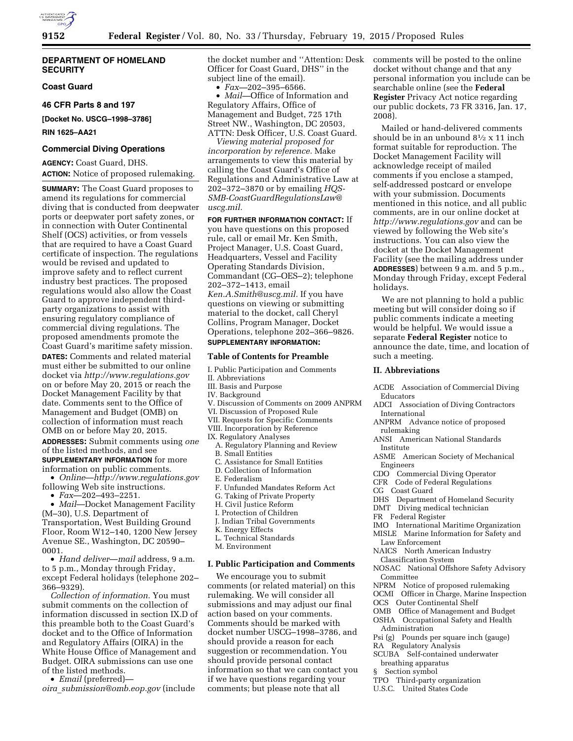# DEPARTMENT OF HOMELAND SECURITY

## Coast Guard

## 46 CFR Parts 8 and 197

**[Docket No. USCG–1998–3786]**

**RIN 1625–AA21**

## Commercial Diving Operations

**AGENCY:** Coast Guard, DHS.

**ACTION:** Notice of proposed rulemaking.

**SUMMARY:** The Coast Guard proposes to amend its regulations for commercial diving that is conducted from deepwater ports or deepwater port safety zones, or in connection with Outer Continental Shelf (OCS) activities, or from vessels that are required to have a Coast Guard certificate of inspection. The regulations would be revised and updated to improve safety and to reflect current industry best practices. The proposed regulations would also allow the Coast Guard to approve independent third-party organizations to assist with ensuring regulatory compliance of commercial diving regulations. The proposed amendments promote the Coast Guard's maritime safety mission.

**DATES:** Comments and related material must either be submitted to our online docket via *http://www.regulations.gov* on or before May 20, 2015 or reach the Docket Management Facility by that date. Comments sent to the Office of Management and Budget (OMB) on collection of information must reach OMB on or before May 20, 2015.

**ADDRESSES:** Submit comments using *one* of the listed methods, and see **SUPPLEMENTARY INFORMATION** for more information on public comments.

- *Online*—*http://www.regulations.gov* following Web site instructions.
- *Fax*—202–493–2251.
- *Mail*—Docket Management Facility (M–30), U.S. Department of Transportation, West Building Ground Floor, Room W12–140, 1200 New Jersey Avenue SE., Washington, DC 20590–0001.
- *Hand deliver*—*mail* address, 9 a.m. to 5 p.m., Monday through Friday, except Federal holidays (telephone 202–366–9329).

*Collection of information.* You must submit comments on the collection of information discussed in section IX.D of this preamble both to the Coast Guard's docket and to the Office of Information and Regulatory Affairs (OIRA) in the White House Office of Management and Budget. OIRA submissions can use one of the listed methods.

- *Email* (preferred)—*oira_submission@omb.eop.gov* (include the docket number and ''Attention: Desk Officer for Coast Guard, DHS'' in the subject line of the email).
- *Fax*—202–395–6566.
- *Mail*—Office of Information and Regulatory Affairs, Office of Management and Budget, 725 17th Street NW., Washington, DC 20503, ATTN: Desk Officer, U.S. Coast Guard.

*Viewing material proposed for incorporation by reference.* Make arrangements to view this material by calling the Coast Guard's Office of Regulations and Administrative Law at 202–372–3870 or by emailing *HQS-SMB-CoastGuardRegulationsLaw@uscg.mil.*

**FOR FURTHER INFORMATION CONTACT:** If you have questions on this proposed rule, call or email Mr. Ken Smith, Project Manager, U.S. Coast Guard, Headquarters, Vessel and Facility Operating Standards Division, Commandant (CG–OES–2); telephone 202–372–1413, email *Ken.A.Smith@uscg.mil.* If you have questions on viewing or submitting material to the docket, call Cheryl Collins, Program Manager, Docket Operations, telephone 202–366–9826.

**SUPPLEMENTARY INFORMATION:**

### Table of Contents for Preamble

I. Public Participation and Comments
II. Abbreviations
III. Basis and Purpose
IV. Background
V. Discussion of Comments on 2009 ANPRM
VI. Discussion of Proposed Rule
VII. Requests for Specific Comments
VIII. Incorporation by Reference
IX. Regulatory Analyses
  A. Regulatory Planning and Review
  B. Small Entities
  C. Assistance for Small Entities
  D. Collection of Information
  E. Federalism
  F. Unfunded Mandates Reform Act
  G. Taking of Private Property
  H. Civil Justice Reform
  I. Protection of Children
  J. Indian Tribal Governments
  K. Energy Effects
  L. Technical Standards
  M. Environment

### I. Public Participation and Comments

We encourage you to submit comments (or related material) on this rulemaking. We will consider all submissions and may adjust our final action based on your comments. Comments should be marked with docket number USCG–1998–3786, and should provide a reason for each suggestion or recommendation. You should provide personal contact information so that we can contact you if we have questions regarding your comments; but please note that all comments will be posted to the online docket without change and that any personal information you include can be searchable online (see the **Federal Register** Privacy Act notice regarding our public dockets, 73 FR 3316, Jan. 17, 2008).

Mailed or hand-delivered comments should be in an unbound 8½ x 11 inch format suitable for reproduction. The Docket Management Facility will acknowledge receipt of mailed comments if you enclose a stamped, self-addressed postcard or envelope with your submission. Documents mentioned in this notice, and all public comments, are in our online docket at *http://www.regulations.gov* and can be viewed by following the Web site's instructions. You can also view the docket at the Docket Management Facility (see the mailing address under **ADDRESSES**) between 9 a.m. and 5 p.m., Monday through Friday, except Federal holidays.

We are not planning to hold a public meeting but will consider doing so if public comments indicate a meeting would be helpful. We would issue a separate **Federal Register** notice to announce the date, time, and location of such a meeting.

### II. Abbreviations

ACDE Association of Commercial Diving Educators
ADCI Association of Diving Contractors International
ANPRM Advance notice of proposed rulemaking
ANSI American National Standards Institute
ASME American Society of Mechanical Engineers
CDO Commercial Diving Operator
CFR Code of Federal Regulations
CG Coast Guard
DHS Department of Homeland Security
DMT Diving medical technician
FR Federal Register
IMO International Maritime Organization
MISLE Marine Information for Safety and Law Enforcement
NAICS North American Industry Classification System
NOSAC National Offshore Safety Advisory Committee
NPRM Notice of proposed rulemaking
OCMI Officer in Charge, Marine Inspection
OCS Outer Continental Shelf
OMB Office of Management and Budget
OSHA Occupational Safety and Health Administration
Psi (g) Pounds per square inch (gauge)
RA Regulatory Analysis
SCUBA Self-contained underwater breathing apparatus
§ Section symbol
TPO Third-party organization
U.S.C. United States Code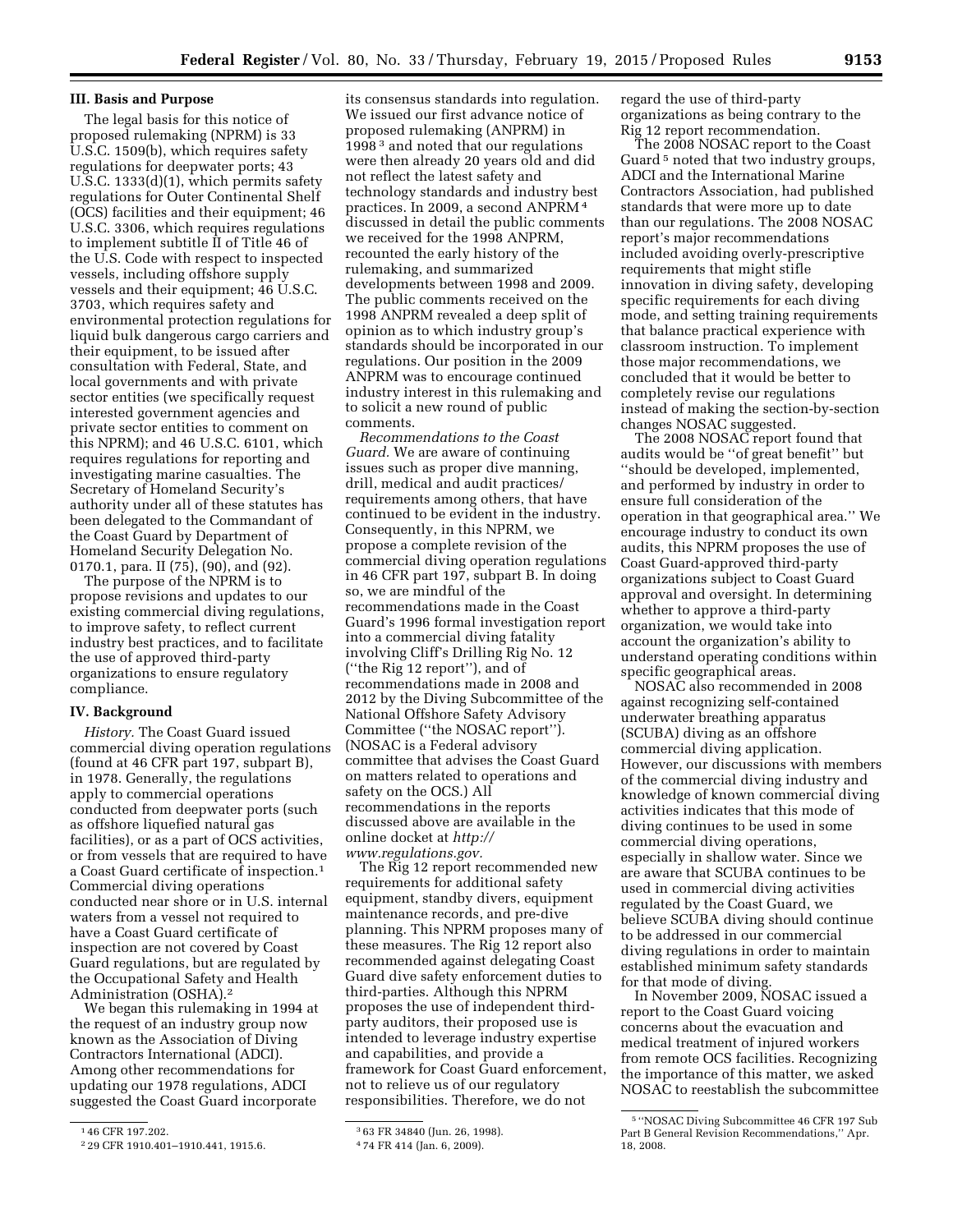### III. Basis and Purpose

The legal basis for this notice of proposed rulemaking (NPRM) is 33 U.S.C. 1509(b), which requires safety regulations for deepwater ports; 43 U.S.C. 1333(d)(1), which permits safety regulations for Outer Continental Shelf (OCS) facilities and their equipment; 46 U.S.C. 3306, which requires regulations to implement subtitle II of Title 46 of the U.S. Code with respect to inspected vessels, including offshore supply vessels and their equipment; 46 U.S.C. 3703, which requires safety and environmental protection regulations for liquid bulk dangerous cargo carriers and their equipment, to be issued after consultation with Federal, State, and local governments and with private sector entities (we specifically request interested government agencies and private sector entities to comment on this NPRM); and 46 U.S.C. 6101, which requires regulations for reporting and investigating marine casualties. The Secretary of Homeland Security's authority under all of these statutes has been delegated to the Commandant of the Coast Guard by Department of Homeland Security Delegation No. 0170.1, para. II (75), (90), and (92).

The purpose of the NPRM is to propose revisions and updates to our existing commercial diving regulations, to improve safety, to reflect current industry best practices, and to facilitate the use of approved third-party organizations to ensure regulatory compliance.

### IV. Background

*History.* The Coast Guard issued commercial diving operation regulations (found at 46 CFR part 197, subpart B), in 1978. Generally, the regulations apply to commercial operations conducted from deepwater ports (such as offshore liquefied natural gas facilities), or as a part of OCS activities, or from vessels that are required to have a Coast Guard certificate of inspection.[1] Commercial diving operations conducted near shore or in U.S. internal waters from a vessel not required to have a Coast Guard certificate of inspection are not covered by Coast Guard regulations, but are regulated by the Occupational Safety and Health Administration (OSHA).[2]

We began this rulemaking in 1994 at the request of an industry group now known as the Association of Diving Contractors International (ADCI). Among other recommendations for updating our 1978 regulations, ADCI suggested the Coast Guard incorporate its consensus standards into regulation. We issued our first advance notice of proposed rulemaking (ANPRM) in 1998[3] and noted that our regulations were then already 20 years old and did not reflect the latest safety and technology standards and industry best practices. In 2009, a second ANPRM[4] discussed in detail the public comments we received for the 1998 ANPRM, recounted the early history of the rulemaking, and summarized developments between 1998 and 2009. The public comments received on the 1998 ANPRM revealed a deep split of opinion as to which industry group's standards should be incorporated in our regulations. Our position in the 2009 ANPRM was to encourage continued industry interest in this rulemaking and to solicit a new round of public comments.

*Recommendations to the Coast Guard.* We are aware of continuing issues such as proper dive manning, drill, medical and audit practices/requirements among others, that have continued to be evident in the industry. Consequently, in this NPRM, we propose a complete revision of the commercial diving operation regulations in 46 CFR part 197, subpart B. In doing so, we are mindful of the recommendations made in the Coast Guard's 1996 formal investigation report into a commercial diving fatality involving Cliff's Drilling Rig No. 12 (''the Rig 12 report''), and of recommendations made in 2008 and 2012 by the Diving Subcommittee of the National Offshore Safety Advisory Committee (''the NOSAC report''). (NOSAC is a Federal advisory committee that advises the Coast Guard on matters related to operations and safety on the OCS.) All recommendations in the reports discussed above are available in the online docket at *http://www.regulations.gov.*

The Rig 12 report recommended new requirements for additional safety equipment, standby divers, equipment maintenance records, and pre-dive planning. This NPRM proposes many of these measures. The Rig 12 report also recommended against delegating Coast Guard dive safety enforcement duties to third-parties. Although this NPRM proposes the use of independent third-party auditors, their proposed use is intended to leverage industry expertise and capabilities, and provide a framework for Coast Guard enforcement, not to relieve us of our regulatory responsibilities. Therefore, we do not regard the use of third-party organizations as being contrary to the Rig 12 report recommendation.

The 2008 NOSAC report to the Coast Guard[5] noted that two industry groups, ADCI and the International Marine Contractors Association, had published standards that were more up to date than our regulations. The 2008 NOSAC report's major recommendations included avoiding overly-prescriptive requirements that might stifle innovation in diving safety, developing specific requirements for each diving mode, and setting training requirements that balance practical experience with classroom instruction. To implement those major recommendations, we concluded that it would be better to completely revise our regulations instead of making the section-by-section changes NOSAC suggested.

The 2008 NOSAC report found that audits would be ''of great benefit'' but ''should be developed, implemented, and performed by industry in order to ensure full consideration of the operation in that geographical area.'' We encourage industry to conduct its own audits, this NPRM proposes the use of Coast Guard-approved third-party organizations subject to Coast Guard approval and oversight. In determining whether to approve a third-party organization, we would take into account the organization's ability to understand operating conditions within specific geographical areas.

NOSAC also recommended in 2008 against recognizing self-contained underwater breathing apparatus (SCUBA) diving as an offshore commercial diving application. However, our discussions with members of the commercial diving industry and knowledge of known commercial diving activities indicates that this mode of diving continues to be used in some commercial diving operations, especially in shallow water. Since we are aware that SCUBA continues to be used in commercial diving activities regulated by the Coast Guard, we believe SCUBA diving should continue to be addressed in our commercial diving regulations in order to maintain established minimum safety standards for that mode of diving.

In November 2009, NOSAC issued a report to the Coast Guard voicing concerns about the evacuation and medical treatment of injured workers from remote OCS facilities. Recognizing the importance of this matter, we asked NOSAC to reestablish the subcommittee

---

[1] 46 CFR 197.202.

[2] 29 CFR 1910.401–1910.441, 1915.6.

[3] 63 FR 34840 (Jun. 26, 1998).

[4] 74 FR 414 (Jan. 6, 2009).

[5] ''NOSAC Diving Subcommittee 46 CFR 197 Sub Part B General Revision Recommendations,'' Apr. 18, 2008.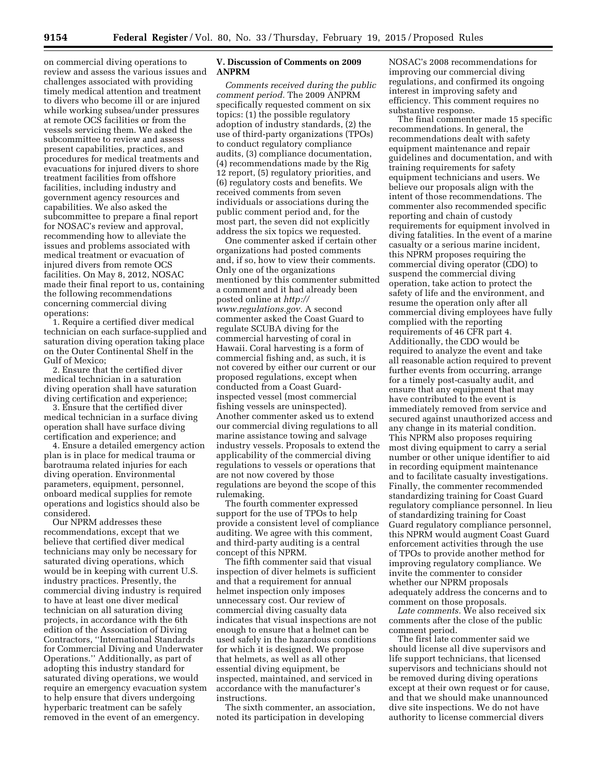on commercial diving operations to review and assess the various issues and challenges associated with providing timely medical attention and treatment to divers who become ill or are injured while working subsea/under pressures at remote OCS facilities or from the vessels servicing them. We asked the subcommittee to review and assess present capabilities, practices, and procedures for medical treatments and evacuations for injured divers to shore treatment facilities from offshore facilities, including industry and government agency resources and capabilities. We also asked the subcommittee to prepare a final report for NOSAC's review and approval, recommending how to alleviate the issues and problems associated with medical treatment or evacuation of injured divers from remote OCS facilities. On May 8, 2012, NOSAC made their final report to us, containing the following recommendations concerning commercial diving operations:

1. Require a certified diver medical technician on each surface-supplied and saturation diving operation taking place on the Outer Continental Shelf in the Gulf of Mexico;
2. Ensure that the certified diver medical technician in a saturation diving operation shall have saturation diving certification and experience;
3. Ensure that the certified diver medical technician in a surface diving operation shall have surface diving certification and experience; and
4. Ensure a detailed emergency action plan is in place for medical trauma or barotrauma related injuries for each diving operation. Environmental parameters, equipment, personnel, onboard medical supplies for remote operations and logistics should also be considered.

Our NPRM addresses these recommendations, except that we believe that certified diver medical technicians may only be necessary for saturated diving operations, which would be in keeping with current U.S. industry practices. Presently, the commercial diving industry is required to have at least one diver medical technician on all saturation diving projects, in accordance with the 6th edition of the Association of Diving Contractors, ''International Standards for Commercial Diving and Underwater Operations.'' Additionally, as part of adopting this industry standard for saturated diving operations, we would require an emergency evacuation system to help ensure that divers undergoing hyperbaric treatment can be safely removed in the event of an emergency.

## V. Discussion of Comments on 2009 ANPRM

*Comments received during the public comment period.* The 2009 ANPRM specifically requested comment on six topics: (1) the possible regulatory adoption of industry standards, (2) the use of third-party organizations (TPOs) to conduct regulatory compliance audits, (3) compliance documentation, (4) recommendations made by the Rig 12 report, (5) regulatory priorities, and (6) regulatory costs and benefits. We received comments from seven individuals or associations during the public comment period and, for the most part, the seven did not explicitly address the six topics we requested.

One commenter asked if certain other organizations had posted comments and, if so, how to view their comments. Only one of the organizations mentioned by this commenter submitted a comment and it had already been posted online at *http://www.regulations.gov.* A second commenter asked the Coast Guard to regulate SCUBA diving for the commercial harvesting of coral in Hawaii. Coral harvesting is a form of commercial fishing and, as such, it is not covered by either our current or our proposed regulations, except when conducted from a Coast Guard-inspected vessel (most commercial fishing vessels are uninspected). Another commenter asked us to extend our commercial diving regulations to all marine assistance towing and salvage industry vessels. Proposals to extend the applicability of the commercial diving regulations to vessels or operations that are not now covered by those regulations are beyond the scope of this rulemaking.

The fourth commenter expressed support for the use of TPOs to help provide a consistent level of compliance auditing. We agree with this comment, and third-party auditing is a central concept of this NPRM.

The fifth commenter said that visual inspection of diver helmets is sufficient and that a requirement for annual helmet inspection only imposes unnecessary cost. Our review of commercial diving casualty data indicates that visual inspections are not enough to ensure that a helmet can be used safely in the hazardous conditions for which it is designed. We propose that helmets, as well as all other essential diving equipment, be inspected, maintained, and serviced in accordance with the manufacturer's instructions.

The sixth commenter, an association, noted its participation in developing NOSAC's 2008 recommendations for improving our commercial diving regulations, and confirmed its ongoing interest in improving safety and efficiency. This comment requires no substantive response.

The final commenter made 15 specific recommendations. In general, the recommendations dealt with safety equipment maintenance and repair guidelines and documentation, and with training requirements for safety equipment technicians and users. We believe our proposals align with the intent of those recommendations. The commenter also recommended specific reporting and chain of custody requirements for equipment involved in diving fatalities. In the event of a marine casualty or a serious marine incident, this NPRM proposes requiring the commercial diving operator (CDO) to suspend the commercial diving operation, take action to protect the safety of life and the environment, and resume the operation only after all commercial diving employees have fully complied with the reporting requirements of 46 CFR part 4. Additionally, the CDO would be required to analyze the event and take all reasonable action required to prevent further events from occurring, arrange for a timely post-casualty audit, and ensure that any equipment that may have contributed to the event is immediately removed from service and secured against unauthorized access and any change in its material condition. This NPRM also proposes requiring most diving equipment to carry a serial number or other unique identifier to aid in recording equipment maintenance and to facilitate casualty investigations. Finally, the commenter recommended standardizing training for Coast Guard regulatory compliance personnel. In lieu of standardizing training for Coast Guard regulatory compliance personnel, this NPRM would augment Coast Guard enforcement activities through the use of TPOs to provide another method for improving regulatory compliance. We invite the commenter to consider whether our NPRM proposals adequately address the concerns and to comment on those proposals.

*Late comments.* We also received six comments after the close of the public comment period.

The first late commenter said we should license all dive supervisors and life support technicians, that licensed supervisors and technicians should not be removed during diving operations except at their own request or for cause, and that we should make unannounced dive site inspections. We do not have authority to license commercial divers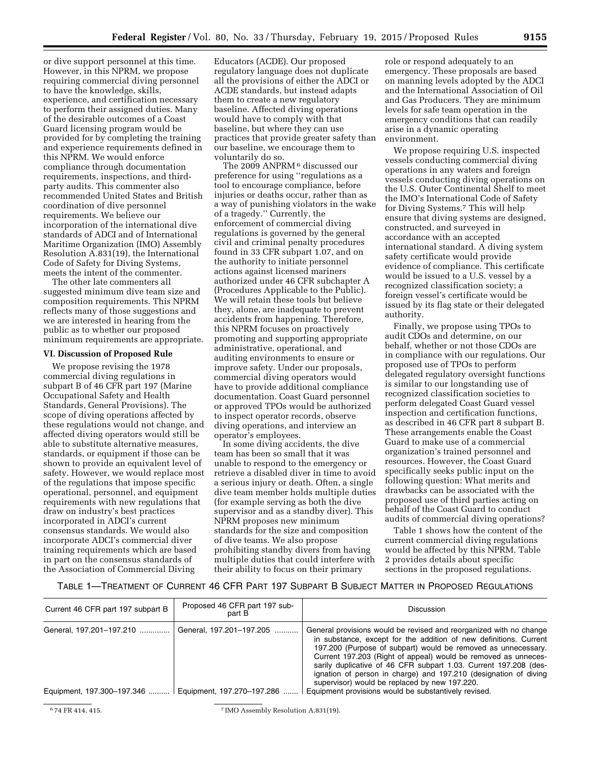or dive support personnel at this time. However, in this NPRM, we propose requiring commercial diving personnel to have the knowledge, skills, experience, and certification necessary to perform their assigned duties. Many of the desirable outcomes of a Coast Guard licensing program would be provided for by completing the training and experience requirements defined in this NPRM. We would enforce compliance through documentation requirements, inspections, and third-party audits. This commenter also recommended United States and British coordination of dive personnel requirements. We believe our incorporation of the international dive standards of ADCI and of International Maritime Organization (IMO) Assembly Resolution A.831(19), the International Code of Safety for Diving Systems, meets the intent of the commenter.

The other late commenters all suggested minimum dive team size and composition requirements. This NPRM reflects many of those suggestions and we are interested in hearing from the public as to whether our proposed minimum requirements are appropriate.

## VI. Discussion of Proposed Rule

We propose revising the 1978 commercial diving regulations in subpart B of 46 CFR part 197 (Marine Occupational Safety and Health Standards, General Provisions). The scope of diving operations affected by these regulations would not change, and affected diving operators would still be able to substitute alternative measures, standards, or equipment if those can be shown to provide an equivalent level of safety. However, we would replace most of the regulations that impose specific operational, personnel, and equipment requirements with new regulations that draw on industry's best practices incorporated in ADCI's current consensus standards. We would also incorporate ADCI's commercial diver training requirements which are based in part on the consensus standards of the Association of Commercial Diving Educators (ACDE). Our proposed regulatory language does not duplicate all the provisions of either the ADCI or ACDE standards, but instead adapts them to create a new regulatory baseline. Affected diving operations would have to comply with that baseline, but where they can use practices that provide greater safety than our baseline, we encourage them to voluntarily do so.

The 2009 ANPRM[6] discussed our preference for using ''regulations as a tool to encourage compliance, before injuries or deaths occur, rather than as a way of punishing violators in the wake of a tragedy.'' Currently, the enforcement of commercial diving regulations is governed by the general civil and criminal penalty procedures found in 33 CFR subpart 1.07, and on the authority to initiate personnel actions against licensed mariners authorized under 46 CFR subchapter A (Procedures Applicable to the Public). We will retain these tools but believe they, alone, are inadequate to prevent accidents from happening. Therefore, this NPRM focuses on proactively promoting and supporting appropriate administrative, operational, and auditing environments to ensure or improve safety. Under our proposals, commercial diving operators would have to provide additional compliance documentation. Coast Guard personnel or approved TPOs would be authorized to inspect operator records, observe diving operations, and interview an operator's employees.

In some diving accidents, the dive team has been so small that it was unable to respond to the emergency or retrieve a disabled diver in time to avoid a serious injury or death. Often, a single dive team member holds multiple duties (for example serving as both the dive supervisor and as a standby diver). This NPRM proposes new minimum standards for the size and composition of dive teams. We also propose prohibiting standby divers from having multiple duties that could interfere with their ability to focus on their primary role or respond adequately to an emergency. These proposals are based on manning levels adopted by the ADCI and the International Association of Oil and Gas Producers. They are minimum levels for safe team operation in the emergency conditions that can readily arise in a dynamic operating environment.

We propose requiring U.S. inspected vessels conducting commercial diving operations in any waters and foreign vessels conducting diving operations on the U.S. Outer Continental Shelf to meet the IMO's International Code of Safety for Diving Systems.[7] This will help ensure that diving systems are designed, constructed, and surveyed in accordance with an accepted international standard. A diving system safety certificate would provide evidence of compliance. This certificate would be issued to a U.S. vessel by a recognized classification society; a foreign vessel's certificate would be issued by its flag state or their delegated authority.

Finally, we propose using TPOs to audit CDOs and determine, on our behalf, whether or not those CDOs are in compliance with our regulations. Our proposed use of TPOs to perform delegated regulatory oversight functions is similar to our longstanding use of recognized classification societies to perform delegated Coast Guard vessel inspection and certification functions, as described in 46 CFR part 8 subpart B. These arrangements enable the Coast Guard to make use of a commercial organization's trained personnel and resources. However, the Coast Guard specifically seeks public input on the following question: What merits and drawbacks can be associated with the proposed use of third parties acting on behalf of the Coast Guard to conduct audits of commercial diving operations?

Table 1 shows how the content of the current commercial diving regulations would be affected by this NPRM. Table 2 provides details about specific sections in the proposed regulations.

TABLE 1—TREATMENT OF CURRENT 46 CFR PART 197 SUBPART B SUBJECT MATTER IN PROPOSED REGULATIONS

| Current 46 CFR part 197 subpart B | Proposed 46 CFR part 197 subpart B | Discussion |
|---|---|---|
| General, 197.201–197.210 | General, 197.201–197.205 | General provisions would be revised and reorganized with no change in substance, except for the addition of new definitions. Current 197.200 (Purpose of subpart) would be removed as unnecessary. Current 197.203 (Right of appeal) would be removed as unnecessarily duplicative of 46 CFR subpart 1.03. Current 197.208 (designation of person in charge) and 197.210 (designation of diving supervisor) would be replaced by new 197.220. |
| Equipment, 197.300–197.346 | Equipment, 197.270–197.286 | Equipment provisions would be substantively revised. |

[6] 74 FR 414, 415.

[7] IMO Assembly Resolution A.831(19).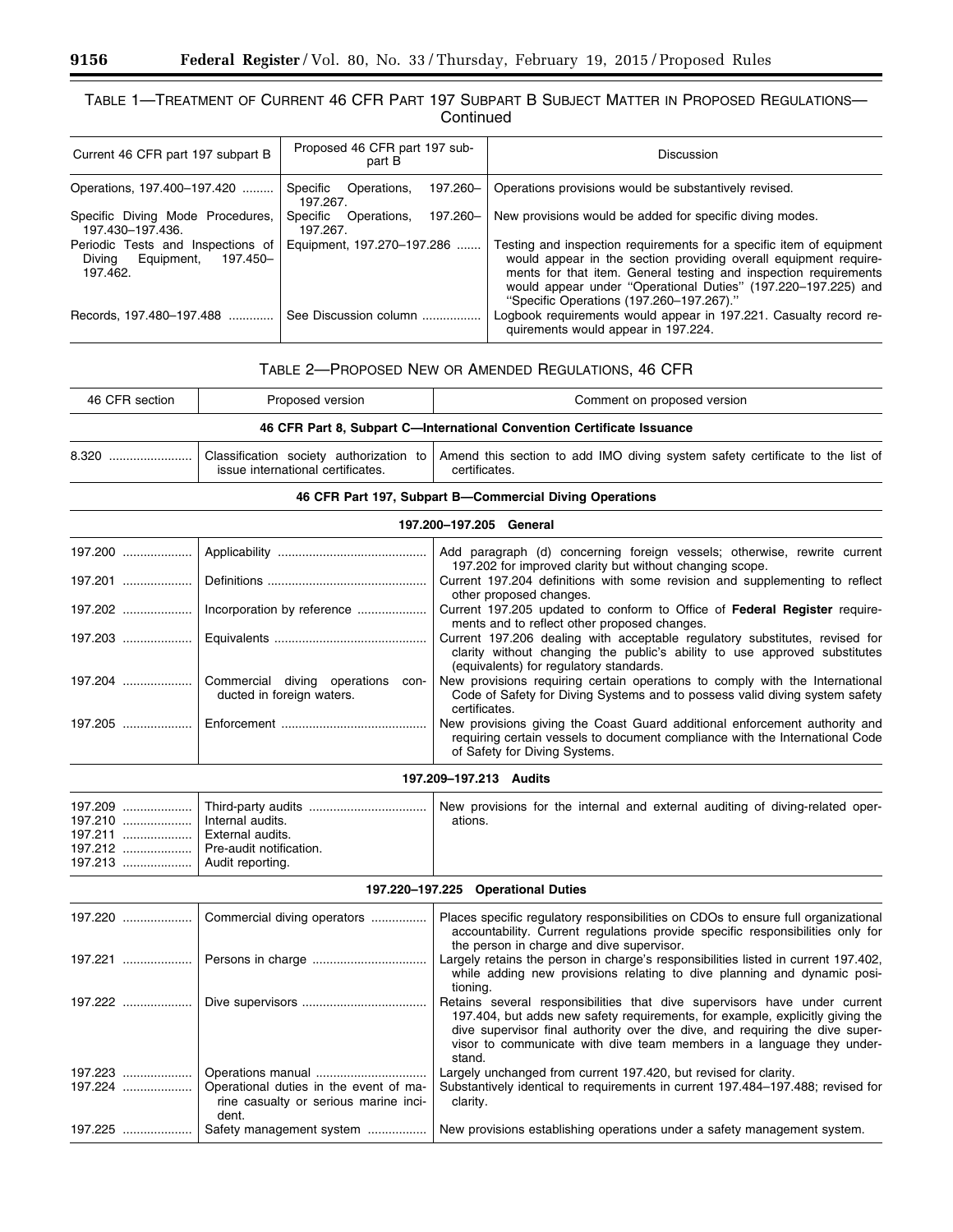TABLE 1—TREATMENT OF CURRENT 46 CFR PART 197 SUBPART B SUBJECT MATTER IN PROPOSED REGULATIONS—Continued

| Current 46 CFR part 197 subpart B | Proposed 46 CFR part 197 subpart B | Discussion |
|---|---|---|
| Operations, 197.400–197.420 | Specific Operations, 197.260–197.267. | Operations provisions would be substantively revised. |
| Specific Diving Mode Procedures, 197.430–197.436. | Specific Operations, 197.260–197.267. | New provisions would be added for specific diving modes. |
| Periodic Tests and Inspections of Diving Equipment, 197.450–197.462. | Equipment, 197.270–197.286 | Testing and inspection requirements for a specific item of equipment would appear in the section providing overall equipment requirements for that item. General testing and inspection requirements would appear under "Operational Duties" (197.220–197.225) and "Specific Operations (197.260–197.267)." |
| Records, 197.480–197.488 | See Discussion column | Logbook requirements would appear in 197.221. Casualty record requirements would appear in 197.224. |

TABLE 2—PROPOSED NEW OR AMENDED REGULATIONS, 46 CFR

| 46 CFR section | Proposed version | Comment on proposed version |
|---|---|---|
| **46 CFR Part 8, Subpart C—International Convention Certificate Issuance** | | |
| 8.320 | Classification society authorization to issue international certificates. | Amend this section to add IMO diving system safety certificate to the list of certificates. |
| **46 CFR Part 197, Subpart B—Commercial Diving Operations** | | |
| **197.200–197.205 General** | | |
| 197.200 | Applicability | Add paragraph (d) concerning foreign vessels; otherwise, rewrite current 197.202 for improved clarity but without changing scope. |
| 197.201 | Definitions | Current 197.204 definitions with some revision and supplementing to reflect other proposed changes. |
| 197.202 | Incorporation by reference | Current 197.205 updated to conform to Office of **Federal Register** requirements and to reflect other proposed changes. |
| 197.203 | Equivalents | Current 197.206 dealing with acceptable regulatory substitutes, revised for clarity without changing the public's ability to use approved substitutes (equivalents) for regulatory standards. |
| 197.204 | Commercial diving operations conducted in foreign waters. | New provisions requiring certain operations to comply with the International Code of Safety for Diving Systems and to possess valid diving system safety certificates. |
| 197.205 | Enforcement | New provisions giving the Coast Guard additional enforcement authority and requiring certain vessels to document compliance with the International Code of Safety for Diving Systems. |
| **197.209–197.213 Audits** | | |
| 197.209 | Third-party audits | New provisions for the internal and external auditing of diving-related operations. |
| 197.210 | Internal audits. | |
| 197.211 | External audits. | |
| 197.212 | Pre-audit notification. | |
| 197.213 | Audit reporting. | |
| **197.220–197.225 Operational Duties** | | |
| 197.220 | Commercial diving operators | Places specific regulatory responsibilities on CDOs to ensure full organizational accountability. Current regulations provide specific responsibilities only for the person in charge and dive supervisor. |
| 197.221 | Persons in charge | Largely retains the person in charge's responsibilities listed in current 197.402, while adding new provisions relating to dive planning and dynamic positioning. |
| 197.222 | Dive supervisors | Retains several responsibilities that dive supervisors have under current 197.404, but adds new safety requirements, for example, explicitly giving the dive supervisor final authority over the dive, and requiring the dive supervisor to communicate with dive team members in a language they understand. |
| 197.223 | Operations manual | Largely unchanged from current 197.420, but revised for clarity. |
| 197.224 | Operational duties in the event of marine casualty or serious marine incident. | Substantively identical to requirements in current 197.484–197.488; revised for clarity. |
| 197.225 | Safety management system | New provisions establishing operations under a safety management system. |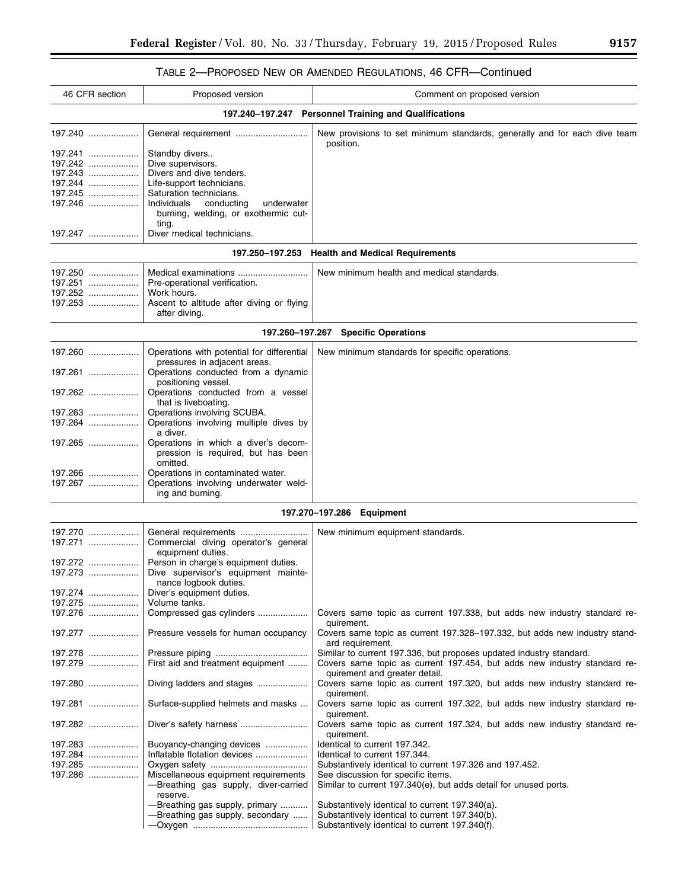TABLE 2—PROPOSED NEW OR AMENDED REGULATIONS, 46 CFR—Continued

| 46 CFR section | Proposed version | Comment on proposed version |
| --- | --- | --- |
| | **197.240–197.247 Personnel Training and Qualifications** | |
| 197.240 | General requirement | New provisions to set minimum standards, generally and for each dive team position. |
| 197.241 | Standby divers.. | |
| 197.242 | Dive supervisors. | |
| 197.243 | Divers and dive tenders. | |
| 197.244 | Life-support technicians. | |
| 197.245 | Saturation technicians. | |
| 197.246 | Individuals conducting underwater burning, welding, or exothermic cutting. | |
| 197.247 | Diver medical technicians. | |
| | **197.250–197.253 Health and Medical Requirements** | |
| 197.250 | Medical examinations | New minimum health and medical standards. |
| 197.251 | Pre-operational verification. | |
| 197.252 | Work hours. | |
| 197.253 | Ascent to altitude after diving or flying after diving. | |
| | **197.260–197.267 Specific Operations** | |
| 197.260 | Operations with potential for differential pressures in adjacent areas. | New minimum standards for specific operations. |
| 197.261 | Operations conducted from a dynamic positioning vessel. | |
| 197.262 | Operations conducted from a vessel that is liveboating. | |
| 197.263 | Operations involving SCUBA. | |
| 197.264 | Operations involving multiple dives by a diver. | |
| 197.265 | Operations in which a diver's decompression is required, but has been omitted. | |
| 197.266 | Operations in contaminated water. | |
| 197.267 | Operations involving underwater welding and burning. | |
| | **197.270–197.286 Equipment** | |
| 197.270 | General requirements | New minimum equipment standards. |
| 197.271 | Commercial diving operator's general equipment duties. | |
| 197.272 | Person in charge's equipment duties. | |
| 197.273 | Dive supervisor's equipment maintenance logbook duties. | |
| 197.274 | Diver's equipment duties. | |
| 197.275 | Volume tanks. | |
| 197.276 | Compressed gas cylinders | Covers same topic as current 197.338, but adds new industry standard requirement. |
| 197.277 | Pressure vessels for human occupancy | Covers same topic as current 197.328–197.332, but adds new industry standard requirement. |
| 197.278 | Pressure piping | Similar to current 197.336, but proposes updated industry standard. |
| 197.279 | First aid and treatment equipment | Covers same topic as current 197.454, but adds new industry standard requirement and greater detail. |
| 197.280 | Diving ladders and stages | Covers same topic as current 197.320, but adds new industry standard requirement. |
| 197.281 | Surface-supplied helmets and masks | Covers same topic as current 197.322, but adds new industry standard requirement. |
| 197.282 | Diver's safety harness | Covers same topic as current 197.324, but adds new industry standard requirement. |
| 197.283 | Buoyancy-changing devices | Identical to current 197.342. |
| 197.284 | Inflatable flotation devices | Identical to current 197.344. |
| 197.285 | Oxygen safety | Substantively identical to current 197.326 and 197.452. |
| 197.286 | Miscellaneous equipment requirements | See discussion for specific items. |
| | —Breathing gas supply, diver-carried reserve. | Similar to current 197.340(e), but adds detail for unused ports. |
| | —Breathing gas supply, primary | Substantively identical to current 197.340(a). |
| | —Breathing gas supply, secondary | Substantively identical to current 197.340(b). |
| | —Oxygen | Substantively identical to current 197.340(f). |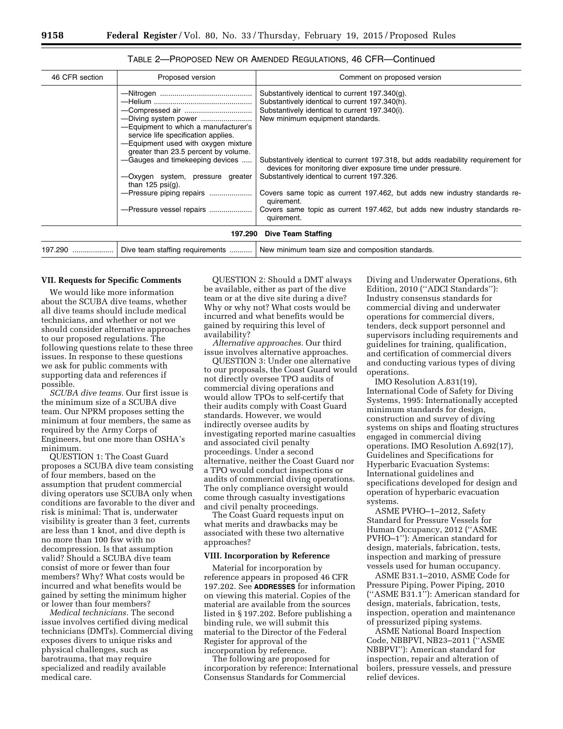TABLE 2—PROPOSED NEW OR AMENDED REGULATIONS, 46 CFR—Continued

| 46 CFR section | Proposed version | Comment on proposed version |
| --- | --- | --- |
| | —Nitrogen | Substantively identical to current 197.340(g). |
| | —Helium | Substantively identical to current 197.340(h). |
| | —Compressed air | Substantively identical to current 197.340(i). |
| | —Diving system power | New minimum equipment standards. |
| | —Equipment to which a manufacturer's service life specification applies. | |
| | —Equipment used with oxygen mixture greater than 23.5 percent by volume. | |
| | —Gauges and timekeeping devices | Substantively identical to current 197.318, but adds readability requirement for devices for monitoring diver exposure time under pressure. |
| | —Oxygen system, pressure greater than 125 psi(g). | Substantively identical to current 197.326. |
| | —Pressure piping repairs | Covers same topic as current 197.462, but adds new industry standards requirement. |
| | —Pressure vessel repairs | Covers same topic as current 197.462, but adds new industry standards requirement. |
| **197.290 Dive Team Staffing** | | |
| 197.290 | Dive team staffing requirements | New minimum team size and composition standards. |

## VII. Requests for Specific Comments

We would like more information about the SCUBA dive teams, whether all dive teams should include medical technicians, and whether or not we should consider alternative approaches to our proposed regulations. The following questions relate to these three issues. In response to these questions we ask for public comments with supporting data and references if possible.

*SCUBA dive teams.* Our first issue is the minimum size of a SCUBA dive team. Our NPRM proposes setting the minimum at four members, the same as required by the Army Corps of Engineers, but one more than OSHA's minimum.

QUESTION 1: The Coast Guard proposes a SCUBA dive team consisting of four members, based on the assumption that prudent commercial diving operators use SCUBA only when conditions are favorable to the diver and risk is minimal: That is, underwater visibility is greater than 3 feet, currents are less than 1 knot, and dive depth is no more than 100 fsw with no decompression. Is that assumption valid? Should a SCUBA dive team consist of more or fewer than four members? Why? What costs would be incurred and what benefits would be gained by setting the minimum higher or lower than four members?

*Medical technicians.* The second issue involves certified diving medical technicians (DMTs). Commercial diving exposes divers to unique risks and physical challenges, such as barotrauma, that may require specialized and readily available medical care.

QUESTION 2: Should a DMT always be available, either as part of the dive team or at the dive site during a dive? Why or why not? What costs would be incurred and what benefits would be gained by requiring this level of availability?

*Alternative approaches.* Our third issue involves alternative approaches.

QUESTION 3: Under one alternative to our proposals, the Coast Guard would not directly oversee TPO audits of commercial diving operations and would allow TPOs to self-certify that their audits comply with Coast Guard standards. However, we would indirectly oversee audits by investigating reported marine casualties and associated civil penalty proceedings. Under a second alternative, neither the Coast Guard nor a TPO would conduct inspections or audits of commercial diving operations. The only compliance oversight would come through casualty investigations and civil penalty proceedings.

The Coast Guard requests input on what merits and drawbacks may be associated with these two alternative approaches?

## VIII. Incorporation by Reference

Material for incorporation by reference appears in proposed 46 CFR 197.202. See **ADDRESSES** for information on viewing this material. Copies of the material are available from the sources listed in § 197.202. Before publishing a binding rule, we will submit this material to the Director of the Federal Register for approval of the incorporation by reference.

The following are proposed for incorporation by reference: International Consensus Standards for Commercial Diving and Underwater Operations, 6th Edition, 2010 (''ADCI Standards''): Industry consensus standards for commercial diving and underwater operations for commercial divers, tenders, deck support personnel and supervisors including requirements and guidelines for training, qualification, and certification of commercial divers and conducting various types of diving operations.

IMO Resolution A.831(19), International Code of Safety for Diving Systems, 1995: Internationally accepted minimum standards for design, construction and survey of diving systems on ships and floating structures engaged in commercial diving operations. IMO Resolution A.692(17), Guidelines and Specifications for Hyperbaric Evacuation Systems: International guidelines and specifications developed for design and operation of hyperbaric evacuation systems.

ASME PVHO–1–2012, Safety Standard for Pressure Vessels for Human Occupancy, 2012 (''ASME PVHO–1''): American standard for design, materials, fabrication, tests, inspection and marking of pressure vessels used for human occupancy.

ASME B31.1–2010, ASME Code for Pressure Piping, Power Piping, 2010 (''ASME B31.1''): American standard for design, materials, fabrication, tests, inspection, operation and maintenance of pressurized piping systems.

ASME National Board Inspection Code, NBBPVI, NB23–2011 (''ASME NBBPVI''): American standard for inspection, repair and alteration of boilers, pressure vessels, and pressure relief devices.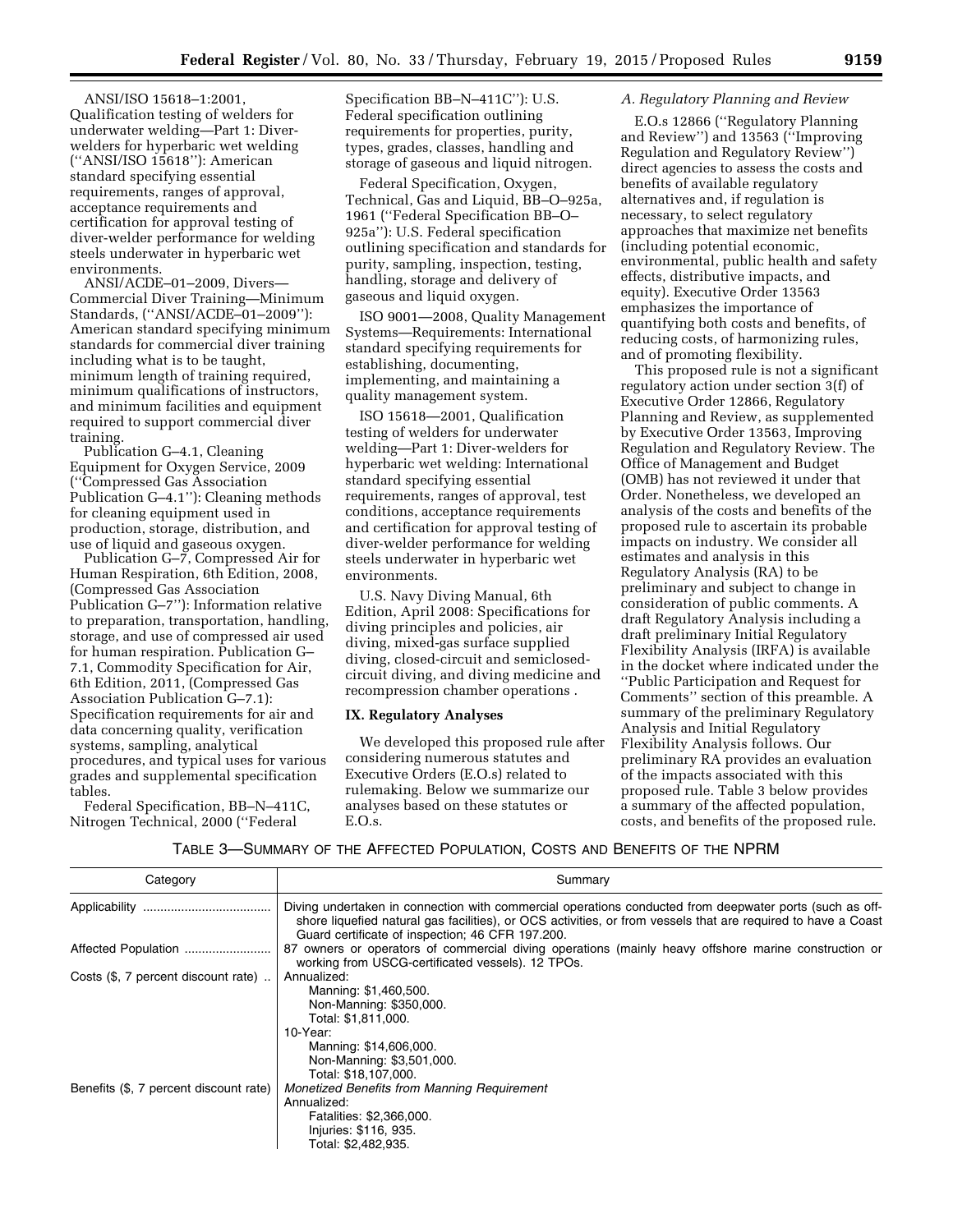ANSI/ISO 15618–1:2001, Qualification testing of welders for underwater welding—Part 1: Diver-welders for hyperbaric wet welding (''ANSI/ISO 15618''): American standard specifying essential requirements, ranges of approval, acceptance requirements and certification for approval testing of diver-welder performance for welding steels underwater in hyperbaric wet environments.

ANSI/ACDE–01–2009, Divers—Commercial Diver Training—Minimum Standards, (''ANSI/ACDE–01–2009''): American standard specifying minimum standards for commercial diver training including what is to be taught, minimum length of training required, minimum qualifications of instructors, and minimum facilities and equipment required to support commercial diver training.

Publication G–4.1, Cleaning Equipment for Oxygen Service, 2009 (''Compressed Gas Association Publication G–4.1''): Cleaning methods for cleaning equipment used in production, storage, distribution, and use of liquid and gaseous oxygen.

Publication G–7, Compressed Air for Human Respiration, 6th Edition, 2008, (Compressed Gas Association Publication G–7''): Information relative to preparation, transportation, handling, storage, and use of compressed air used for human respiration. Publication G–7.1, Commodity Specification for Air, 6th Edition, 2011, (Compressed Gas Association Publication G–7.1): Specification requirements for air and data concerning quality, verification systems, sampling, analytical procedures, and typical uses for various grades and supplemental specification tables.

Federal Specification, BB–N–411C, Nitrogen Technical, 2000 (''Federal Specification BB–N–411C''): U.S. Federal specification outlining requirements for properties, purity, types, grades, classes, handling and storage of gaseous and liquid nitrogen.

Federal Specification, Oxygen, Technical, Gas and Liquid, BB–O–925a, 1961 (''Federal Specification BB–O–925a''): U.S. Federal specification outlining specification and standards for purity, sampling, inspection, testing, handling, storage and delivery of gaseous and liquid oxygen.

ISO 9001—2008, Quality Management Systems—Requirements: International standard specifying requirements for establishing, documenting, implementing, and maintaining a quality management system.

ISO 15618—2001, Qualification testing of welders for underwater welding—Part 1: Diver-welders for hyperbaric wet welding: International standard specifying essential requirements, ranges of approval, test conditions, acceptance requirements and certification for approval testing of diver-welder performance for welding steels underwater in hyperbaric wet environments.

U.S. Navy Diving Manual, 6th Edition, April 2008: Specifications for diving principles and policies, air diving, mixed-gas surface supplied diving, closed-circuit and semiclosed-circuit diving, and diving medicine and recompression chamber operations .

## IX. Regulatory Analyses

We developed this proposed rule after considering numerous statutes and Executive Orders (E.O.s) related to rulemaking. Below we summarize our analyses based on these statutes or E.O.s.

### *A. Regulatory Planning and Review*

E.O.s 12866 (''Regulatory Planning and Review'') and 13563 (''Improving Regulation and Regulatory Review'') direct agencies to assess the costs and benefits of available regulatory alternatives and, if regulation is necessary, to select regulatory approaches that maximize net benefits (including potential economic, environmental, public health and safety effects, distributive impacts, and equity). Executive Order 13563 emphasizes the importance of quantifying both costs and benefits, of reducing costs, of harmonizing rules, and of promoting flexibility.

This proposed rule is not a significant regulatory action under section 3(f) of Executive Order 12866, Regulatory Planning and Review, as supplemented by Executive Order 13563, Improving Regulation and Regulatory Review. The Office of Management and Budget (OMB) has not reviewed it under that Order. Nonetheless, we developed an analysis of the costs and benefits of the proposed rule to ascertain its probable impacts on industry. We consider all estimates and analysis in this Regulatory Analysis (RA) to be preliminary and subject to change in consideration of public comments. A draft Regulatory Analysis including a draft preliminary Initial Regulatory Flexibility Analysis (IRFA) is available in the docket where indicated under the ''Public Participation and Request for Comments'' section of this preamble. A summary of the preliminary Regulatory Analysis and Initial Regulatory Flexibility Analysis follows. Our preliminary RA provides an evaluation of the impacts associated with this proposed rule. Table 3 below provides a summary of the affected population, costs, and benefits of the proposed rule.

TABLE 3—SUMMARY OF THE AFFECTED POPULATION, COSTS AND BENEFITS OF THE NPRM

| Category | Summary |
|---|---|
| Applicability | Diving undertaken in connection with commercial operations conducted from deepwater ports (such as off-shore liquefied natural gas facilities), or OCS activities, or from vessels that are required to have a Coast Guard certificate of inspection; 46 CFR 197.200. |
| Affected Population | 87 owners or operators of commercial diving operations (mainly heavy offshore marine construction or working from USCG-certificated vessels). 12 TPOs. |
| Costs ($, 7 percent discount rate) | Annualized:<br>Manning: $1,460,500.<br>Non-Manning: $350,000.<br>Total: $1,811,000.<br>10-Year:<br>Manning: $14,606,000.<br>Non-Manning: $3,501,000.<br>Total: $18,107,000. |
| Benefits ($, 7 percent discount rate) | *Monetized Benefits from Manning Requirement*<br>Annualized:<br>Fatalities: $2,366,000.<br>Injuries: $116, 935.<br>Total: $2,482,935. |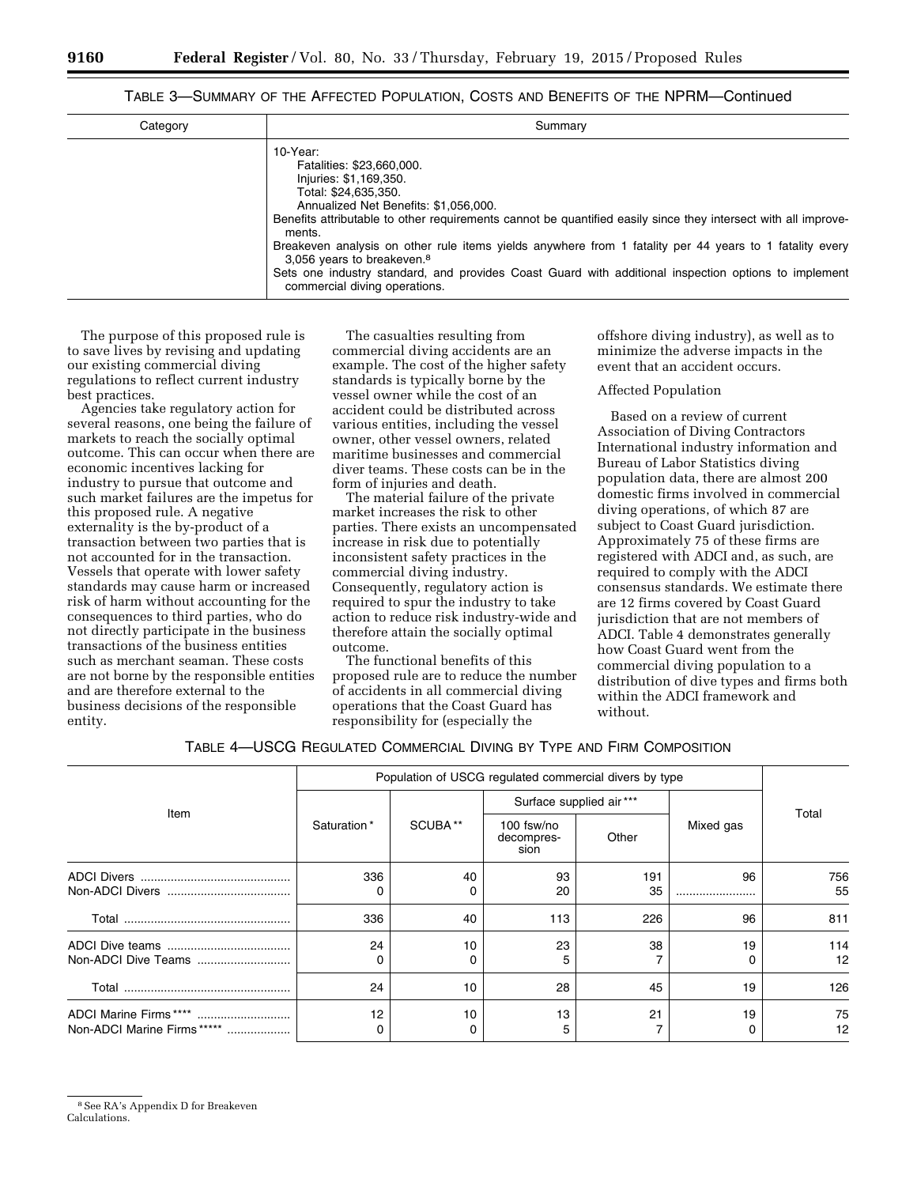TABLE 3—SUMMARY OF THE AFFECTED POPULATION, COSTS AND BENEFITS OF THE NPRM—Continued

| Category | Summary |
| --- | --- |
| | 10-Year:<br>Fatalities: $23,660,000.<br>Injuries: $1,169,350.<br>Total: $24,635,350.<br>Annualized Net Benefits: $1,056,000.<br>Benefits attributable to other requirements cannot be quantified easily since they intersect with all improvements.<br>Breakeven analysis on other rule items yields anywhere from 1 fatality per 44 years to 1 fatality every 3,056 years to breakeven.[8]<br>Sets one industry standard, and provides Coast Guard with additional inspection options to implement commercial diving operations. |

The purpose of this proposed rule is to save lives by revising and updating our existing commercial diving regulations to reflect current industry best practices.

Agencies take regulatory action for several reasons, one being the failure of markets to reach the socially optimal outcome. This can occur when there are economic incentives lacking for industry to pursue that outcome and such market failures are the impetus for this proposed rule. A negative externality is the by-product of a transaction between two parties that is not accounted for in the transaction. Vessels that operate with lower safety standards may cause harm or increased risk of harm without accounting for the consequences to third parties, who do not directly participate in the business transactions of the business entities such as merchant seaman. These costs are not borne by the responsible entities and are therefore external to the business decisions of the responsible entity.

The casualties resulting from commercial diving accidents are an example. The cost of the higher safety standards is typically borne by the vessel owner while the cost of an accident could be distributed across various entities, including the vessel owner, other vessel owners, related maritime businesses and commercial diver teams. These costs can be in the form of injuries and death.

The material failure of the private market increases the risk to other parties. There exists an uncompensated increase in risk due to potentially inconsistent safety practices in the commercial diving industry. Consequently, regulatory action is required to spur the industry to take action to reduce risk industry-wide and therefore attain the socially optimal outcome.

The functional benefits of this proposed rule are to reduce the number of accidents in all commercial diving operations that the Coast Guard has responsibility for (especially the offshore diving industry), as well as to minimize the adverse impacts in the event that an accident occurs.

Affected Population

Based on a review of current Association of Diving Contractors International industry information and Bureau of Labor Statistics diving population data, there are almost 200 domestic firms involved in commercial diving operations, of which 87 are subject to Coast Guard jurisdiction. Approximately 75 of these firms are registered with ADCI and, as such, are required to comply with the ADCI consensus standards. We estimate there are 12 firms covered by Coast Guard jurisdiction that are not members of ADCI. Table 4 demonstrates generally how Coast Guard went from the commercial diving population to a distribution of dive types and firms both within the ADCI framework and without.

TABLE 4—USCG REGULATED COMMERCIAL DIVING BY TYPE AND FIRM COMPOSITION

| Item | Population of USCG regulated commercial divers by type | | | | | Total |
| --- | --- | --- | --- | --- | --- | --- |
| | Saturation * | SCUBA ** | Surface supplied air *** | | Mixed gas | |
| | | | 100 fsw/no decompression | Other | | |
| ADCI Divers | 336 | 40 | 93 | 191 | 96 | 756 |
| Non-ADCI Divers | 0 | 0 | 20 | 35 | | 55 |
| Total | 336 | 40 | 113 | 226 | 96 | 811 |
| ADCI Dive teams | 24 | 10 | 23 | 38 | 19 | 114 |
| Non-ADCI Dive Teams | 0 | 0 | 5 | 7 | 0 | 12 |
| Total | 24 | 10 | 28 | 45 | 19 | 126 |
| ADCI Marine Firms **** | 12 | 10 | 13 | 21 | 19 | 75 |
| Non-ADCI Marine Firms ***** | 0 | 0 | 5 | 7 | 0 | 12 |

[8] See RA's Appendix D for Breakeven Calculations.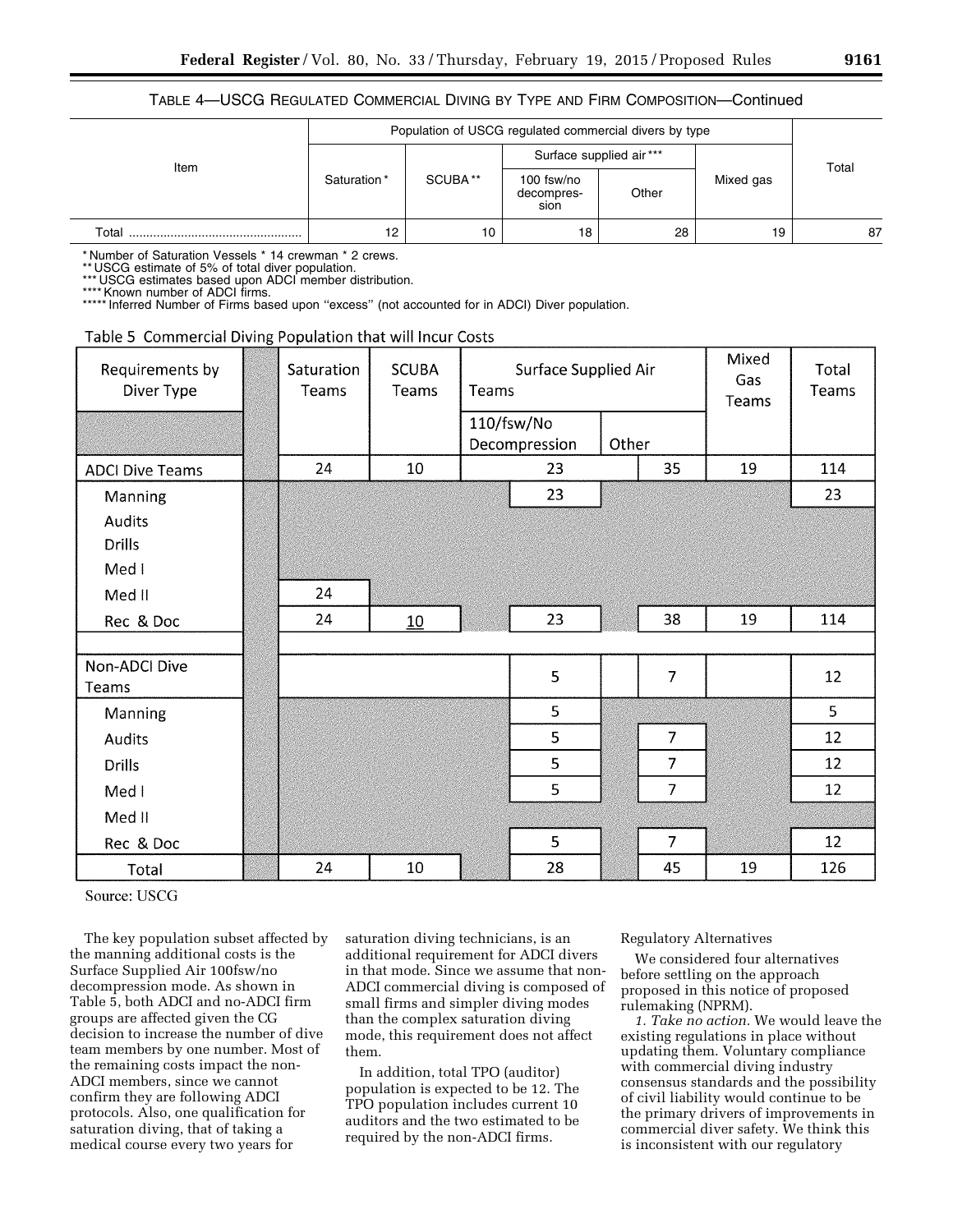TABLE 4—USCG REGULATED COMMERCIAL DIVING BY TYPE AND FIRM COMPOSITION—Continued

| Item | Population of USCG regulated commercial divers by type | | | | | Total |
|---|---|---|---|---|---|---|
| | Saturation * | SCUBA ** | Surface supplied air *** | | Mixed gas | |
| | | | 100 fsw/no decompression | Other | | |
| Total | 12 | 10 | 18 | 28 | 19 | 87 |

* Number of Saturation Vessels * 14 crewman * 2 crews.
** USCG estimate of 5% of total diver population.
*** USCG estimates based upon ADCI member distribution.
**** Known number of ADCI firms.
***** Inferred Number of Firms based upon "excess" (not accounted for in ADCI) Diver population.

Table 5 Commercial Diving Population that will Incur Costs

| Requirements by Diver Type | Saturation Teams | SCUBA Teams | Surface Supplied Air Teams | | Mixed Gas Teams | Total Teams |
|---|---|---|---|---|---|---|
| | | | 110/fsw/No Decompression | Other | | |
| ADCI Dive Teams | 24 | 10 | 23 | 35 | 19 | 114 |
| Manning | | | 23 | | | 23 |
| Audits | | | | | | |
| Drills | | | | | | |
| Med I | | | | | | |
| Med II | 24 | | | | | |
| Rec & Doc | 24 | 10 | 23 | 38 | 19 | 114 |
| | | | | | | |
| Non-ADCI Dive Teams | | | 5 | 7 | | 12 |
| Manning | | | 5 | | | 5 |
| Audits | | | 5 | 7 | | 12 |
| Drills | | | 5 | 7 | | 12 |
| Med I | | | 5 | 7 | | 12 |
| Med II | | | | | | |
| Rec & Doc | | | 5 | 7 | | 12 |
| Total | 24 | 10 | 28 | 45 | 19 | 126 |

Source: USCG

The key population subset affected by the manning additional costs is the Surface Supplied Air 100fsw/no decompression mode. As shown in Table 5, both ADCI and no-ADCI firm groups are affected given the CG decision to increase the number of dive team members by one number. Most of the remaining costs impact the non-ADCI members, since we cannot confirm they are following ADCI protocols. Also, one qualification for saturation diving, that of taking a medical course every two years for saturation diving technicians, is an additional requirement for ADCI divers in that mode. Since we assume that non-ADCI commercial diving is composed of small firms and simpler diving modes than the complex saturation diving mode, this requirement does not affect them.

In addition, total TPO (auditor) population is expected to be 12. The TPO population includes current 10 auditors and the two estimated to be required by the non-ADCI firms.

Regulatory Alternatives

We considered four alternatives before settling on the approach proposed in this notice of proposed rulemaking (NPRM).

*1. Take no action.* We would leave the existing regulations in place without updating them. Voluntary compliance with commercial diving industry consensus standards and the possibility of civil liability would continue to be the primary drivers of improvements in commercial diver safety. We think this is inconsistent with our regulatory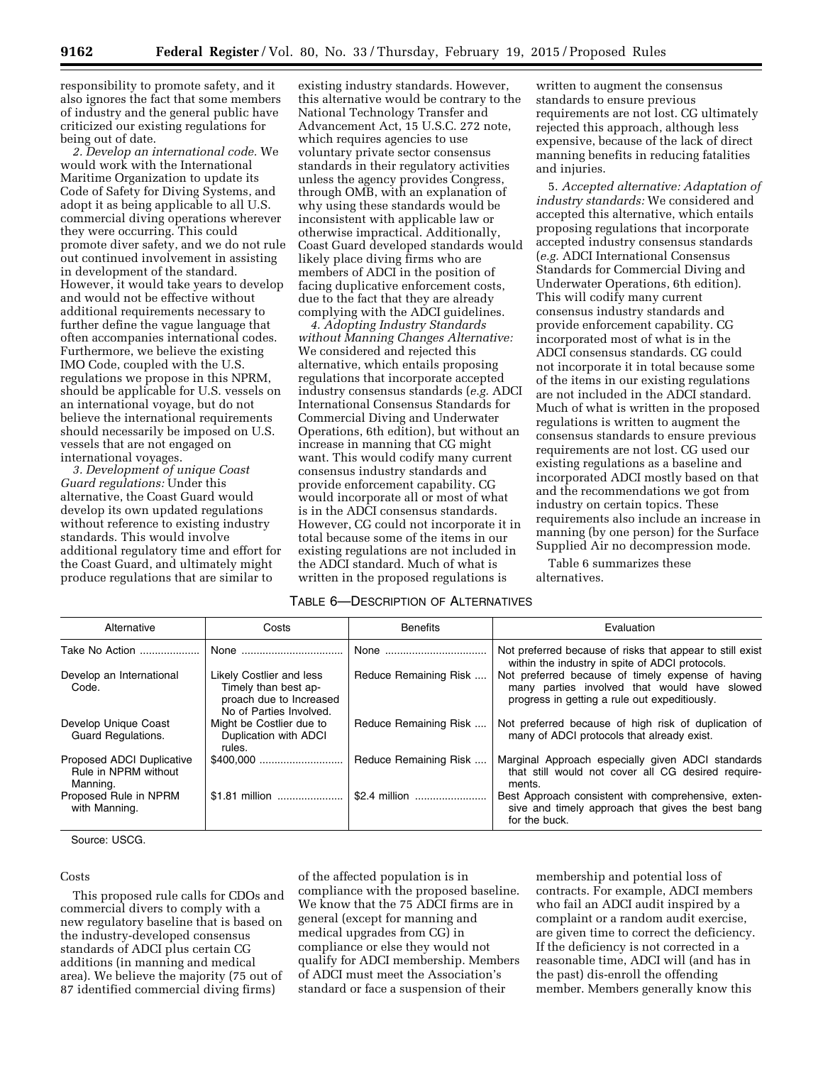responsibility to promote safety, and it also ignores the fact that some members of industry and the general public have criticized our existing regulations for being out of date.

*2. Develop an international code.* We would work with the International Maritime Organization to update its Code of Safety for Diving Systems, and adopt it as being applicable to all U.S. commercial diving operations wherever they were occurring. This could promote diver safety, and we do not rule out continued involvement in assisting in development of the standard. However, it would take years to develop and would not be effective without additional requirements necessary to further define the vague language that often accompanies international codes. Furthermore, we believe the existing IMO Code, coupled with the U.S. regulations we propose in this NPRM, should be applicable for U.S. vessels on an international voyage, but do not believe the international requirements should necessarily be imposed on U.S. vessels that are not engaged on international voyages.

*3. Development of unique Coast Guard regulations:* Under this alternative, the Coast Guard would develop its own updated regulations without reference to existing industry standards. This would involve additional regulatory time and effort for the Coast Guard, and ultimately might produce regulations that are similar to existing industry standards. However, this alternative would be contrary to the National Technology Transfer and Advancement Act, 15 U.S.C. 272 note, which requires agencies to use voluntary private sector consensus standards in their regulatory activities unless the agency provides Congress, through OMB, with an explanation of why using these standards would be inconsistent with applicable law or otherwise impractical. Additionally, Coast Guard developed standards would likely place diving firms who are members of ADCI in the position of facing duplicative enforcement costs, due to the fact that they are already complying with the ADCI guidelines.

*4. Adopting Industry Standards without Manning Changes Alternative:* We considered and rejected this alternative, which entails proposing regulations that incorporate accepted industry consensus standards (*e.g.* ADCI International Consensus Standards for Commercial Diving and Underwater Operations, 6th edition), but without an increase in manning that CG might want. This would codify many current consensus industry standards and provide enforcement capability. CG would incorporate all or most of what is in the ADCI consensus standards. However, CG could not incorporate it in total because some of the items in our existing regulations are not included in the ADCI standard. Much of what is written in the proposed regulations is written to augment the consensus standards to ensure previous requirements are not lost. CG ultimately rejected this approach, although less expensive, because of the lack of direct manning benefits in reducing fatalities and injuries.

5. *Accepted alternative: Adaptation of industry standards:* We considered and accepted this alternative, which entails proposing regulations that incorporate accepted industry consensus standards (*e.g.* ADCI International Consensus Standards for Commercial Diving and Underwater Operations, 6th edition). This will codify many current consensus industry standards and provide enforcement capability. CG incorporated most of what is in the ADCI consensus standards. CG could not incorporate it in total because some of the items in our existing regulations are not included in the ADCI standard. Much of what is written in the proposed regulations is written to augment the consensus standards to ensure previous requirements are not lost. CG used our existing regulations as a baseline and incorporated ADCI mostly based on that and the recommendations we got from industry on certain topics. These requirements also include an increase in manning (by one person) for the Surface Supplied Air no decompression mode.

Table 6 summarizes these alternatives.

TABLE 6—DESCRIPTION OF ALTERNATIVES

| Alternative | Costs | Benefits | Evaluation |
|---|---|---|---|
| Take No Action | None | None | Not preferred because of risks that appear to still exist within the industry in spite of ADCI protocols. |
| Develop an International Code. | Likely Costlier and less Timely than best approach due to Increased No of Parties Involved. | Reduce Remaining Risk | Not preferred because of timely expense of having many parties involved that would have slowed progress in getting a rule out expeditiously. |
| Develop Unique Coast Guard Regulations. | Might be Costlier due to Duplication with ADCI rules. | Reduce Remaining Risk | Not preferred because of high risk of duplication of many of ADCI protocols that already exist. |
| Proposed ADCI Duplicative Rule in NPRM without Manning. | $400,000 | Reduce Remaining Risk | Marginal Approach especially given ADCI standards that still would not cover all CG desired requirements. |
| Proposed Rule in NPRM with Manning. | $1.81 million | $2.4 million | Best Approach consistent with comprehensive, extensive and timely approach that gives the best bang for the buck. |

Source: USCG.

Costs

This proposed rule calls for CDOs and commercial divers to comply with a new regulatory baseline that is based on the industry-developed consensus standards of ADCI plus certain CG additions (in manning and medical area). We believe the majority (75 out of 87 identified commercial diving firms) of the affected population is in compliance with the proposed baseline. We know that the 75 ADCI firms are in general (except for manning and medical upgrades from CG) in compliance or else they would not qualify for ADCI membership. Members of ADCI must meet the Association's standard or face a suspension of their membership and potential loss of contracts. For example, ADCI members who fail an ADCI audit inspired by a complaint or a random audit exercise, are given time to correct the deficiency. If the deficiency is not corrected in a reasonable time, ADCI will (and has in the past) dis-enroll the offending member. Members generally know this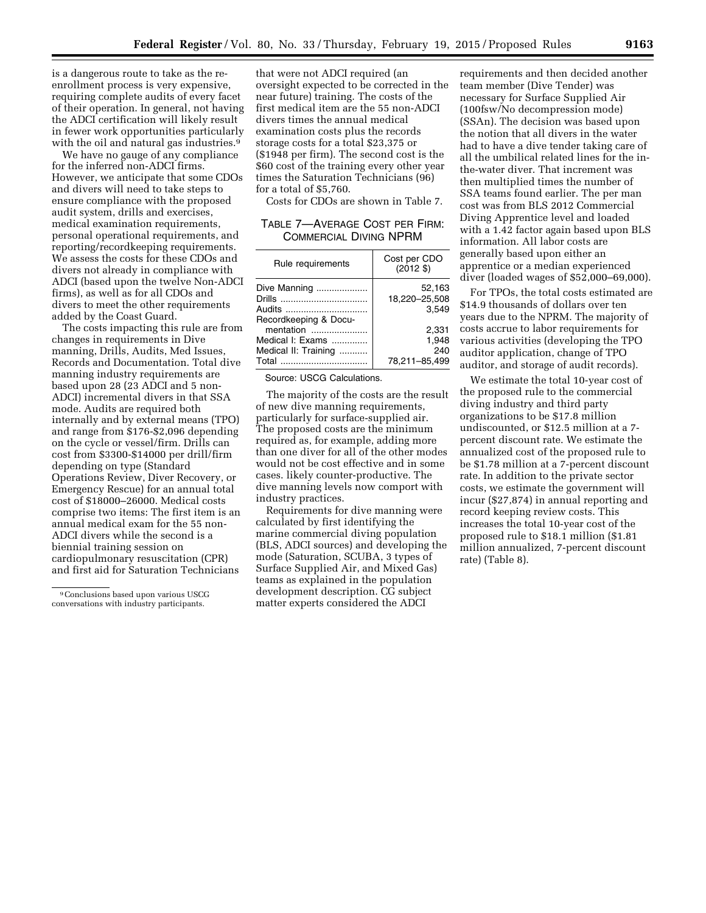is a dangerous route to take as the re-enrollment process is very expensive, requiring complete audits of every facet of their operation. In general, not having the ADCI certification will likely result in fewer work opportunities particularly with the oil and natural gas industries.[9]

We have no gauge of any compliance for the inferred non-ADCI firms. However, we anticipate that some CDOs and divers will need to take steps to ensure compliance with the proposed audit system, drills and exercises, medical examination requirements, personal operational requirements, and reporting/recordkeeping requirements. We assess the costs for these CDOs and divers not already in compliance with ADCI (based upon the twelve Non-ADCI firms), as well as for all CDOs and divers to meet the other requirements added by the Coast Guard.

The costs impacting this rule are from changes in requirements in Dive manning, Drills, Audits, Med Issues, Records and Documentation. Total dive manning industry requirements are based upon 28 (23 ADCI and 5 non-ADCI) incremental divers in that SSA mode. Audits are required both internally and by external means (TPO) and range from $176-$2,096 depending on the cycle or vessel/firm. Drills can cost from $3300-$14000 per drill/firm depending on type (Standard Operations Review, Diver Recovery, or Emergency Rescue) for an annual total cost of $18000–26000. Medical costs comprise two items: The first item is an annual medical exam for the 55 non-ADCI divers while the second is a biennial training session on cardiopulmonary resuscitation (CPR) and first aid for Saturation Technicians that were not ADCI required (an oversight expected to be corrected in the near future) training. The costs of the first medical item are the 55 non-ADCI divers times the annual medical examination costs plus the records storage costs for a total $23,375 or ($1948 per firm). The second cost is the $60 cost of the training every other year times the Saturation Technicians (96) for a total of $5,760.

Costs for CDOs are shown in Table 7.

TABLE 7—AVERAGE COST PER FIRM: COMMERCIAL DIVING NPRM

| Rule requirements | Cost per CDO (2012 $) |
|---|---|
| Dive Manning | 52,163 |
| Drills | 18,220–25,508 |
| Audits | 3,549 |
| Recordkeeping & Documentation | 2,331 |
| Medical I: Exams | 1,948 |
| Medical II: Training | 240 |
| Total | 78,211–85,499 |

Source: USCG Calculations.

The majority of the costs are the result of new dive manning requirements, particularly for surface-supplied air. The proposed costs are the minimum required as, for example, adding more than one diver for all of the other modes would not be cost effective and in some cases. likely counter-productive. The dive manning levels now comport with industry practices.

Requirements for dive manning were calculated by first identifying the marine commercial diving population (BLS, ADCI sources) and developing the mode (Saturation, SCUBA, 3 types of Surface Supplied Air, and Mixed Gas) teams as explained in the population development description. CG subject matter experts considered the ADCI requirements and then decided another team member (Dive Tender) was necessary for Surface Supplied Air (100fsw/No decompression mode) (SSAn). The decision was based upon the notion that all divers in the water had to have a dive tender taking care of all the umbilical related lines for the in-the-water diver. That increment was then multiplied times the number of SSA teams found earlier. The per man cost was from BLS 2012 Commercial Diving Apprentice level and loaded with a 1.42 factor again based upon BLS information. All labor costs are generally based upon either an apprentice or a median experienced diver (loaded wages of $52,000–69,000).

For TPOs, the total costs estimated are $14.9 thousands of dollars over ten years due to the NPRM. The majority of costs accrue to labor requirements for various activities (developing the TPO auditor application, change of TPO auditor, and storage of audit records).

We estimate the total 10-year cost of the proposed rule to the commercial diving industry and third party organizations to be $17.8 million undiscounted, or $12.5 million at a 7-percent discount rate. We estimate the annualized cost of the proposed rule to be $1.78 million at a 7-percent discount rate. In addition to the private sector costs, we estimate the government will incur ($27,874) in annual reporting and record keeping review costs. This increases the total 10-year cost of the proposed rule to $18.1 million ($1.81 million annualized, 7-percent discount rate) (Table 8).

[9] Conclusions based upon various USCG conversations with industry participants.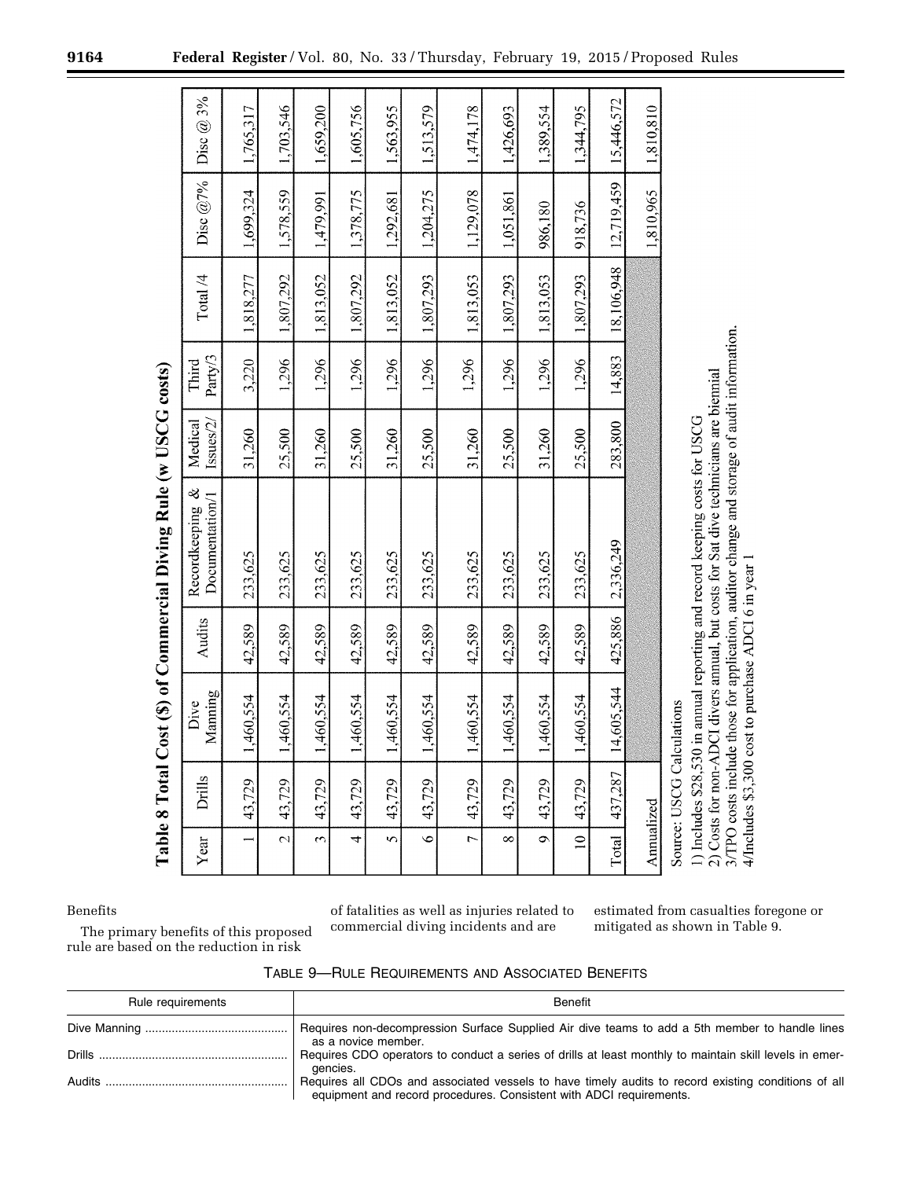**Table 8 Total Cost ($) of Commercial Diving Rule (w USCG costs)**

| Year | Drills | Dive Manning | Audits | Recordkeeping & Documentation/1 | Medical Issues/2/ | Third Party/3 | Total /4 | Disc @7% | Disc @ 3% |
|---|---|---|---|---|---|---|---|---|---|
| 1 | 43,729 | 1,460,554 | 42,589 | 233,625 | 31,260 | 3,220 | 1,818,277 | 1,699,324 | 1,765,317 |
| 2 | 43,729 | 1,460,554 | 42,589 | 233,625 | 25,500 | 1,296 | 1,807,292 | 1,578,559 | 1,703,546 |
| 3 | 43,729 | 1,460,554 | 42,589 | 233,625 | 31,260 | 1,296 | 1,813,052 | 1,479,991 | 1,659,200 |
| 4 | 43,729 | 1,460,554 | 42,589 | 233,625 | 25,500 | 1,296 | 1,807,292 | 1,378,775 | 1,605,756 |
| 5 | 43,729 | 1,460,554 | 42,589 | 233,625 | 31,260 | 1,296 | 1,813,052 | 1,292,681 | 1,563,955 |
| 6 | 43,729 | 1,460,554 | 42,589 | 233,625 | 25,500 | 1,296 | 1,807,293 | 1,204,275 | 1,513,579 |
| 7 | 43,729 | 1,460,554 | 42,589 | 233,625 | 31,260 | 1,296 | 1,813,053 | 1,129,078 | 1,474,178 |
| 8 | 43,729 | 1,460,554 | 42,589 | 233,625 | 25,500 | 1,296 | 1,807,293 | 1,051,861 | 1,426,693 |
| 9 | 43,729 | 1,460,554 | 42,589 | 233,625 | 31,260 | 1,296 | 1,813,053 | 986,180 | 1,389,554 |
| 10 | 43,729 | 1,460,554 | 42,589 | 233,625 | 25,500 | 1,296 | 1,807,293 | 918,736 | 1,344,795 |
| Total | 437,287 | 14,605,544 | 425,886 | 2,336,249 | 283,800 | 14,883 | 18,106,948 | 12,719,459 | 15,446,572 |
| Annualized | | | | | | | | 1,810,965 | 1,810,810 |

Source: USCG Calculations

1) Includes $28,530 in annual reporting and record keeping costs for USCG

2) Costs for non-ADCI divers annual, but costs for Sat dive technicians are biennial

3/TPO costs include those for application, auditor change and storage of audit information.

4/Includes $3,300 cost to purchase ADCI 6 in year 1

Benefits

The primary benefits of this proposed rule are based on the reduction in risk of fatalities as well as injuries related to commercial diving incidents and are estimated from casualties foregone or mitigated as shown in Table 9.

TABLE 9—RULE REQUIREMENTS AND ASSOCIATED BENEFITS

| Rule requirements | Benefit |
|---|---|
| Dive Manning | Requires non-decompression Surface Supplied Air dive teams to add a 5th member to handle lines as a novice member. |
| Drills | Requires CDO operators to conduct a series of drills at least monthly to maintain skill levels in emergencies. |
| Audits | Requires all CDOs and associated vessels to have timely audits to record existing conditions of all equipment and record procedures. Consistent with ADCI requirements. |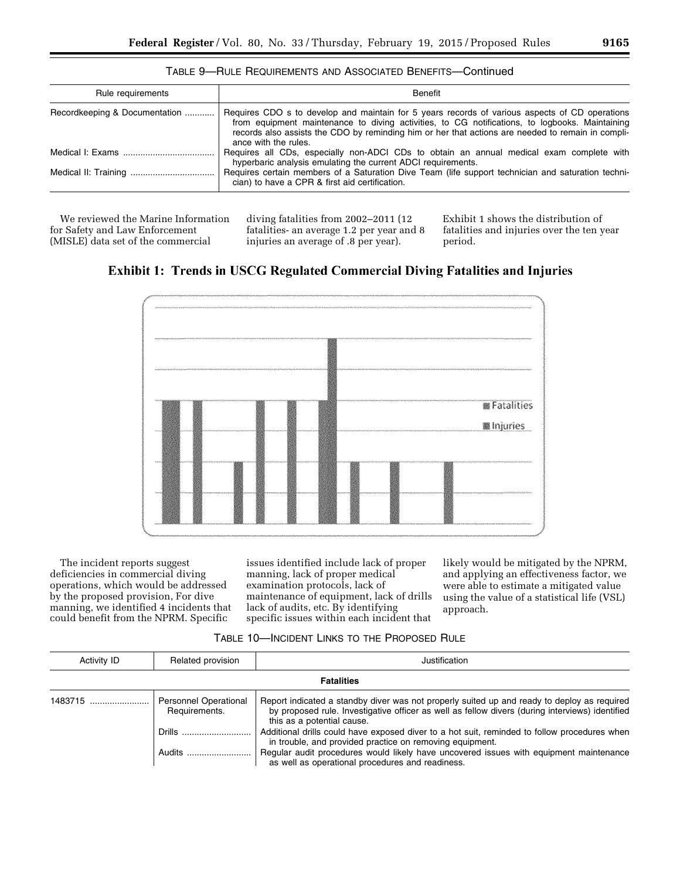TABLE 9—RULE REQUIREMENTS AND ASSOCIATED BENEFITS—Continued

| Rule requirements | Benefit |
| --- | --- |
| Recordkeeping & Documentation | Requires CDO s to develop and maintain for 5 years records of various aspects of CD operations from equipment maintenance to diving activities, to CG notifications, to logbooks. Maintaining records also assists the CDO by reminding him or her that actions are needed to remain in compliance with the rules. |
| Medical I: Exams | Requires all CDs, especially non-ADCI CDs to obtain an annual medical exam complete with hyperbaric analysis emulating the current ADCI requirements. |
| Medical II: Training | Requires certain members of a Saturation Dive Team (life support technician and saturation technician) to have a CPR & first aid certification. |

We reviewed the Marine Information for Safety and Law Enforcement (MISLE) data set of the commercial diving fatalities from 2002–2011 (12 fatalities- an average 1.2 per year and 8 injuries an average of .8 per year). Exhibit 1 shows the distribution of fatalities and injuries over the ten year period.

**Exhibit 1: Trends in USCG Regulated Commercial Diving Fatalities and Injuries**

The incident reports suggest deficiencies in commercial diving operations, which would be addressed by the proposed provision, For dive manning, we identified 4 incidents that could benefit from the NPRM. Specific issues identified include lack of proper manning, lack of proper medical examination protocols, lack of maintenance of equipment, lack of drills lack of audits, etc. By identifying specific issues within each incident that likely would be mitigated by the NPRM, and applying an effectiveness factor, we were able to estimate a mitigated value using the value of a statistical life (VSL) approach.

TABLE 10—INCIDENT LINKS TO THE PROPOSED RULE

| Activity ID | Related provision | Justification |
| --- | --- | --- |
| **Fatalities** | | |
| 1483715 | Personnel Operational Requirements. | Report indicated a standby diver was not properly suited up and ready to deploy as required by proposed rule. Investigative officer as well as fellow divers (during interviews) identified this as a potential cause. |
| | Drills | Additional drills could have exposed diver to a hot suit, reminded to follow procedures when in trouble, and provided practice on removing equipment. |
| | Audits | Regular audit procedures would likely have uncovered issues with equipment maintenance as well as operational procedures and readiness. |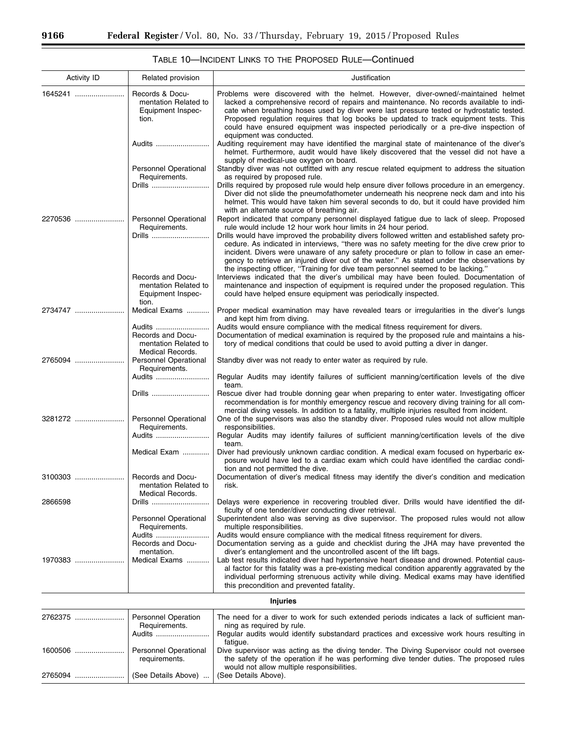TABLE 10—INCIDENT LINKS TO THE PROPOSED RULE—Continued

| Activity ID | Related provision | Justification |
| --- | --- | --- |
| 1645241 | Records & Documentation Related to Equipment Inspection. | Problems were discovered with the helmet. However, diver-owned/-maintained helmet lacked a comprehensive record of repairs and maintenance. No records available to indicate when breathing hoses used by diver were last pressure tested or hydrostatic tested. Proposed regulation requires that log books be updated to track equipment tests. This could have ensured equipment was inspected periodically or a pre-dive inspection of equipment was conducted. |
| | Audits | Auditing requirement may have identified the marginal state of maintenance of the diver's helmet. Furthermore, audit would have likely discovered that the vessel did not have a supply of medical-use oxygen on board. |
| | Personnel Operational Requirements. | Standby diver was not outfitted with any rescue related equipment to address the situation as required by proposed rule. |
| | Drills | Drills required by proposed rule would help ensure diver follows procedure in an emergency. Diver did not slide the pneumofathometer underneath his neoprene neck dam and into his helmet. This would have taken him several seconds to do, but it could have provided him with an alternate source of breathing air. |
| 2270536 | Personnel Operational Requirements. | Report indicated that company personnel displayed fatigue due to lack of sleep. Proposed rule would include 12 hour work hour limits in 24 hour period. |
| | Drills | Drills would have improved the probability divers followed written and established safety procedure. As indicated in interviews, "there was no safety meeting for the dive crew prior to incident. Divers were unaware of any safety procedure or plan to follow in case an emergency to retrieve an injured diver out of the water." As stated under the observations by the inspecting officer, "Training for dive team personnel seemed to be lacking." |
| | Records and Documentation Related to Equipment Inspection. | Interviews indicated that the diver's umbilical may have been fouled. Documentation of maintenance and inspection of equipment is required under the proposed regulation. This could have helped ensure equipment was periodically inspected. |
| 2734747 | Medical Exams | Proper medical examination may have revealed tears or irregularities in the diver's lungs and kept him from diving. |
| | Audits | Audits would ensure compliance with the medical fitness requirement for divers. |
| | Records and Documentation Related to Medical Records. | Documentation of medical examination is required by the proposed rule and maintains a history of medical conditions that could be used to avoid putting a diver in danger. |
| 2765094 | Personnel Operational Requirements. | Standby diver was not ready to enter water as required by rule. |
| | Audits | Regular Audits may identify failures of sufficient manning/certification levels of the dive team. |
| | Drills | Rescue diver had trouble donning gear when preparing to enter water. Investigating officer recommendation is for monthly emergency rescue and recovery diving training for all commercial diving vessels. In addition to a fatality, multiple injuries resulted from incident. |
| 3281272 | Personnel Operational Requirements. | One of the supervisors was also the standby diver. Proposed rules would not allow multiple responsibilities. |
| | Audits | Regular Audits may identify failures of sufficient manning/certification levels of the dive team. |
| | Medical Exam | Diver had previously unknown cardiac condition. A medical exam focused on hyperbaric exposure would have led to a cardiac exam which could have identified the cardiac condition and not permitted the dive. |
| 3100303 | Records and Documentation Related to Medical Records. | Documentation of diver's medical fitness may identify the diver's condition and medication risk. |
| 2866598 | Drills | Delays were experience in recovering troubled diver. Drills would have identified the difficulty of one tender/diver conducting diver retrieval. |
| | Personnel Operational Requirements. | Superintendent also was serving as dive supervisor. The proposed rules would not allow multiple responsibilities. |
| | Audits | Audits would ensure compliance with the medical fitness requirement for divers. |
| | Records and Documentation. | Documentation serving as a guide and checklist during the JHA may have prevented the diver's entanglement and the uncontrolled ascent of the lift bags. |
| 1970383 | Medical Exams | Lab test results indicated diver had hypertensive heart disease and drowned. Potential causal factor for this fatality was a pre-existing medical condition apparently aggravated by the individual performing strenuous activity while diving. Medical exams may have identified this precondition and prevented fatality. |
| **Injuries** | | |
| 2762375 | Personnel Operation Requirements. | The need for a diver to work for such extended periods indicates a lack of sufficient manning as required by rule. |
| | Audits | Regular audits would identify substandard practices and excessive work hours resulting in fatigue. |
| 1600506 | Personnel Operational requirements. | Dive supervisor was acting as the diving tender. The Diving Supervisor could not oversee the safety of the operation if he was performing dive tender duties. The proposed rules would not allow multiple responsibilities. |
| 2765094 | (See Details Above) | (See Details Above). |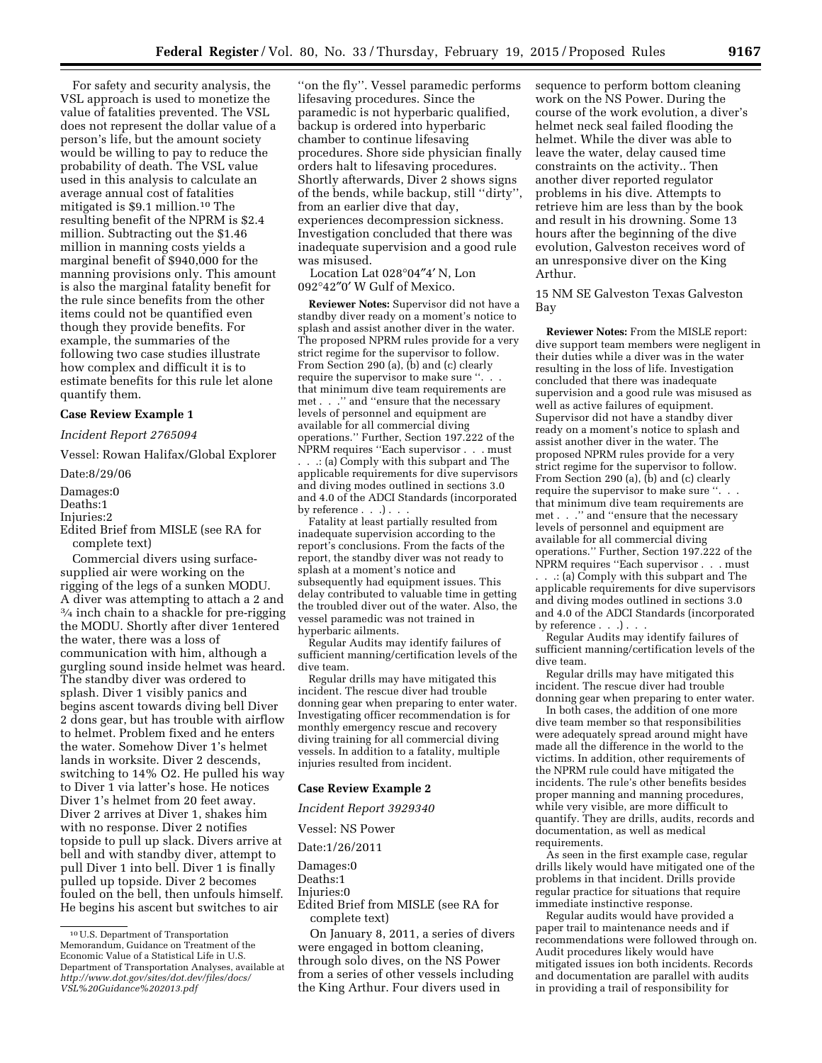For safety and security analysis, the VSL approach is used to monetize the value of fatalities prevented. The VSL does not represent the dollar value of a person's life, but the amount society would be willing to pay to reduce the probability of death. The VSL value used in this analysis to calculate an average annual cost of fatalities mitigated is $9.1 million.[10] The resulting benefit of the NPRM is $2.4 million. Subtracting out the $1.46 million in manning costs yields a marginal benefit of $940,000 for the manning provisions only. This amount is also the marginal fatality benefit for the rule since benefits from the other items could not be quantified even though they provide benefits. For example, the summaries of the following two case studies illustrate how complex and difficult it is to estimate benefits for this rule let alone quantify them.

### Case Review Example 1

*Incident Report 2765094*

Vessel: Rowan Halifax/Global Explorer

Date:8/29/06

Damages:0

Deaths:1

Injuries:2

Edited Brief from MISLE (see RA for complete text)

Commercial divers using surface-supplied air were working on the rigging of the legs of a sunken MODU. A diver was attempting to attach a 2 and ¾ inch chain to a shackle for pre-rigging the MODU. Shortly after diver 1entered the water, there was a loss of communication with him, although a gurgling sound inside helmet was heard. The standby diver was ordered to splash. Diver 1 visibly panics and begins ascent towards diving bell Diver 2 dons gear, but has trouble with airflow to helmet. Problem fixed and he enters the water. Somehow Diver 1's helmet lands in worksite. Diver 2 descends, switching to 14% O2. He pulled his way to Diver 1 via latter's hose. He notices Diver 1's helmet from 20 feet away. Diver 2 arrives at Diver 1, shakes him with no response. Diver 2 notifies topside to pull up slack. Divers arrive at bell and with standby diver, attempt to pull Diver 1 into bell. Diver 1 is finally pulled up topside. Diver 2 becomes fouled on the bell, then unfouls himself. He begins his ascent but switches to air ''on the fly''. Vessel paramedic performs lifesaving procedures. Since the paramedic is not hyperbaric qualified, backup is ordered into hyperbaric chamber to continue lifesaving procedures. Shore side physician finally orders halt to lifesaving procedures. Shortly afterwards, Diver 2 shows signs of the bends, while backup, still ''dirty'', from an earlier dive that day, experiences decompression sickness. Investigation concluded that there was inadequate supervision and a good rule was misused.

Location Lat 028°04″4′ N, Lon 092°42″0′ W Gulf of Mexico.

**Reviewer Notes:** Supervisor did not have a standby diver ready on a moment's notice to splash and assist another diver in the water. The proposed NPRM rules provide for a very strict regime for the supervisor to follow. From Section 290 (a), (b) and (c) clearly require the supervisor to make sure ''. . . that minimum dive team requirements are met . . .'' and ''ensure that the necessary levels of personnel and equipment are available for all commercial diving operations.'' Further, Section 197.222 of the NPRM requires ''Each supervisor . . . must . . .: (a) Comply with this subpart and The applicable requirements for dive supervisors and diving modes outlined in sections 3.0 and 4.0 of the ADCI Standards (incorporated by reference . . .) . . .

Fatality at least partially resulted from inadequate supervision according to the report's conclusions. From the facts of the report, the standby diver was not ready to splash at a moment's notice and subsequently had equipment issues. This delay contributed to valuable time in getting the troubled diver out of the water. Also, the vessel paramedic was not trained in hyperbaric ailments.

Regular Audits may identify failures of sufficient manning/certification levels of the dive team.

Regular drills may have mitigated this incident. The rescue diver had trouble donning gear when preparing to enter water. Investigating officer recommendation is for monthly emergency rescue and recovery diving training for all commercial diving vessels. In addition to a fatality, multiple injuries resulted from incident.

### Case Review Example 2

*Incident Report 3929340*

Vessel: NS Power

Date:1/26/2011

Damages:0

Deaths:1

Injuries:0

Edited Brief from MISLE (see RA for complete text)

On January 8, 2011, a series of divers were engaged in bottom cleaning, through solo dives, on the NS Power from a series of other vessels including the King Arthur. Four divers used in sequence to perform bottom cleaning work on the NS Power. During the course of the work evolution, a diver's helmet neck seal failed flooding the helmet. While the diver was able to leave the water, delay caused time constraints on the activity.. Then another diver reported regulator problems in his dive. Attempts to retrieve him are less than by the book and result in his drowning. Some 13 hours after the beginning of the dive evolution, Galveston receives word of an unresponsive diver on the King Arthur.

15 NM SE Galveston Texas Galveston Bay

**Reviewer Notes:** From the MISLE report: dive support team members were negligent in their duties while a diver was in the water resulting in the loss of life. Investigation concluded that there was inadequate supervision and a good rule was misused as well as active failures of equipment. Supervisor did not have a standby diver ready on a moment's notice to splash and assist another diver in the water. The proposed NPRM rules provide for a very strict regime for the supervisor to follow. From Section 290 (a), (b) and (c) clearly require the supervisor to make sure ''. . . that minimum dive team requirements are met . . .'' and ''ensure that the necessary levels of personnel and equipment are available for all commercial diving operations.'' Further, Section 197.222 of the NPRM requires ''Each supervisor . . . must . . .: (a) Comply with this subpart and The applicable requirements for dive supervisors and diving modes outlined in sections 3.0 and 4.0 of the ADCI Standards (incorporated by reference . . .) . . .

Regular Audits may identify failures of sufficient manning/certification levels of the dive team.

Regular drills may have mitigated this incident. The rescue diver had trouble donning gear when preparing to enter water.

In both cases, the addition of one more dive team member so that responsibilities were adequately spread around might have made all the difference in the world to the victims. In addition, other requirements of the NPRM rule could have mitigated the incidents. The rule's other benefits besides proper manning and manning procedures, while very visible, are more difficult to quantify. They are drills, audits, records and documentation, as well as medical requirements.

As seen in the first example case, regular drills likely would have mitigated one of the problems in that incident. Drills provide regular practice for situations that require immediate instinctive response.

Regular audits would have provided a paper trail to maintenance needs and if recommendations were followed through on. Audit procedures likely would have mitigated issues ion both incidents. Records and documentation are parallel with audits in providing a trail of responsibility for

[10] U.S. Department of Transportation Memorandum, Guidance on Treatment of the Economic Value of a Statistical Life in U.S. Department of Transportation Analyses, available at *http://www.dot.gov/sites/dot.dev/files/docs/VSL%20Guidance%202013.pdf*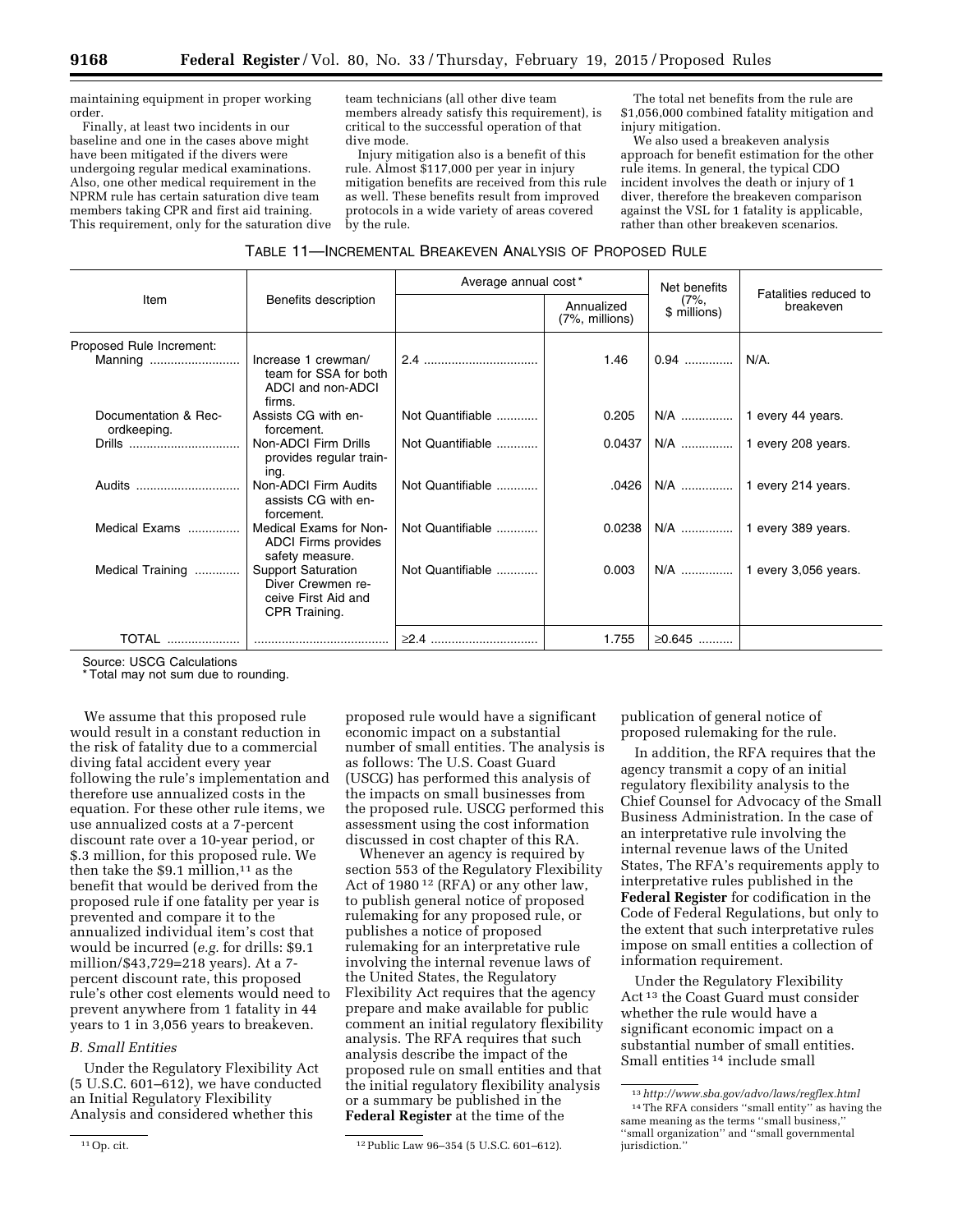maintaining equipment in proper working order.

Finally, at least two incidents in our baseline and one in the cases above might have been mitigated if the divers were undergoing regular medical examinations. Also, one other medical requirement in the NPRM rule has certain saturation dive team members taking CPR and first aid training. This requirement, only for the saturation dive team technicians (all other dive team members already satisfy this requirement), is critical to the successful operation of that dive mode.

Injury mitigation also is a benefit of this rule. Almost $117,000 per year in injury mitigation benefits are received from this rule as well. These benefits result from improved protocols in a wide variety of areas covered by the rule.

The total net benefits from the rule are $1,056,000 combined fatality mitigation and injury mitigation.

We also used a breakeven analysis approach for benefit estimation for the other rule items. In general, the typical CDO incident involves the death or injury of 1 diver, therefore the breakeven comparison against the VSL for 1 fatality is applicable, rather than other breakeven scenarios.

TABLE 11—INCREMENTAL BREAKEVEN ANALYSIS OF PROPOSED RULE

| Item | Benefits description | Average annual cost* | | Net benefits (7%, $ millions) | Fatalities reduced to breakeven |
|---|---|---|---|---|---|
| | | | Annualized (7%, millions) | | |
| Proposed Rule Increment: | | | | | |
| Manning | Increase 1 crewman/ team for SSA for both ADCI and non-ADCI firms. | 2.4 | 1.46 | 0.94 | N/A. |
| Documentation & Recordkeeping. | Assists CG with enforcement. | Not Quantifiable | 0.205 | N/A | 1 every 44 years. |
| Drills | Non-ADCI Firm Drills provides regular training. | Not Quantifiable | 0.0437 | N/A | 1 every 208 years. |
| Audits | Non-ADCI Firm Audits assists CG with enforcement. | Not Quantifiable | .0426 | N/A | 1 every 214 years. |
| Medical Exams | Medical Exams for Non-ADCI Firms provides safety measure. | Not Quantifiable | 0.0238 | N/A | 1 every 389 years. |
| Medical Training | Support Saturation Diver Crewmen receive First Aid and CPR Training. | Not Quantifiable | 0.003 | N/A | 1 every 3,056 years. |
| TOTAL | | ≥2.4 | 1.755 | ≥0.645 | |

Source: USCG Calculations

\* Total may not sum due to rounding.

We assume that this proposed rule would result in a constant reduction in the risk of fatality due to a commercial diving fatal accident every year following the rule's implementation and therefore use annualized costs in the equation. For these other rule items, we use annualized costs at a 7-percent discount rate over a 10-year period, or $.3 million, for this proposed rule. We then take the $9.1 million,[11] as the benefit that would be derived from the proposed rule if one fatality per year is prevented and compare it to the annualized individual item's cost that would be incurred (*e.g.* for drills: $9.1 million/$43,729=218 years). At a 7-percent discount rate, this proposed rule's other cost elements would need to prevent anywhere from 1 fatality in 44 years to 1 in 3,056 years to breakeven.

### *B. Small Entities*

Under the Regulatory Flexibility Act (5 U.S.C. 601–612), we have conducted an Initial Regulatory Flexibility Analysis and considered whether this proposed rule would have a significant economic impact on a substantial number of small entities. The analysis is as follows: The U.S. Coast Guard (USCG) has performed this analysis of the impacts on small businesses from the proposed rule. USCG performed this assessment using the cost information discussed in cost chapter of this RA.

Whenever an agency is required by section 553 of the Regulatory Flexibility Act of 1980 [12] (RFA) or any other law, to publish general notice of proposed rulemaking for any proposed rule, or publishes a notice of proposed rulemaking for an interpretative rule involving the internal revenue laws of the United States, the Regulatory Flexibility Act requires that the agency prepare and make available for public comment an initial regulatory flexibility analysis. The RFA requires that such analysis describe the impact of the proposed rule on small entities and that the initial regulatory flexibility analysis or a summary be published in the **Federal Register** at the time of the publication of general notice of proposed rulemaking for the rule.

In addition, the RFA requires that the agency transmit a copy of an initial regulatory flexibility analysis to the Chief Counsel for Advocacy of the Small Business Administration. In the case of an interpretative rule involving the internal revenue laws of the United States, The RFA's requirements apply to interpretative rules published in the **Federal Register** for codification in the Code of Federal Regulations, but only to the extent that such interpretative rules impose on small entities a collection of information requirement.

Under the Regulatory Flexibility Act [13] the Coast Guard must consider whether the rule would have a significant economic impact on a substantial number of small entities. Small entities [14] include small

[11] Op. cit.

[12] Public Law 96–354 (5 U.S.C. 601–612).

[13] *http://www.sba.gov/advo/laws/regflex.html*

[14] The RFA considers "small entity" as having the same meaning as the terms "small business," "small organization" and "small governmental jurisdiction."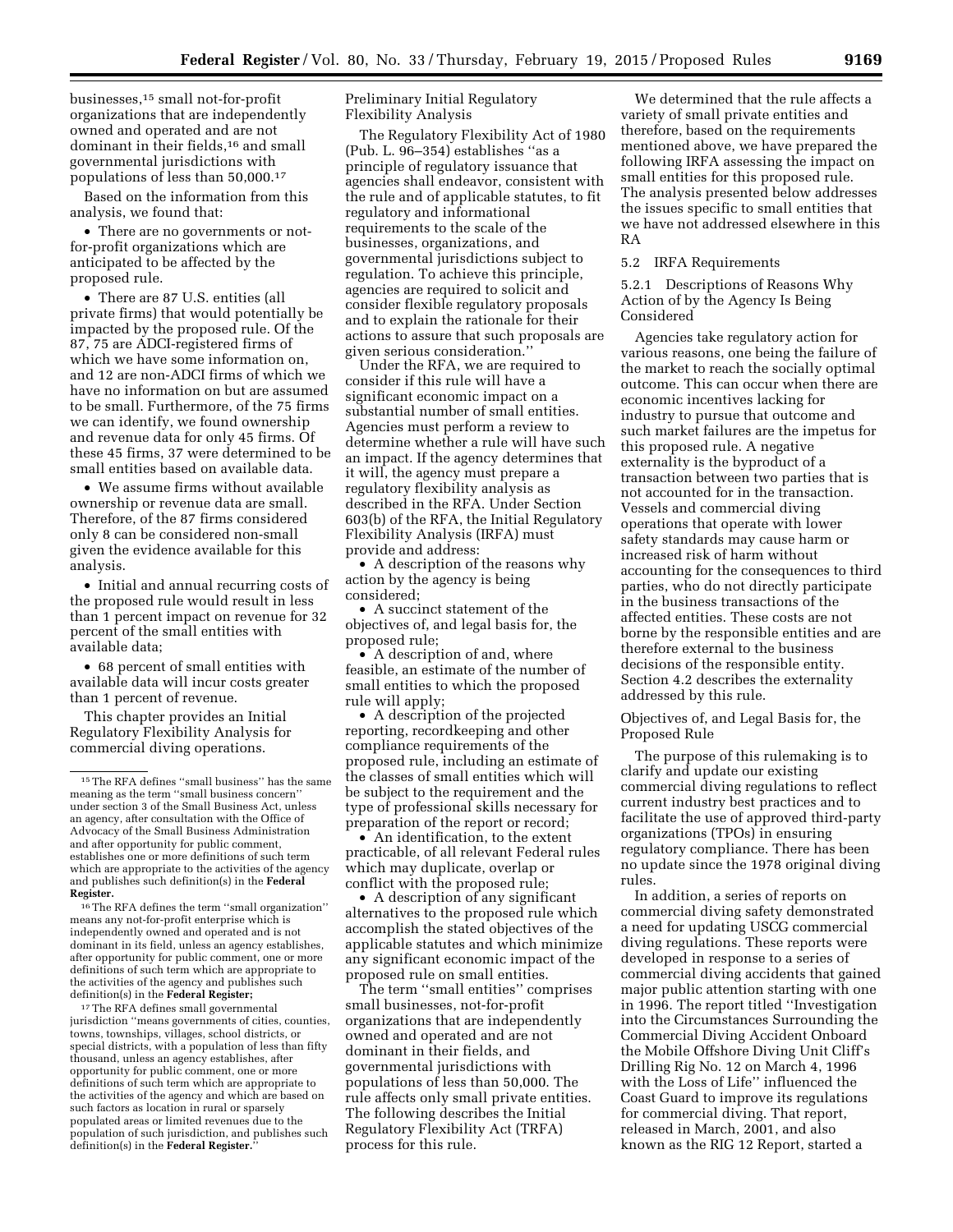businesses,[15] small not-for-profit organizations that are independently owned and operated and are not dominant in their fields,[16] and small governmental jurisdictions with populations of less than 50,000.[17]

Based on the information from this analysis, we found that:

- There are no governments or not-for-profit organizations which are anticipated to be affected by the proposed rule.
- There are 87 U.S. entities (all private firms) that would potentially be impacted by the proposed rule. Of the 87, 75 are ADCI-registered firms of which we have some information on, and 12 are non-ADCI firms of which we have no information on but are assumed to be small. Furthermore, of the 75 firms we can identify, we found ownership and revenue data for only 45 firms. Of these 45 firms, 37 were determined to be small entities based on available data.
- We assume firms without available ownership or revenue data are small. Therefore, of the 87 firms considered only 8 can be considered non-small given the evidence available for this analysis.
- Initial and annual recurring costs of the proposed rule would result in less than 1 percent impact on revenue for 32 percent of the small entities with available data;
- 68 percent of small entities with available data will incur costs greater than 1 percent of revenue.

This chapter provides an Initial Regulatory Flexibility Analysis for commercial diving operations.

Preliminary Initial Regulatory Flexibility Analysis

The Regulatory Flexibility Act of 1980 (Pub. L. 96–354) establishes ''as a principle of regulatory issuance that agencies shall endeavor, consistent with the rule and of applicable statutes, to fit regulatory and informational requirements to the scale of the businesses, organizations, and governmental jurisdictions subject to regulation. To achieve this principle, agencies are required to solicit and consider flexible regulatory proposals and to explain the rationale for their actions to assure that such proposals are given serious consideration.''

Under the RFA, we are required to consider if this rule will have a significant economic impact on a substantial number of small entities. Agencies must perform a review to determine whether a rule will have such an impact. If the agency determines that it will, the agency must prepare a regulatory flexibility analysis as described in the RFA. Under Section 603(b) of the RFA, the Initial Regulatory Flexibility Analysis (IRFA) must provide and address:

- A description of the reasons why action by the agency is being considered;
- A succinct statement of the objectives of, and legal basis for, the proposed rule;
- A description of and, where feasible, an estimate of the number of small entities to which the proposed rule will apply;
- A description of the projected reporting, recordkeeping and other compliance requirements of the proposed rule, including an estimate of the classes of small entities which will be subject to the requirement and the type of professional skills necessary for preparation of the report or record;
- An identification, to the extent practicable, of all relevant Federal rules which may duplicate, overlap or conflict with the proposed rule;
- A description of any significant alternatives to the proposed rule which accomplish the stated objectives of the applicable statutes and which minimize any significant economic impact of the proposed rule on small entities.

The term ''small entities'' comprises small businesses, not-for-profit organizations that are independently owned and operated and are not dominant in their fields, and governmental jurisdictions with populations of less than 50,000. The rule affects only small private entities. The following describes the Initial Regulatory Flexibility Act (TRFA) process for this rule.

We determined that the rule affects a variety of small private entities and therefore, based on the requirements mentioned above, we have prepared the following IRFA assessing the impact on small entities for this proposed rule. The analysis presented below addresses the issues specific to small entities that we have not addressed elsewhere in this RA

5.2 IRFA Requirements

5.2.1 Descriptions of Reasons Why Action of by the Agency Is Being Considered

Agencies take regulatory action for various reasons, one being the failure of the market to reach the socially optimal outcome. This can occur when there are economic incentives lacking for industry to pursue that outcome and such market failures are the impetus for this proposed rule. A negative externality is the byproduct of a transaction between two parties that is not accounted for in the transaction. Vessels and commercial diving operations that operate with lower safety standards may cause harm or increased risk of harm without accounting for the consequences to third parties, who do not directly participate in the business transactions of the affected entities. These costs are not borne by the responsible entities and are therefore external to the business decisions of the responsible entity. Section 4.2 describes the externality addressed by this rule.

Objectives of, and Legal Basis for, the Proposed Rule

The purpose of this rulemaking is to clarify and update our existing commercial diving regulations to reflect current industry best practices and to facilitate the use of approved third-party organizations (TPOs) in ensuring regulatory compliance. There has been no update since the 1978 original diving rules.

In addition, a series of reports on commercial diving safety demonstrated a need for updating USCG commercial diving regulations. These reports were developed in response to a series of commercial diving accidents that gained major public attention starting with one in 1996. The report titled ''Investigation into the Circumstances Surrounding the Commercial Diving Accident Onboard the Mobile Offshore Diving Unit Cliff's Drilling Rig No. 12 on March 4, 1996 with the Loss of Life'' influenced the Coast Guard to improve its regulations for commercial diving. That report, released in March, 2001, and also known as the RIG 12 Report, started a

---

[15] The RFA defines ''small business'' has the same meaning as the term ''small business concern'' under section 3 of the Small Business Act, unless an agency, after consultation with the Office of Advocacy of the Small Business Administration and after opportunity for public comment, establishes one or more definitions of such term which are appropriate to the activities of the agency and publishes such definition(s) in the **Federal Register.**

[16] The RFA defines the term ''small organization'' means any not-for-profit enterprise which is independently owned and operated and is not dominant in its field, unless an agency establishes, after opportunity for public comment, one or more definitions of such term which are appropriate to the activities of the agency and publishes such definition(s) in the **Federal Register;**

[17] The RFA defines small governmental jurisdiction ''means governments of cities, counties, towns, townships, villages, school districts, or special districts, with a population of less than fifty thousand, unless an agency establishes, after opportunity for public comment, one or more definitions of such term which are appropriate to the activities of the agency and which are based on such factors as location in rural or sparsely populated areas or limited revenues due to the population of such jurisdiction, and publishes such definition(s) in the **Federal Register.**''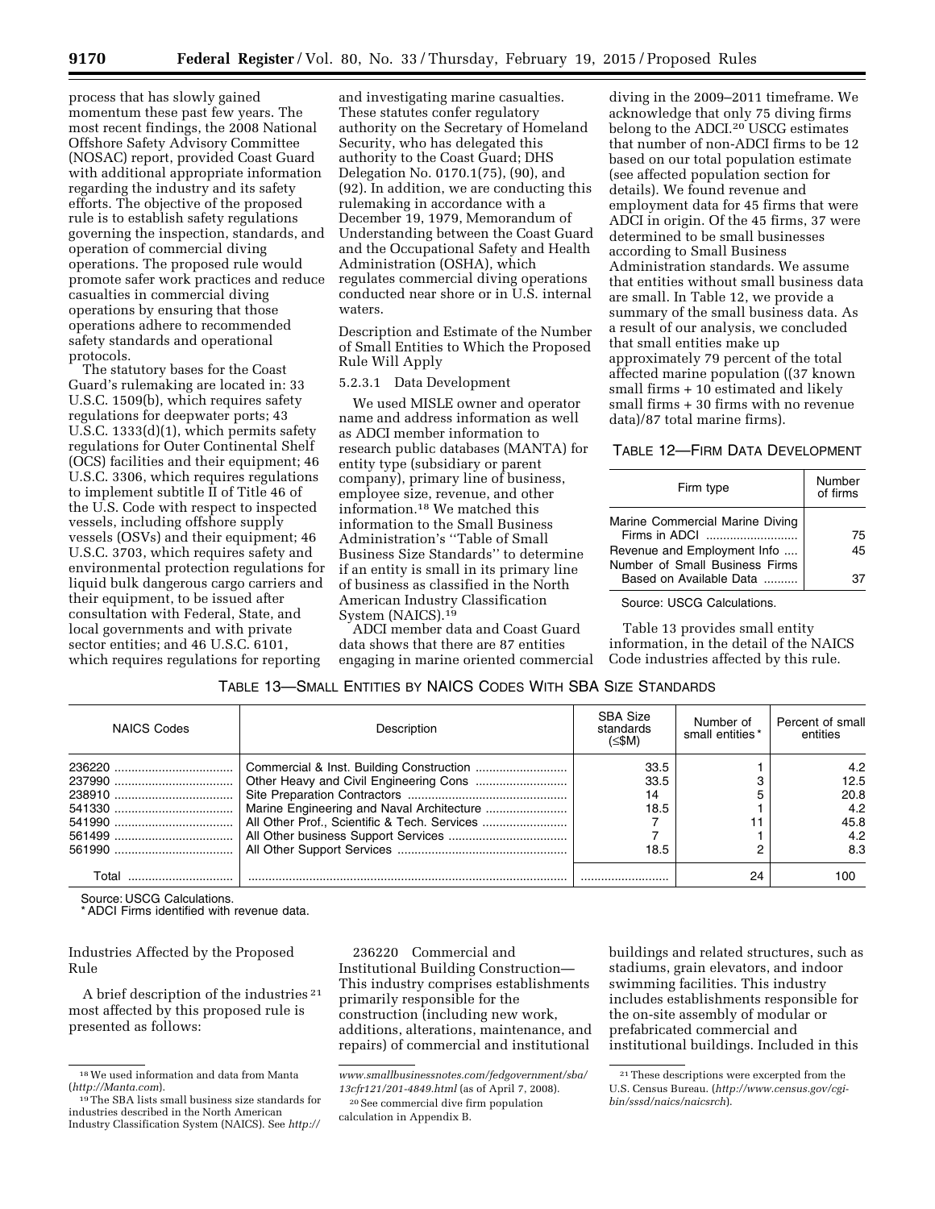process that has slowly gained momentum these past few years. The most recent findings, the 2008 National Offshore Safety Advisory Committee (NOSAC) report, provided Coast Guard with additional appropriate information regarding the industry and its safety efforts. The objective of the proposed rule is to establish safety regulations governing the inspection, standards, and operation of commercial diving operations. The proposed rule would promote safer work practices and reduce casualties in commercial diving operations by ensuring that those operations adhere to recommended safety standards and operational protocols.

The statutory bases for the Coast Guard's rulemaking are located in: 33 U.S.C. 1509(b), which requires safety regulations for deepwater ports; 43 U.S.C. 1333(d)(1), which permits safety regulations for Outer Continental Shelf (OCS) facilities and their equipment; 46 U.S.C. 3306, which requires regulations to implement subtitle II of Title 46 of the U.S. Code with respect to inspected vessels, including offshore supply vessels (OSVs) and their equipment; 46 U.S.C. 3703, which requires safety and environmental protection regulations for liquid bulk dangerous cargo carriers and their equipment, to be issued after consultation with Federal, State, and local governments and with private sector entities; and 46 U.S.C. 6101, which requires regulations for reporting and investigating marine casualties. These statutes confer regulatory authority on the Secretary of Homeland Security, who has delegated this authority to the Coast Guard; DHS Delegation No. 0170.1(75), (90), and (92). In addition, we are conducting this rulemaking in accordance with a December 19, 1979, Memorandum of Understanding between the Coast Guard and the Occupational Safety and Health Administration (OSHA), which regulates commercial diving operations conducted near shore or in U.S. internal waters.

Description and Estimate of the Number of Small Entities to Which the Proposed Rule Will Apply

5.2.3.1 Data Development

We used MISLE owner and operator name and address information as well as ADCI member information to research public databases (MANTA) for entity type (subsidiary or parent company), primary line of business, employee size, revenue, and other information.[18] We matched this information to the Small Business Administration's "Table of Small Business Size Standards" to determine if an entity is small in its primary line of business as classified in the North American Industry Classification System (NAICS).[19]

ADCI member data and Coast Guard data shows that there are 87 entities engaging in marine oriented commercial diving in the 2009–2011 timeframe. We acknowledge that only 75 diving firms belong to the ADCI.[20] USCG estimates that number of non-ADCI firms to be 12 based on our total population estimate (see affected population section for details). We found revenue and employment data for 45 firms that were ADCI in origin. Of the 45 firms, 37 were determined to be small businesses according to Small Business Administration standards. We assume that entities without small business data are small. In Table 12, we provide a summary of the small business data. As a result of our analysis, we concluded that small entities make up approximately 79 percent of the total affected marine population ((37 known small firms + 10 estimated and likely small firms + 30 firms with no revenue data)/87 total marine firms).

TABLE 12—FIRM DATA DEVELOPMENT

| Firm type | Number of firms |
|---|---|
| Marine Commercial Marine Diving Firms in ADCI | 75 |
| Revenue and Employment Info | 45 |
| Number of Small Business Firms Based on Available Data | 37 |

Source: USCG Calculations.

Table 13 provides small entity information, in the detail of the NAICS Code industries affected by this rule.

TABLE 13—SMALL ENTITIES BY NAICS CODES WITH SBA SIZE STANDARDS

| NAICS Codes | Description | SBA Size standards (≤$M) | Number of small entities * | Percent of small entities |
|---|---|---|---|---|
| 236220 | Commercial & Inst. Building Construction | 33.5 | 1 | 4.2 |
| 237990 | Other Heavy and Civil Engineering Cons | 33.5 | 3 | 12.5 |
| 238910 | Site Preparation Contractors | 14 | 5 | 20.8 |
| 541330 | Marine Engineering and Naval Architecture | 18.5 | 1 | 4.2 |
| 541990 | All Other Prof., Scientific & Tech. Services | 7 | 11 | 45.8 |
| 561499 | All Other business Support Services | 7 | 1 | 4.2 |
| 561990 | All Other Support Services | 18.5 | 2 | 8.3 |
| Total | | | 24 | 100 |

Source: USCG Calculations.
* ADCI Firms identified with revenue data.

Industries Affected by the Proposed Rule

A brief description of the industries[21] most affected by this proposed rule is presented as follows:

236220 Commercial and Institutional Building Construction—This industry comprises establishments primarily responsible for the construction (including new work, additions, alterations, maintenance, and repairs) of commercial and institutional buildings and related structures, such as stadiums, grain elevators, and indoor swimming facilities. This industry includes establishments responsible for the on-site assembly of modular or prefabricated commercial and institutional buildings. Included in this

[18] We used information and data from Manta (*http://Manta.com*).

[19] The SBA lists small business size standards for industries described in the North American Industry Classification System (NAICS). See *http://www.smallbusinessnotes.com/fedgovernment/sba/13cfr121/201-4849.html* (as of April 7, 2008).

[20] See commercial dive firm population calculation in Appendix B.

[21] These descriptions were excerpted from the U.S. Census Bureau. (*http://www.census.gov/cgi-bin/sssd/naics/naicsrch*).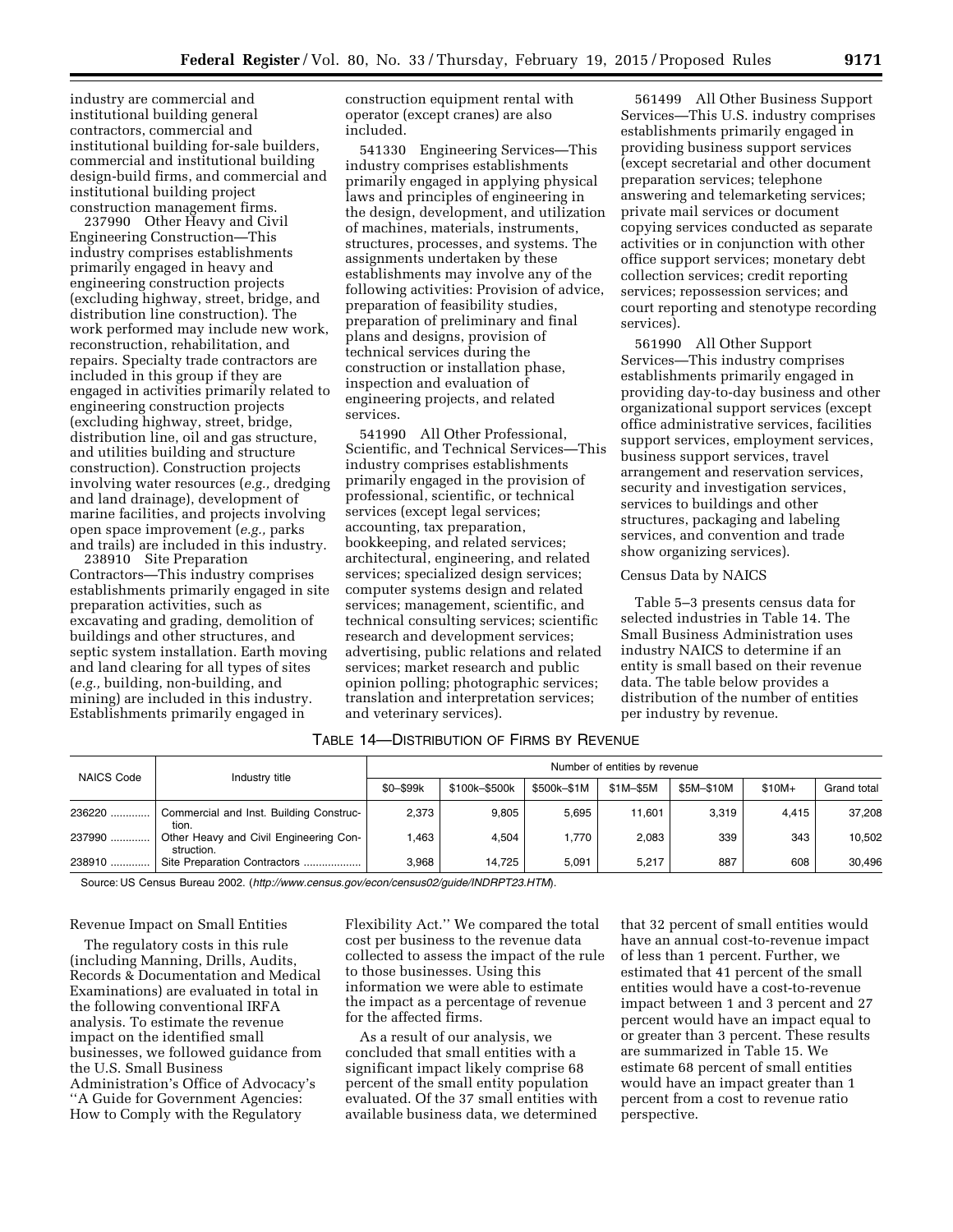industry are commercial and institutional building general contractors, commercial and institutional building for-sale builders, commercial and institutional building design-build firms, and commercial and institutional building project construction management firms.

237990 Other Heavy and Civil Engineering Construction—This industry comprises establishments primarily engaged in heavy and engineering construction projects (excluding highway, street, bridge, and distribution line construction). The work performed may include new work, reconstruction, rehabilitation, and repairs. Specialty trade contractors are included in this group if they are engaged in activities primarily related to engineering construction projects (excluding highway, street, bridge, distribution line, oil and gas structure, and utilities building and structure construction). Construction projects involving water resources (*e.g.,* dredging and land drainage), development of marine facilities, and projects involving open space improvement (*e.g.,* parks and trails) are included in this industry.

238910 Site Preparation Contractors—This industry comprises establishments primarily engaged in site preparation activities, such as excavating and grading, demolition of buildings and other structures, and septic system installation. Earth moving and land clearing for all types of sites (*e.g.,* building, non-building, and mining) are included in this industry. Establishments primarily engaged in construction equipment rental with operator (except cranes) are also included.

541330 Engineering Services—This industry comprises establishments primarily engaged in applying physical laws and principles of engineering in the design, development, and utilization of machines, materials, instruments, structures, processes, and systems. The assignments undertaken by these establishments may involve any of the following activities: Provision of advice, preparation of feasibility studies, preparation of preliminary and final plans and designs, provision of technical services during the construction or installation phase, inspection and evaluation of engineering projects, and related services.

541990 All Other Professional, Scientific, and Technical Services—This industry comprises establishments primarily engaged in the provision of professional, scientific, or technical services (except legal services; accounting, tax preparation, bookkeeping, and related services; architectural, engineering, and related services; specialized design services; computer systems design and related services; management, scientific, and technical consulting services; scientific research and development services; advertising, public relations and related services; market research and public opinion polling; photographic services; translation and interpretation services; and veterinary services).

561499 All Other Business Support Services—This U.S. industry comprises establishments primarily engaged in providing business support services (except secretarial and other document preparation services; telephone answering and telemarketing services; private mail services or document copying services conducted as separate activities or in conjunction with other office support services; monetary debt collection services; credit reporting services; repossession services; and court reporting and stenotype recording services).

561990 All Other Support Services—This industry comprises establishments primarily engaged in providing day-to-day business and other organizational support services (except office administrative services, facilities support services, employment services, business support services, travel arrangement and reservation services, security and investigation services, services to buildings and other structures, packaging and labeling services, and convention and trade show organizing services).

Census Data by NAICS

Table 5–3 presents census data for selected industries in Table 14. The Small Business Administration uses industry NAICS to determine if an entity is small based on their revenue data. The table below provides a distribution of the number of entities per industry by revenue.

TABLE 14—DISTRIBUTION OF FIRMS BY REVENUE

| NAICS Code | Industry title | Number of entities by revenue | | | | | | |
|---|---|---|---|---|---|---|---|---|
| | | $0–$99k | $100k–$500k | $500k–$1M | $1M–$5M | $5M–$10M | $10M+ | Grand total |
| 236220 | Commercial and Inst. Building Construction. | 2,373 | 9,805 | 5,695 | 11,601 | 3,319 | 4,415 | 37,208 |
| 237990 | Other Heavy and Civil Engineering Construction. | 1,463 | 4,504 | 1,770 | 2,083 | 339 | 343 | 10,502 |
| 238910 | Site Preparation Contractors | 3,968 | 14,725 | 5,091 | 5,217 | 887 | 608 | 30,496 |

Source: US Census Bureau 2002. (*http://www.census.gov/econ/census02/guide/INDRPT23.HTM*).

Revenue Impact on Small Entities

The regulatory costs in this rule (including Manning, Drills, Audits, Records & Documentation and Medical Examinations) are evaluated in total in the following conventional IRFA analysis. To estimate the revenue impact on the identified small businesses, we followed guidance from the U.S. Small Business Administration's Office of Advocacy's "A Guide for Government Agencies: How to Comply with the Regulatory Flexibility Act." We compared the total cost per business to the revenue data collected to assess the impact of the rule to those businesses. Using this information we were able to estimate the impact as a percentage of revenue for the affected firms.

As a result of our analysis, we concluded that small entities with a significant impact likely comprise 68 percent of the small entity population evaluated. Of the 37 small entities with available business data, we determined that 32 percent of small entities would have an annual cost-to-revenue impact of less than 1 percent. Further, we estimated that 41 percent of the small entities would have a cost-to-revenue impact between 1 and 3 percent and 27 percent would have an impact equal to or greater than 3 percent. These results are summarized in Table 15. We estimate 68 percent of small entities would have an impact greater than 1 percent from a cost to revenue ratio perspective.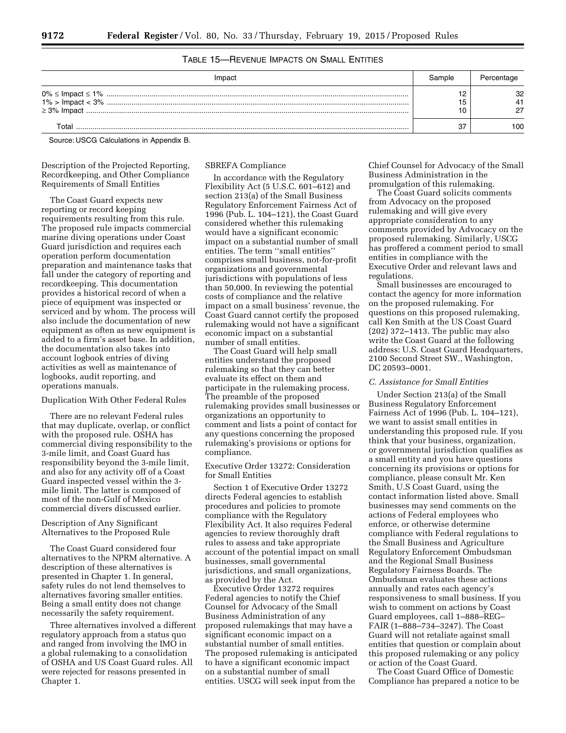TABLE 15—REVENUE IMPACTS ON SMALL ENTITIES

| Impact | Sample | Percentage |
| --- | --- | --- |
| 0% ≤ Impact ≤ 1% | 12 | 32 |
| 1% > Impact < 3% | 15 | 41 |
| ≥ 3% Impact | 10 | 27 |
| Total | 37 | 100 |

Source: USCG Calculations in Appendix B.

Description of the Projected Reporting, Recordkeeping, and Other Compliance Requirements of Small Entities

The Coast Guard expects new reporting or record keeping requirements resulting from this rule. The proposed rule impacts commercial marine diving operations under Coast Guard jurisdiction and requires each operation perform documentation preparation and maintenance tasks that fall under the category of reporting and recordkeeping. This documentation provides a historical record of when a piece of equipment was inspected or serviced and by whom. The process will also include the documentation of new equipment as often as new equipment is added to a firm's asset base. In addition, the documentation also takes into account logbook entries of diving activities as well as maintenance of logbooks, audit reporting, and operations manuals.

Duplication With Other Federal Rules

There are no relevant Federal rules that may duplicate, overlap, or conflict with the proposed rule. OSHA has commercial diving responsibility to the 3-mile limit, and Coast Guard has responsibility beyond the 3-mile limit, and also for any activity off of a Coast Guard inspected vessel within the 3-mile limit. The latter is composed of most of the non-Gulf of Mexico commercial divers discussed earlier.

Description of Any Significant Alternatives to the Proposed Rule

The Coast Guard considered four alternatives to the NPRM alternative. A description of these alternatives is presented in Chapter 1. In general, safety rules do not lend themselves to alternatives favoring smaller entities. Being a small entity does not change necessarily the safety requirement.

Three alternatives involved a different regulatory approach from a status quo and ranged from involving the IMO in a global rulemaking to a consolidation of OSHA and US Coast Guard rules. All were rejected for reasons presented in Chapter 1.

SBREFA Compliance

In accordance with the Regulatory Flexibility Act (5 U.S.C. 601–612) and section 213(a) of the Small Business Regulatory Enforcement Fairness Act of 1996 (Pub. L. 104–121), the Coast Guard considered whether this rulemaking would have a significant economic impact on a substantial number of small entities. The term ''small entities'' comprises small business, not-for-profit organizations and governmental jurisdictions with populations of less than 50,000. In reviewing the potential costs of compliance and the relative impact on a small business' revenue, the Coast Guard cannot certify the proposed rulemaking would not have a significant economic impact on a substantial number of small entities.

The Coast Guard will help small entities understand the proposed rulemaking so that they can better evaluate its effect on them and participate in the rulemaking process. The preamble of the proposed rulemaking provides small businesses or organizations an opportunity to comment and lists a point of contact for any questions concerning the proposed rulemaking's provisions or options for compliance.

Executive Order 13272: Consideration for Small Entities

Section 1 of Executive Order 13272 directs Federal agencies to establish procedures and policies to promote compliance with the Regulatory Flexibility Act. It also requires Federal agencies to review thoroughly draft rules to assess and take appropriate account of the potential impact on small businesses, small governmental jurisdictions, and small organizations, as provided by the Act.

Executive Order 13272 requires Federal agencies to notify the Chief Counsel for Advocacy of the Small Business Administration of any proposed rulemakings that may have a significant economic impact on a substantial number of small entities. The proposed rulemaking is anticipated to have a significant economic impact on a substantial number of small entities. USCG will seek input from the Chief Counsel for Advocacy of the Small Business Administration in the promulgation of this rulemaking.

The Coast Guard solicits comments from Advocacy on the proposed rulemaking and will give every appropriate consideration to any comments provided by Advocacy on the proposed rulemaking. Similarly, USCG has proffered a comment period to small entities in compliance with the Executive Order and relevant laws and regulations.

Small businesses are encouraged to contact the agency for more information on the proposed rulemaking. For questions on this proposed rulemaking, call Ken Smith at the US Coast Guard (202) 372–1413. The public may also write the Coast Guard at the following address: U.S. Coast Guard Headquarters, 2100 Second Street SW., Washington, DC 20593–0001.

*C. Assistance for Small Entities*

Under Section 213(a) of the Small Business Regulatory Enforcement Fairness Act of 1996 (Pub. L. 104–121), we want to assist small entities in understanding this proposed rule. If you think that your business, organization, or governmental jurisdiction qualifies as a small entity and you have questions concerning its provisions or options for compliance, please consult Mr. Ken Smith, U.S Coast Guard, using the contact information listed above. Small businesses may send comments on the actions of Federal employees who enforce, or otherwise determine compliance with Federal regulations to the Small Business and Agriculture Regulatory Enforcement Ombudsman and the Regional Small Business Regulatory Fairness Boards. The Ombudsman evaluates these actions annually and rates each agency's responsiveness to small business. If you wish to comment on actions by Coast Guard employees, call 1–888–REG–FAIR (1–888–734–3247). The Coast Guard will not retaliate against small entities that question or complain about this proposed rulemaking or any policy or action of the Coast Guard.

The Coast Guard Office of Domestic Compliance has prepared a notice to be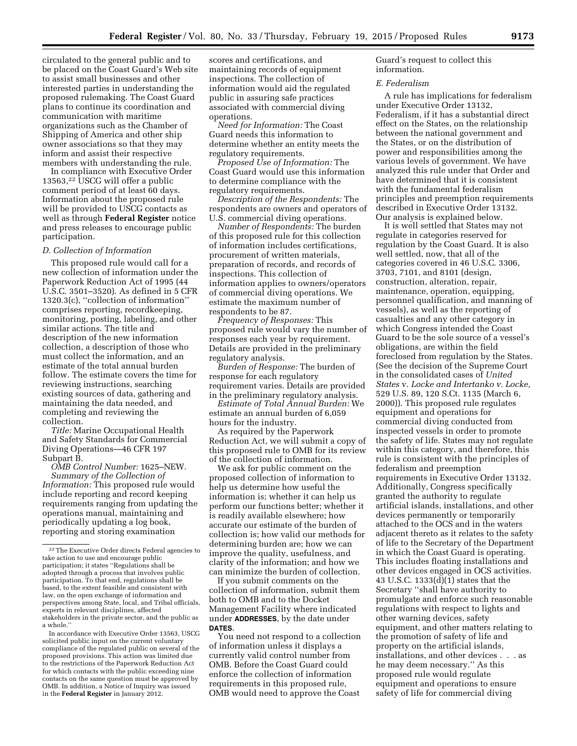circulated to the general public and to be placed on the Coast Guard's Web site to assist small businesses and other interested parties in understanding the proposed rulemaking. The Coast Guard plans to continue its coordination and communication with maritime organizations such as the Chamber of Shipping of America and other ship owner associations so that they may inform and assist their respective members with understanding the rule.

In compliance with Executive Order 13563,[22] USCG will offer a public comment period of at least 60 days. Information about the proposed rule will be provided to USCG contacts as well as through **Federal Register** notice and press releases to encourage public participation.

### *D. Collection of Information*

This proposed rule would call for a new collection of information under the Paperwork Reduction Act of 1995 (44 U.S.C. 3501–3520). As defined in 5 CFR 1320.3(c), ''collection of information'' comprises reporting, recordkeeping, monitoring, posting, labeling, and other similar actions. The title and description of the new information collection, a description of those who must collect the information, and an estimate of the total annual burden follow. The estimate covers the time for reviewing instructions, searching existing sources of data, gathering and maintaining the data needed, and completing and reviewing the collection.

*Title:* Marine Occupational Health and Safety Standards for Commercial Diving Operations—46 CFR 197 Subpart B.

*OMB Control Number:* 1625–NEW.

*Summary of the Collection of Information:* This proposed rule would include reporting and record keeping requirements ranging from updating the operations manual, maintaining and periodically updating a log book, reporting and storing examination scores and certifications, and maintaining records of equipment inspections. The collection of information would aid the regulated public in assuring safe practices associated with commercial diving operations.

*Need for Information:* The Coast Guard needs this information to determine whether an entity meets the regulatory requirements.

*Proposed Use of Information:* The Coast Guard would use this information to determine compliance with the regulatory requirements.

*Description of the Respondents:* The respondents are owners and operators of U.S. commercial diving operations.

*Number of Respondents:* The burden of this proposed rule for this collection of information includes certifications, procurement of written materials, preparation of records, and records of inspections. This collection of information applies to owners/operators of commercial diving operations. We estimate the maximum number of respondents to be 87.

*Frequency of Responses:* This proposed rule would vary the number of responses each year by requirement. Details are provided in the preliminary regulatory analysis.

*Burden of Response:* The burden of response for each regulatory requirement varies. Details are provided in the preliminary regulatory analysis.

*Estimate of Total Annual Burden:* We estimate an annual burden of 6,059 hours for the industry.

As required by the Paperwork Reduction Act, we will submit a copy of this proposed rule to OMB for its review of the collection of information.

We ask for public comment on the proposed collection of information to help us determine how useful the information is; whether it can help us perform our functions better; whether it is readily available elsewhere; how accurate our estimate of the burden of collection is; how valid our methods for determining burden are; how we can improve the quality, usefulness, and clarity of the information; and how we can minimize the burden of collection.

If you submit comments on the collection of information, submit them both to OMB and to the Docket Management Facility where indicated under **ADDRESSES**, by the date under **DATES**.

You need not respond to a collection of information unless it displays a currently valid control number from OMB. Before the Coast Guard could enforce the collection of information requirements in this proposed rule, OMB would need to approve the Coast Guard's request to collect this information.

### *E. Federalism*

A rule has implications for federalism under Executive Order 13132, Federalism, if it has a substantial direct effect on the States, on the relationship between the national government and the States, or on the distribution of power and responsibilities among the various levels of government. We have analyzed this rule under that Order and have determined that it is consistent with the fundamental federalism principles and preemption requirements described in Executive Order 13132. Our analysis is explained below.

It is well settled that States may not regulate in categories reserved for regulation by the Coast Guard. It is also well settled, now, that all of the categories covered in 46 U.S.C. 3306, 3703, 7101, and 8101 (design, construction, alteration, repair, maintenance, operation, equipping, personnel qualification, and manning of vessels), as well as the reporting of casualties and any other category in which Congress intended the Coast Guard to be the sole source of a vessel's obligations, are within the field foreclosed from regulation by the States. (See the decision of the Supreme Court in the consolidated cases of *United States* v. *Locke and Intertanko v. Locke,* 529 U.S. 89, 120 S.Ct. 1135 (March 6, 2000)). This proposed rule regulates equipment and operations for commercial diving conducted from inspected vessels in order to promote the safety of life. States may not regulate within this category, and therefore, this rule is consistent with the principles of federalism and preemption requirements in Executive Order 13132. Additionally, Congress specifically granted the authority to regulate artificial islands, installations, and other devices permanently or temporarily attached to the OCS and in the waters adjacent thereto as it relates to the safety of life to the Secretary of the Department in which the Coast Guard is operating. This includes floating installations and other devices engaged in OCS activities. 43 U.S.C. 1333(d)(1) states that the Secretary ''shall have authority to promulgate and enforce such reasonable regulations with respect to lights and other warning devices, safety equipment, and other matters relating to the promotion of safety of life and property on the artificial islands, installations, and other devices . . . as he may deem necessary.'' As this proposed rule would regulate equipment and operations to ensure safety of life for commercial diving

---

[22] The Executive Order directs Federal agencies to take action to use and encourage public participation; it states ''Regulations shall be adopted through a process that involves public participation. To that end, regulations shall be based, to the extent feasible and consistent with law, on the open exchange of information and perspectives among State, local, and Tribal officials, experts in relevant disciplines, affected stakeholders in the private sector, and the public as a whole.''

In accordance with Executive Order 13563, USCG solicited public input on the current voluntary compliance of the regulated public on several of the proposed provisions. This action was limited due to the restrictions of the Paperwork Reduction Act for which contacts with the public exceeding nine contacts on the same question must be approved by OMB. In addition, a Notice of Inquiry was issued in the **Federal Register** in January 2012.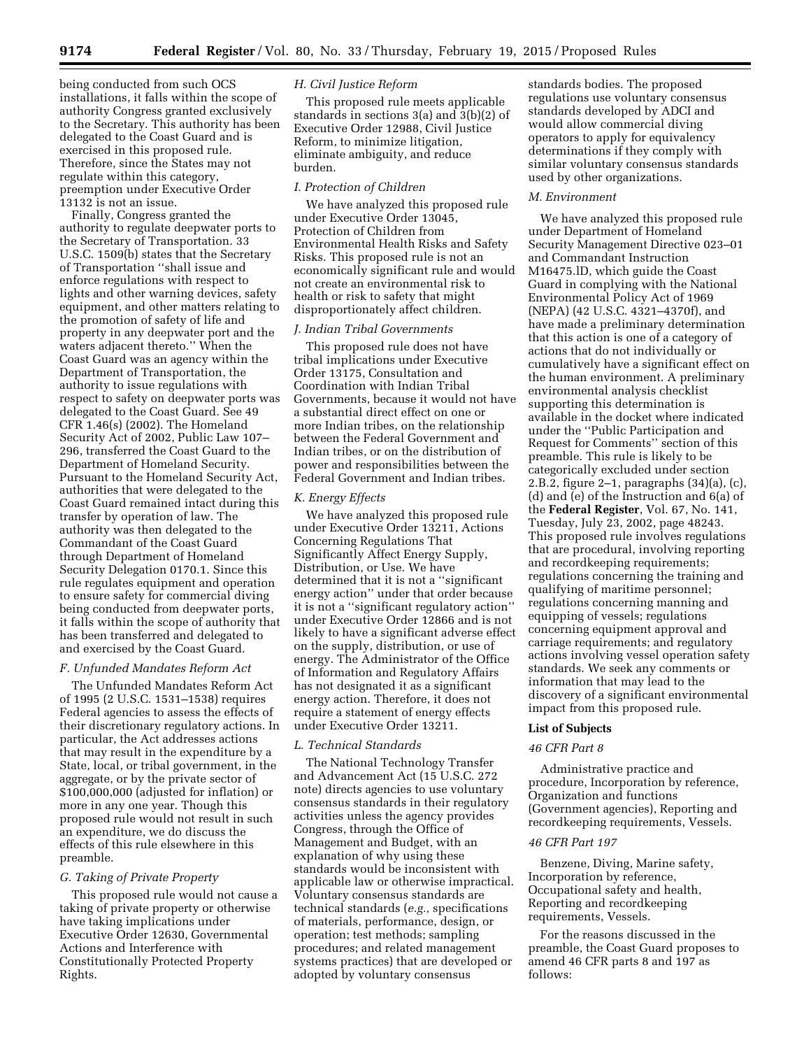being conducted from such OCS installations, it falls within the scope of authority Congress granted exclusively to the Secretary. This authority has been delegated to the Coast Guard and is exercised in this proposed rule. Therefore, since the States may not regulate within this category, preemption under Executive Order 13132 is not an issue.

Finally, Congress granted the authority to regulate deepwater ports to the Secretary of Transportation. 33 U.S.C. 1509(b) states that the Secretary of Transportation ''shall issue and enforce regulations with respect to lights and other warning devices, safety equipment, and other matters relating to the promotion of safety of life and property in any deepwater port and the waters adjacent thereto.'' When the Coast Guard was an agency within the Department of Transportation, the authority to issue regulations with respect to safety on deepwater ports was delegated to the Coast Guard. See 49 CFR 1.46(s) (2002). The Homeland Security Act of 2002, Public Law 107–296, transferred the Coast Guard to the Department of Homeland Security. Pursuant to the Homeland Security Act, authorities that were delegated to the Coast Guard remained intact during this transfer by operation of law. The authority was then delegated to the Commandant of the Coast Guard through Department of Homeland Security Delegation 0170.1. Since this rule regulates equipment and operation to ensure safety for commercial diving being conducted from deepwater ports, it falls within the scope of authority that has been transferred and delegated to and exercised by the Coast Guard.

### F. Unfunded Mandates Reform Act

The Unfunded Mandates Reform Act of 1995 (2 U.S.C. 1531–1538) requires Federal agencies to assess the effects of their discretionary regulatory actions. In particular, the Act addresses actions that may result in the expenditure by a State, local, or tribal government, in the aggregate, or by the private sector of $100,000,000 (adjusted for inflation) or more in any one year. Though this proposed rule would not result in such an expenditure, we do discuss the effects of this rule elsewhere in this preamble.

### G. Taking of Private Property

This proposed rule would not cause a taking of private property or otherwise have taking implications under Executive Order 12630, Governmental Actions and Interference with Constitutionally Protected Property Rights.

### H. Civil Justice Reform

This proposed rule meets applicable standards in sections 3(a) and 3(b)(2) of Executive Order 12988, Civil Justice Reform, to minimize litigation, eliminate ambiguity, and reduce burden.

### I. Protection of Children

We have analyzed this proposed rule under Executive Order 13045, Protection of Children from Environmental Health Risks and Safety Risks. This proposed rule is not an economically significant rule and would not create an environmental risk to health or risk to safety that might disproportionately affect children.

### J. Indian Tribal Governments

This proposed rule does not have tribal implications under Executive Order 13175, Consultation and Coordination with Indian Tribal Governments, because it would not have a substantial direct effect on one or more Indian tribes, on the relationship between the Federal Government and Indian tribes, or on the distribution of power and responsibilities between the Federal Government and Indian tribes.

### K. Energy Effects

We have analyzed this proposed rule under Executive Order 13211, Actions Concerning Regulations That Significantly Affect Energy Supply, Distribution, or Use. We have determined that it is not a ''significant energy action'' under that order because it is not a ''significant regulatory action'' under Executive Order 12866 and is not likely to have a significant adverse effect on the supply, distribution, or use of energy. The Administrator of the Office of Information and Regulatory Affairs has not designated it as a significant energy action. Therefore, it does not require a statement of energy effects under Executive Order 13211.

### L. Technical Standards

The National Technology Transfer and Advancement Act (15 U.S.C. 272 note) directs agencies to use voluntary consensus standards in their regulatory activities unless the agency provides Congress, through the Office of Management and Budget, with an explanation of why using these standards would be inconsistent with applicable law or otherwise impractical. Voluntary consensus standards are technical standards (*e.g.,* specifications of materials, performance, design, or operation; test methods; sampling procedures; and related management systems practices) that are developed or adopted by voluntary consensus standards bodies. The proposed regulations use voluntary consensus standards developed by ADCI and would allow commercial diving operators to apply for equivalency determinations if they comply with similar voluntary consensus standards used by other organizations.

### M. Environment

We have analyzed this proposed rule under Department of Homeland Security Management Directive 023–01 and Commandant Instruction M16475.lD, which guide the Coast Guard in complying with the National Environmental Policy Act of 1969 (NEPA) (42 U.S.C. 4321–4370f), and have made a preliminary determination that this action is one of a category of actions that do not individually or cumulatively have a significant effect on the human environment. A preliminary environmental analysis checklist supporting this determination is available in the docket where indicated under the ''Public Participation and Request for Comments'' section of this preamble. This rule is likely to be categorically excluded under section 2.B.2, figure 2–1, paragraphs (34)(a), (c), (d) and (e) of the Instruction and 6(a) of the **Federal Register**, Vol. 67, No. 141, Tuesday, July 23, 2002, page 48243. This proposed rule involves regulations that are procedural, involving reporting and recordkeeping requirements; regulations concerning the training and qualifying of maritime personnel; regulations concerning manning and equipping of vessels; regulations concerning equipment approval and carriage requirements; and regulatory actions involving vessel operation safety standards. We seek any comments or information that may lead to the discovery of a significant environmental impact from this proposed rule.

## List of Subjects

### 46 CFR Part 8

Administrative practice and procedure, Incorporation by reference, Organization and functions (Government agencies), Reporting and recordkeeping requirements, Vessels.

### 46 CFR Part 197

Benzene, Diving, Marine safety, Incorporation by reference, Occupational safety and health, Reporting and recordkeeping requirements, Vessels.

For the reasons discussed in the preamble, the Coast Guard proposes to amend 46 CFR parts 8 and 197 as follows: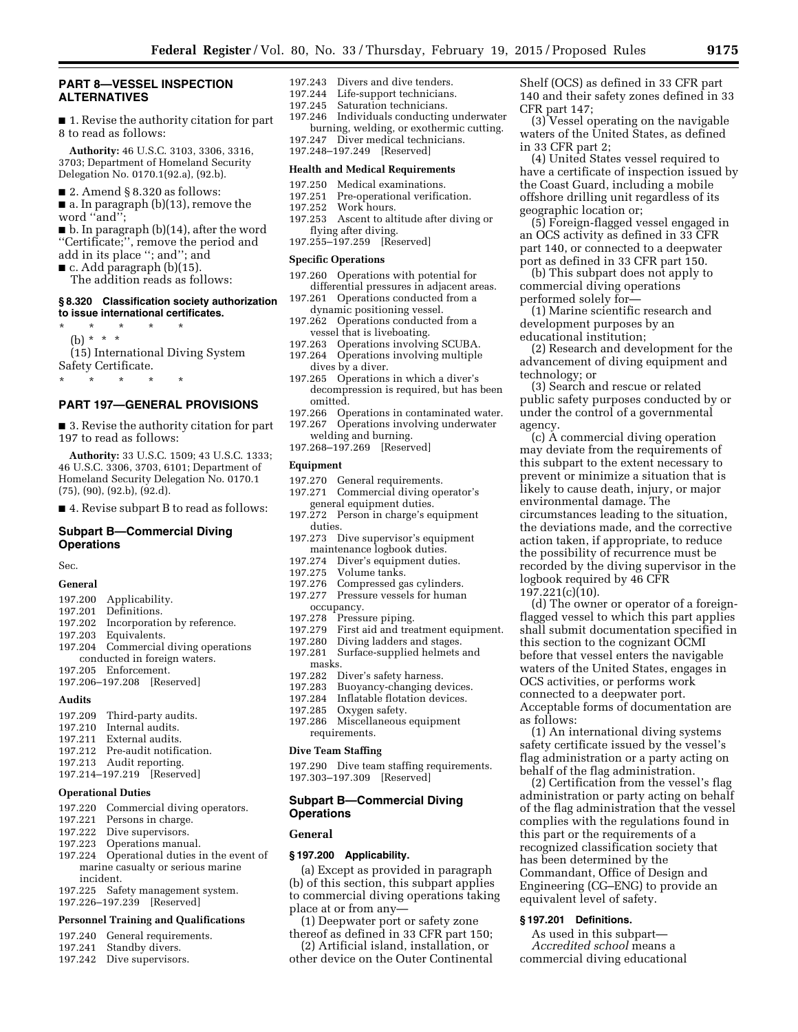## PART 8—VESSEL INSPECTION ALTERNATIVES

■ 1. Revise the authority citation for part 8 to read as follows:

**Authority:** 46 U.S.C. 3103, 3306, 3316, 3703; Department of Homeland Security Delegation No. 0170.1(92.a), (92.b).

■ 2. Amend § 8.320 as follows:

■ a. In paragraph (b)(13), remove the word ''and'';

■ b. In paragraph (b)(14), after the word ''Certificate;'', remove the period and add in its place ''; and''; and

■ c. Add paragraph (b)(15).

The addition reads as follows:

### § 8.320 Classification society authorization to issue international certificates.

\* \* \* \* \*

(b) \* \* \*

(15) International Diving System Safety Certificate.

\* \* \* \* \*

## PART 197—GENERAL PROVISIONS

■ 3. Revise the authority citation for part 197 to read as follows:

**Authority:** 33 U.S.C. 1509; 43 U.S.C. 1333; 46 U.S.C. 3306, 3703, 6101; Department of Homeland Security Delegation No. 0170.1 (75), (90), (92.b), (92.d).

■ 4. Revise subpart B to read as follows:

## Subpart B—Commercial Diving Operations

Sec.

**General**

197.200 Applicability.
197.201 Definitions.
197.202 Incorporation by reference.
197.203 Equivalents.
197.204 Commercial diving operations conducted in foreign waters.
197.205 Enforcement.
197.206–197.208 [Reserved]

**Audits**

197.209 Third-party audits.
197.210 Internal audits.
197.211 External audits.
197.212 Pre-audit notification.
197.213 Audit reporting.
197.214–197.219 [Reserved]

**Operational Duties**

197.220 Commercial diving operators.
197.221 Persons in charge.
197.222 Dive supervisors.
197.223 Operations manual.
197.224 Operational duties in the event of marine casualty or serious marine incident.
197.225 Safety management system.
197.226–197.239 [Reserved]

**Personnel Training and Qualifications**

197.240 General requirements.
197.241 Standby divers.
197.242 Dive supervisors.
197.243 Divers and dive tenders.
197.244 Life-support technicians.
197.245 Saturation technicians.
197.246 Individuals conducting underwater burning, welding, or exothermic cutting.
197.247 Diver medical technicians.
197.248–197.249 [Reserved]

**Health and Medical Requirements**

197.250 Medical examinations.
197.251 Pre-operational verification.
197.252 Work hours.
197.253 Ascent to altitude after diving or flying after diving.
197.255–197.259 [Reserved]

**Specific Operations**

197.260 Operations with potential for differential pressures in adjacent areas.
197.261 Operations conducted from a dynamic positioning vessel.
197.262 Operations conducted from a vessel that is liveboating.
197.263 Operations involving SCUBA.
197.264 Operations involving multiple dives by a diver.
197.265 Operations in which a diver's decompression is required, but has been omitted.
197.266 Operations in contaminated water.
197.267 Operations involving underwater welding and burning.
197.268–197.269 [Reserved]

**Equipment**

197.270 General requirements.
197.271 Commercial diving operator's general equipment duties.
197.272 Person in charge's equipment duties.
197.273 Dive supervisor's equipment maintenance logbook duties.
197.274 Diver's equipment duties.
197.275 Volume tanks.
197.276 Compressed gas cylinders.
197.277 Pressure vessels for human occupancy.
197.278 Pressure piping.
197.279 First aid and treatment equipment.
197.280 Diving ladders and stages.
197.281 Surface-supplied helmets and masks.
197.282 Diver's safety harness.
197.283 Buoyancy-changing devices.
197.284 Inflatable flotation devices.
197.285 Oxygen safety.
197.286 Miscellaneous equipment requirements.

**Dive Team Staffing**

197.290 Dive team staffing requirements.
197.303–197.309 [Reserved]

## Subpart B—Commercial Diving Operations

### General

#### § 197.200 Applicability.

(a) Except as provided in paragraph (b) of this section, this subpart applies to commercial diving operations taking place at or from any—

(1) Deepwater port or safety zone thereof as defined in 33 CFR part 150;

(2) Artificial island, installation, or other device on the Outer Continental Shelf (OCS) as defined in 33 CFR part 140 and their safety zones defined in 33 CFR part 147;

(3) Vessel operating on the navigable waters of the United States, as defined in 33 CFR part 2;

(4) United States vessel required to have a certificate of inspection issued by the Coast Guard, including a mobile offshore drilling unit regardless of its geographic location or;

(5) Foreign-flagged vessel engaged in an OCS activity as defined in 33 CFR part 140, or connected to a deepwater port as defined in 33 CFR part 150.

(b) This subpart does not apply to commercial diving operations performed solely for—

(1) Marine scientific research and development purposes by an educational institution;

(2) Research and development for the advancement of diving equipment and technology; or

(3) Search and rescue or related public safety purposes conducted by or under the control of a governmental agency.

(c) A commercial diving operation may deviate from the requirements of this subpart to the extent necessary to prevent or minimize a situation that is likely to cause death, injury, or major environmental damage. The circumstances leading to the situation, the deviations made, and the corrective action taken, if appropriate, to reduce the possibility of recurrence must be recorded by the diving supervisor in the logbook required by 46 CFR 197.221(c)(10).

(d) The owner or operator of a foreign-flagged vessel to which this part applies shall submit documentation specified in this section to the cognizant OCMI before that vessel enters the navigable waters of the United States, engages in OCS activities, or performs work connected to a deepwater port. Acceptable forms of documentation are as follows:

(1) An international diving systems safety certificate issued by the vessel's flag administration or a party acting on behalf of the flag administration.

(2) Certification from the vessel's flag administration or party acting on behalf of the flag administration that the vessel complies with the regulations found in this part or the requirements of a recognized classification society that has been determined by the Commandant, Office of Design and Engineering (CG–ENG) to provide an equivalent level of safety.

#### § 197.201 Definitions.

As used in this subpart—

*Accredited school* means a commercial diving educational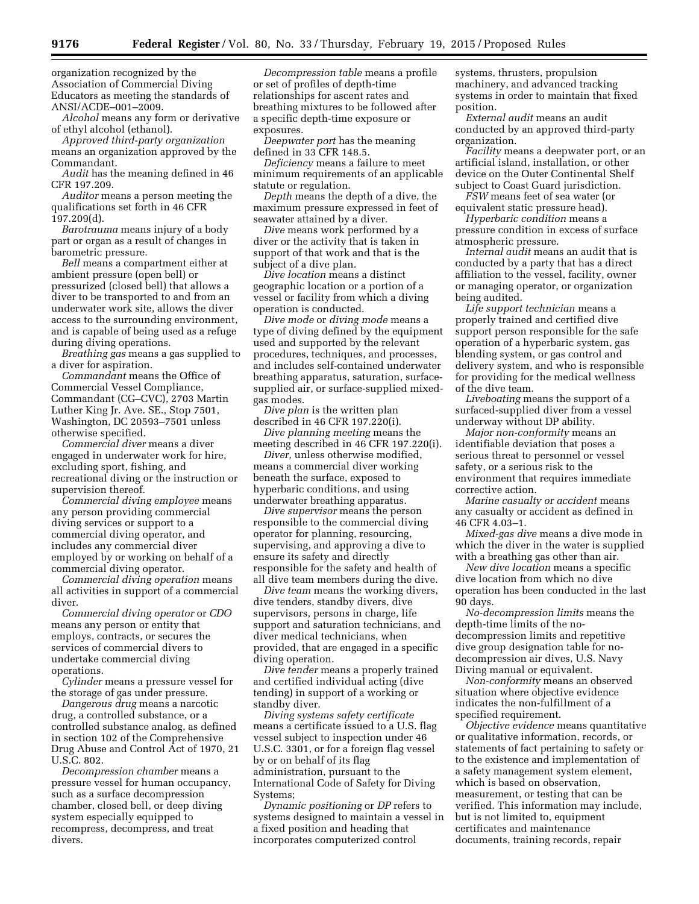organization recognized by the Association of Commercial Diving Educators as meeting the standards of ANSI/ACDE–001–2009.

*Alcohol* means any form or derivative of ethyl alcohol (ethanol).

*Approved third-party organization* means an organization approved by the Commandant.

*Audit* has the meaning defined in 46 CFR 197.209.

*Auditor* means a person meeting the qualifications set forth in 46 CFR 197.209(d).

*Barotrauma* means injury of a body part or organ as a result of changes in barometric pressure.

*Bell* means a compartment either at ambient pressure (open bell) or pressurized (closed bell) that allows a diver to be transported to and from an underwater work site, allows the diver access to the surrounding environment, and is capable of being used as a refuge during diving operations.

*Breathing gas* means a gas supplied to a diver for aspiration.

*Commandant* means the Office of Commercial Vessel Compliance, Commandant (CG–CVC), 2703 Martin Luther King Jr. Ave. SE., Stop 7501, Washington, DC 20593–7501 unless otherwise specified.

*Commercial diver* means a diver engaged in underwater work for hire, excluding sport, fishing, and recreational diving or the instruction or supervision thereof.

*Commercial diving employee* means any person providing commercial diving services or support to a commercial diving operator, and includes any commercial diver employed by or working on behalf of a commercial diving operator.

*Commercial diving operation* means all activities in support of a commercial diver.

*Commercial diving operator* or *CDO* means any person or entity that employs, contracts, or secures the services of commercial divers to undertake commercial diving operations.

*Cylinder* means a pressure vessel for the storage of gas under pressure.

*Dangerous drug* means a narcotic drug, a controlled substance, or a controlled substance analog, as defined in section 102 of the Comprehensive Drug Abuse and Control Act of 1970, 21 U.S.C. 802.

*Decompression chamber* means a pressure vessel for human occupancy, such as a surface decompression chamber, closed bell, or deep diving system especially equipped to recompress, decompress, and treat divers.

*Decompression table* means a profile or set of profiles of depth-time relationships for ascent rates and breathing mixtures to be followed after a specific depth-time exposure or exposures.

*Deepwater port* has the meaning defined in 33 CFR 148.5.

*Deficiency* means a failure to meet minimum requirements of an applicable statute or regulation.

*Depth* means the depth of a dive, the maximum pressure expressed in feet of seawater attained by a diver.

*Dive* means work performed by a diver or the activity that is taken in support of that work and that is the subject of a dive plan.

*Dive location* means a distinct geographic location or a portion of a vessel or facility from which a diving operation is conducted.

*Dive mode* or *diving mode* means a type of diving defined by the equipment used and supported by the relevant procedures, techniques, and processes, and includes self-contained underwater breathing apparatus, saturation, surface-supplied air, or surface-supplied mixed-gas modes.

*Dive plan* is the written plan described in 46 CFR 197.220(i).

*Dive planning meeting* means the meeting described in 46 CFR 197.220(i).

*Diver,* unless otherwise modified, means a commercial diver working beneath the surface, exposed to hyperbaric conditions, and using underwater breathing apparatus.

*Dive supervisor* means the person responsible to the commercial diving operator for planning, resourcing, supervising, and approving a dive to ensure its safety and directly responsible for the safety and health of all dive team members during the dive.

*Dive team* means the working divers, dive tenders, standby divers, dive supervisors, persons in charge, life support and saturation technicians, and diver medical technicians, when provided, that are engaged in a specific diving operation.

*Dive tender* means a properly trained and certified individual acting (dive tending) in support of a working or standby diver.

*Diving systems safety certificate* means a certificate issued to a U.S. flag vessel subject to inspection under 46 U.S.C. 3301, or for a foreign flag vessel by or on behalf of its flag administration, pursuant to the International Code of Safety for Diving Systems;

*Dynamic positioning* or *DP* refers to systems designed to maintain a vessel in a fixed position and heading that incorporates computerized control systems, thrusters, propulsion machinery, and advanced tracking systems in order to maintain that fixed position.

*External audit* means an audit conducted by an approved third-party organization.

*Facility* means a deepwater port, or an artificial island, installation, or other device on the Outer Continental Shelf subject to Coast Guard jurisdiction.

*FSW* means feet of sea water (or equivalent static pressure head).

*Hyperbaric condition* means a pressure condition in excess of surface atmospheric pressure.

*Internal audit* means an audit that is conducted by a party that has a direct affiliation to the vessel, facility, owner or managing operator, or organization being audited.

*Life support technician* means a properly trained and certified dive support person responsible for the safe operation of a hyperbaric system, gas blending system, or gas control and delivery system, and who is responsible for providing for the medical wellness of the dive team.

*Liveboating* means the support of a surfaced-supplied diver from a vessel underway without DP ability.

*Major non-conformity* means an identifiable deviation that poses a serious threat to personnel or vessel safety, or a serious risk to the environment that requires immediate corrective action.

*Marine casualty or accident* means any casualty or accident as defined in 46 CFR 4.03–1.

*Mixed-gas dive* means a dive mode in which the diver in the water is supplied with a breathing gas other than air.

*New dive location* means a specific dive location from which no dive operation has been conducted in the last 90 days.

*No-decompression limits* means the depth-time limits of the no-decompression limits and repetitive dive group designation table for no-decompression air dives, U.S. Navy Diving manual or equivalent.

*Non-conformity* means an observed situation where objective evidence indicates the non-fulfillment of a specified requirement.

*Objective evidence* means quantitative or qualitative information, records, or statements of fact pertaining to safety or to the existence and implementation of a safety management system element, which is based on observation, measurement, or testing that can be verified. This information may include, but is not limited to, equipment certificates and maintenance documents, training records, repair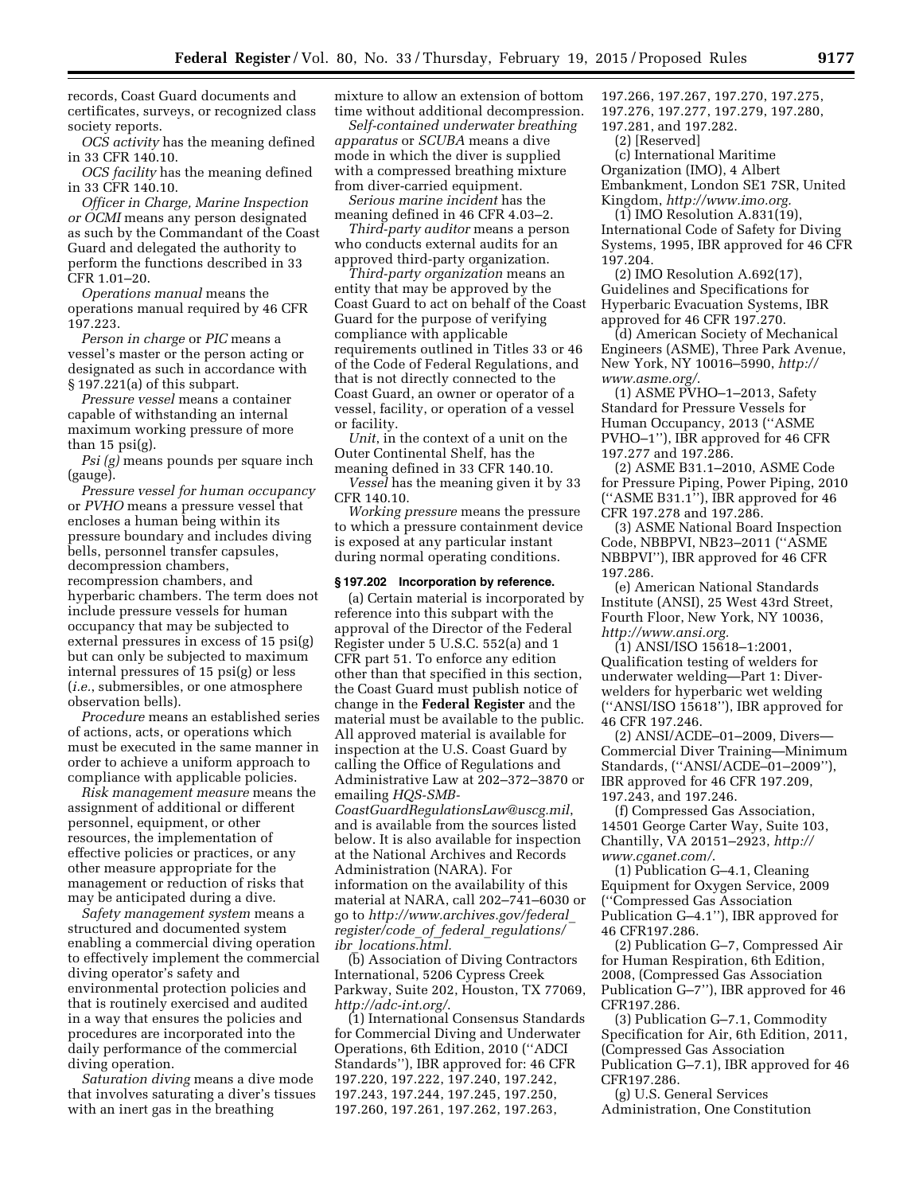records, Coast Guard documents and certificates, surveys, or recognized class society reports.

*OCS activity* has the meaning defined in 33 CFR 140.10.

*OCS facility* has the meaning defined in 33 CFR 140.10.

*Officer in Charge, Marine Inspection or OCMI* means any person designated as such by the Commandant of the Coast Guard and delegated the authority to perform the functions described in 33 CFR 1.01–20.

*Operations manual* means the operations manual required by 46 CFR 197.223.

*Person in charge* or *PIC* means a vessel's master or the person acting or designated as such in accordance with § 197.221(a) of this subpart.

*Pressure vessel* means a container capable of withstanding an internal maximum working pressure of more than 15 psi(g).

*Psi (g)* means pounds per square inch (gauge).

*Pressure vessel for human occupancy* or *PVHO* means a pressure vessel that encloses a human being within its pressure boundary and includes diving bells, personnel transfer capsules, decompression chambers, recompression chambers, and hyperbaric chambers. The term does not include pressure vessels for human occupancy that may be subjected to external pressures in excess of 15 psi(g) but can only be subjected to maximum internal pressures of 15 psi(g) or less (*i.e.*, submersibles, or one atmosphere observation bells).

*Procedure* means an established series of actions, acts, or operations which must be executed in the same manner in order to achieve a uniform approach to compliance with applicable policies.

*Risk management measure* means the assignment of additional or different personnel, equipment, or other resources, the implementation of effective policies or practices, or any other measure appropriate for the management or reduction of risks that may be anticipated during a dive.

*Safety management system* means a structured and documented system enabling a commercial diving operation to effectively implement the commercial diving operator's safety and environmental protection policies and that is routinely exercised and audited in a way that ensures the policies and procedures are incorporated into the daily performance of the commercial diving operation.

*Saturation diving* means a dive mode that involves saturating a diver's tissues with an inert gas in the breathing mixture to allow an extension of bottom time without additional decompression.

*Self-contained underwater breathing apparatus* or *SCUBA* means a dive mode in which the diver is supplied with a compressed breathing mixture from diver-carried equipment.

*Serious marine incident* has the meaning defined in 46 CFR 4.03–2.

*Third-party auditor* means a person who conducts external audits for an approved third-party organization.

*Third-party organization* means an entity that may be approved by the Coast Guard to act on behalf of the Coast Guard for the purpose of verifying compliance with applicable requirements outlined in Titles 33 or 46 of the Code of Federal Regulations, and that is not directly connected to the Coast Guard, an owner or operator of a vessel, facility, or operation of a vessel or facility.

*Unit*, in the context of a unit on the Outer Continental Shelf, has the meaning defined in 33 CFR 140.10.

*Vessel* has the meaning given it by 33 CFR 140.10.

*Working pressure* means the pressure to which a pressure containment device is exposed at any particular instant during normal operating conditions.

**§ 197.202 Incorporation by reference.**

(a) Certain material is incorporated by reference into this subpart with the approval of the Director of the Federal Register under 5 U.S.C. 552(a) and 1 CFR part 51. To enforce any edition other than that specified in this section, the Coast Guard must publish notice of change in the **Federal Register** and the material must be available to the public. All approved material is available for inspection at the U.S. Coast Guard by calling the Office of Regulations and Administrative Law at 202–372–3870 or emailing *HQS-SMB-CoastGuardRegulationsLaw@uscg.mil*, and is available from the sources listed below. It is also available for inspection at the National Archives and Records Administration (NARA). For information on the availability of this material at NARA, call 202–741–6030 or go to *http://www.archives.gov/federal_register/code_of_federal_regulations/ibr_locations.html.*

(b) Association of Diving Contractors International, 5206 Cypress Creek Parkway, Suite 202, Houston, TX 77069, *http://adc-int.org/*.

(1) International Consensus Standards for Commercial Diving and Underwater Operations, 6th Edition, 2010 (''ADCI Standards''), IBR approved for: 46 CFR 197.220, 197.222, 197.240, 197.242, 197.243, 197.244, 197.245, 197.250, 197.260, 197.261, 197.262, 197.263, 197.266, 197.267, 197.270, 197.275, 197.276, 197.277, 197.279, 197.280, 197.281, and 197.282.

(2) [Reserved]

(c) International Maritime Organization (IMO), 4 Albert Embankment, London SE1 7SR, United Kingdom, *http://www.imo.org.*

(1) IMO Resolution A.831(19), International Code of Safety for Diving Systems, 1995, IBR approved for 46 CFR 197.204.

(2) IMO Resolution A.692(17), Guidelines and Specifications for Hyperbaric Evacuation Systems, IBR approved for 46 CFR 197.270.

(d) American Society of Mechanical Engineers (ASME), Three Park Avenue, New York, NY 10016–5990, *http://www.asme.org/*.

(1) ASME PVHO–1–2013, Safety Standard for Pressure Vessels for Human Occupancy, 2013 (''ASME PVHO–1''), IBR approved for 46 CFR 197.277 and 197.286.

(2) ASME B31.1–2010, ASME Code for Pressure Piping, Power Piping, 2010 (''ASME B31.1''), IBR approved for 46 CFR 197.278 and 197.286.

(3) ASME National Board Inspection Code, NBBPVI, NB23–2011 (''ASME NBBPVI''), IBR approved for 46 CFR 197.286.

(e) American National Standards Institute (ANSI), 25 West 43rd Street, Fourth Floor, New York, NY 10036, *http://www.ansi.org.*

(1) ANSI/ISO 15618–1:2001, Qualification testing of welders for underwater welding—Part 1: Diver-welders for hyperbaric wet welding (''ANSI/ISO 15618''), IBR approved for 46 CFR 197.246.

(2) ANSI/ACDE–01–2009, Divers—Commercial Diver Training—Minimum Standards, (''ANSI/ACDE–01–2009''), IBR approved for 46 CFR 197.209, 197.243, and 197.246.

(f) Compressed Gas Association, 14501 George Carter Way, Suite 103, Chantilly, VA 20151–2923, *http://www.cganet.com/*.

(1) Publication G–4.1, Cleaning Equipment for Oxygen Service, 2009 (''Compressed Gas Association Publication G–4.1''), IBR approved for 46 CFR197.286.

(2) Publication G–7, Compressed Air for Human Respiration, 6th Edition, 2008, (Compressed Gas Association Publication G–7''), IBR approved for 46 CFR197.286.

(3) Publication G–7.1, Commodity Specification for Air, 6th Edition, 2011, (Compressed Gas Association Publication G–7.1), IBR approved for 46 CFR197.286.

(g) U.S. General Services Administration, One Constitution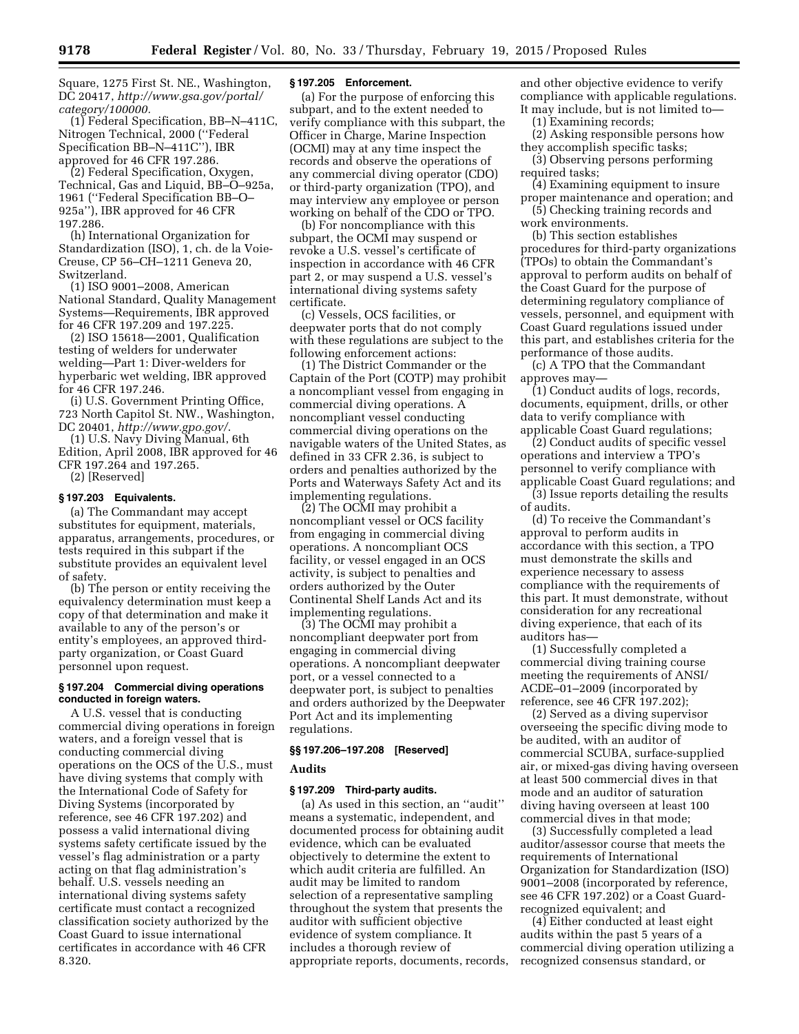Square, 1275 First St. NE., Washington, DC 20417, *http://www.gsa.gov/portal/category/100000.*

(1) Federal Specification, BB–N–411C, Nitrogen Technical, 2000 (''Federal Specification BB–N–411C''), IBR approved for 46 CFR 197.286.

(2) Federal Specification, Oxygen, Technical, Gas and Liquid, BB–O–925a, 1961 (''Federal Specification BB–O–925a''), IBR approved for 46 CFR 197.286.

(h) International Organization for Standardization (ISO), 1, ch. de la Voie-Creuse, CP 56–CH–1211 Geneva 20, Switzerland.

(1) ISO 9001–2008, American National Standard, Quality Management Systems—Requirements, IBR approved for 46 CFR 197.209 and 197.225.

(2) ISO 15618—2001, Qualification testing of welders for underwater welding—Part 1: Diver-welders for hyperbaric wet welding, IBR approved for 46 CFR 197.246.

(i) U.S. Government Printing Office, 723 North Capitol St. NW., Washington, DC 20401, *http://www.gpo.gov/.*

(1) U.S. Navy Diving Manual, 6th Edition, April 2008, IBR approved for 46 CFR 197.264 and 197.265.

(2) [Reserved]

**§ 197.203 Equivalents.**

(a) The Commandant may accept substitutes for equipment, materials, apparatus, arrangements, procedures, or tests required in this subpart if the substitute provides an equivalent level of safety.

(b) The person or entity receiving the equivalency determination must keep a copy of that determination and make it available to any of the person's or entity's employees, an approved third-party organization, or Coast Guard personnel upon request.

**§ 197.204 Commercial diving operations conducted in foreign waters.**

A U.S. vessel that is conducting commercial diving operations in foreign waters, and a foreign vessel that is conducting commercial diving operations on the OCS of the U.S., must have diving systems that comply with the International Code of Safety for Diving Systems (incorporated by reference, see 46 CFR 197.202) and possess a valid international diving systems safety certificate issued by the vessel's flag administration or a party acting on that flag administration's behalf. U.S. vessels needing an international diving systems safety certificate must contact a recognized classification society authorized by the Coast Guard to issue international certificates in accordance with 46 CFR 8.320.

**§ 197.205 Enforcement.**

(a) For the purpose of enforcing this subpart, and to the extent needed to verify compliance with this subpart, the Officer in Charge, Marine Inspection (OCMI) may at any time inspect the records and observe the operations of any commercial diving operator (CDO) or third-party organization (TPO), and may interview any employee or person working on behalf of the CDO or TPO.

(b) For noncompliance with this subpart, the OCMI may suspend or revoke a U.S. vessel's certificate of inspection in accordance with 46 CFR part 2, or may suspend a U.S. vessel's international diving systems safety certificate.

(c) Vessels, OCS facilities, or deepwater ports that do not comply with these regulations are subject to the following enforcement actions:

(1) The District Commander or the Captain of the Port (COTP) may prohibit a noncompliant vessel from engaging in commercial diving operations. A noncompliant vessel conducting commercial diving operations on the navigable waters of the United States, as defined in 33 CFR 2.36, is subject to orders and penalties authorized by the Ports and Waterways Safety Act and its implementing regulations.

(2) The OCMI may prohibit a noncompliant vessel or OCS facility from engaging in commercial diving operations. A noncompliant OCS facility, or vessel engaged in an OCS activity, is subject to penalties and orders authorized by the Outer Continental Shelf Lands Act and its implementing regulations.

(3) The OCMI may prohibit a noncompliant deepwater port from engaging in commercial diving operations. A noncompliant deepwater port, or a vessel connected to a deepwater port, is subject to penalties and orders authorized by the Deepwater Port Act and its implementing regulations.

**§§ 197.206–197.208 [Reserved]**

**Audits**

**§ 197.209 Third-party audits.**

(a) As used in this section, an ''audit'' means a systematic, independent, and documented process for obtaining audit evidence, which can be evaluated objectively to determine the extent to which audit criteria are fulfilled. An audit may be limited to random selection of a representative sampling throughout the system that presents the auditor with sufficient objective evidence of system compliance. It includes a thorough review of appropriate reports, documents, records, and other objective evidence to verify compliance with applicable regulations. It may include, but is not limited to—

(1) Examining records;

(2) Asking responsible persons how they accomplish specific tasks;

(3) Observing persons performing required tasks;

(4) Examining equipment to insure proper maintenance and operation; and

(5) Checking training records and work environments.

(b) This section establishes procedures for third-party organizations (TPOs) to obtain the Commandant's approval to perform audits on behalf of the Coast Guard for the purpose of determining regulatory compliance of vessels, personnel, and equipment with Coast Guard regulations issued under this part, and establishes criteria for the performance of those audits.

(c) A TPO that the Commandant approves may—

(1) Conduct audits of logs, records, documents, equipment, drills, or other data to verify compliance with applicable Coast Guard regulations;

(2) Conduct audits of specific vessel operations and interview a TPO's personnel to verify compliance with applicable Coast Guard regulations; and

(3) Issue reports detailing the results of audits.

(d) To receive the Commandant's approval to perform audits in accordance with this section, a TPO must demonstrate the skills and experience necessary to assess compliance with the requirements of this part. It must demonstrate, without consideration for any recreational diving experience, that each of its auditors has—

(1) Successfully completed a commercial diving training course meeting the requirements of ANSI/ACDE–01–2009 (incorporated by reference, see 46 CFR 197.202);

(2) Served as a diving supervisor overseeing the specific diving mode to be audited, with an auditor of commercial SCUBA, surface-supplied air, or mixed-gas diving having overseen at least 500 commercial dives in that mode and an auditor of saturation diving having overseen at least 100 commercial dives in that mode;

(3) Successfully completed a lead auditor/assessor course that meets the requirements of International Organization for Standardization (ISO) 9001–2008 (incorporated by reference, see 46 CFR 197.202) or a Coast Guard-recognized equivalent; and

(4) Either conducted at least eight audits within the past 5 years of a commercial diving operation utilizing a recognized consensus standard, or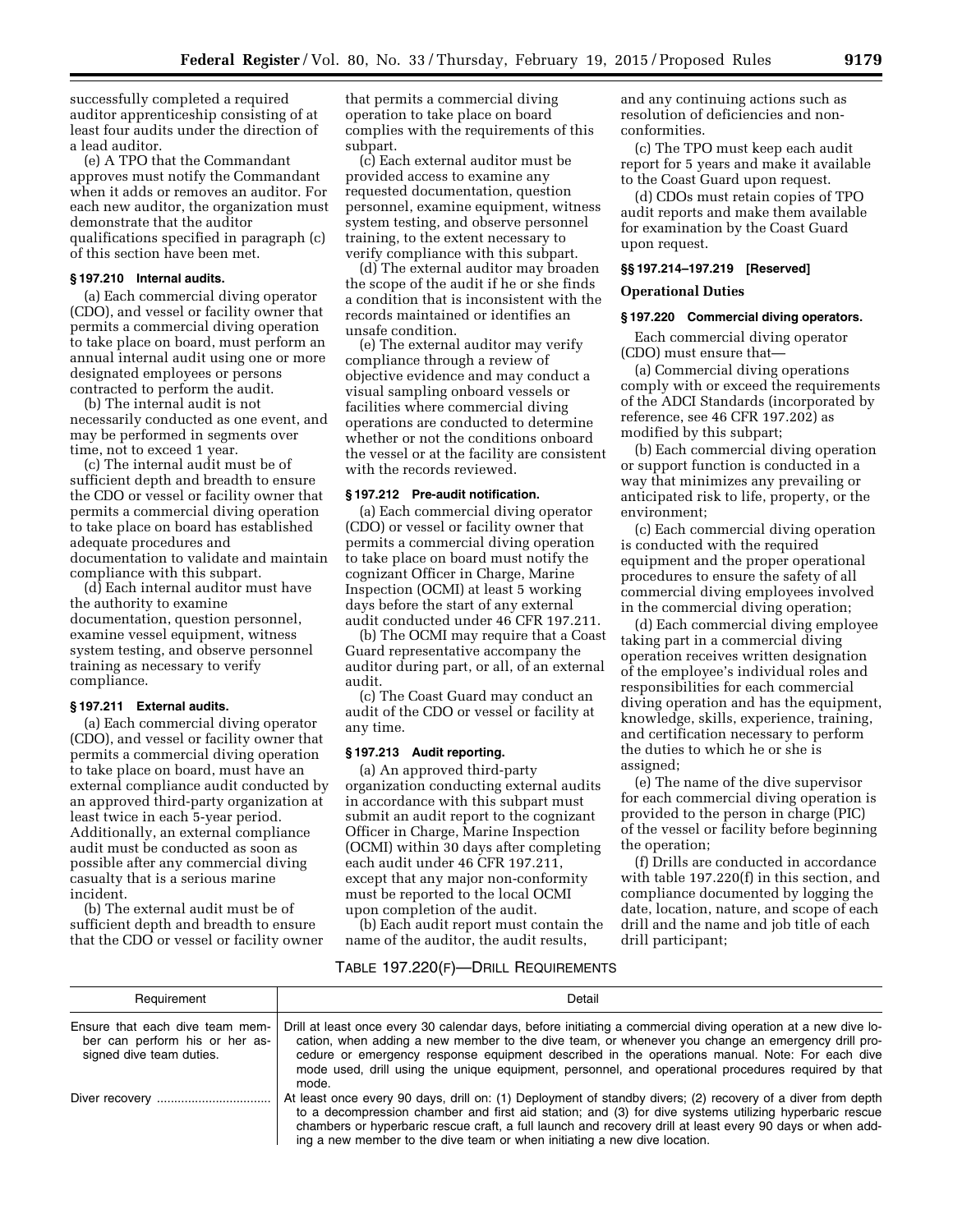successfully completed a required auditor apprenticeship consisting of at least four audits under the direction of a lead auditor.

(e) A TPO that the Commandant approves must notify the Commandant when it adds or removes an auditor. For each new auditor, the organization must demonstrate that the auditor qualifications specified in paragraph (c) of this section have been met.

### § 197.210 Internal audits.

(a) Each commercial diving operator (CDO), and vessel or facility owner that permits a commercial diving operation to take place on board, must perform an annual internal audit using one or more designated employees or persons contracted to perform the audit.

(b) The internal audit is not necessarily conducted as one event, and may be performed in segments over time, not to exceed 1 year.

(c) The internal audit must be of sufficient depth and breadth to ensure the CDO or vessel or facility owner that permits a commercial diving operation to take place on board has established adequate procedures and documentation to validate and maintain compliance with this subpart.

(d) Each internal auditor must have the authority to examine documentation, question personnel, examine vessel equipment, witness system testing, and observe personnel training as necessary to verify compliance.

### § 197.211 External audits.

(a) Each commercial diving operator (CDO), and vessel or facility owner that permits a commercial diving operation to take place on board, must have an external compliance audit conducted by an approved third-party organization at least twice in each 5-year period. Additionally, an external compliance audit must be conducted as soon as possible after any commercial diving casualty that is a serious marine incident.

(b) The external audit must be of sufficient depth and breadth to ensure that the CDO or vessel or facility owner that permits a commercial diving operation to take place on board complies with the requirements of this subpart.

(c) Each external auditor must be provided access to examine any requested documentation, question personnel, examine equipment, witness system testing, and observe personnel training, to the extent necessary to verify compliance with this subpart.

(d) The external auditor may broaden the scope of the audit if he or she finds a condition that is inconsistent with the records maintained or identifies an unsafe condition.

(e) The external auditor may verify compliance through a review of objective evidence and may conduct a visual sampling onboard vessels or facilities where commercial diving operations are conducted to determine whether or not the conditions onboard the vessel or at the facility are consistent with the records reviewed.

### § 197.212 Pre-audit notification.

(a) Each commercial diving operator (CDO) or vessel or facility owner that permits a commercial diving operation to take place on board must notify the cognizant Officer in Charge, Marine Inspection (OCMI) at least 5 working days before the start of any external audit conducted under 46 CFR 197.211.

(b) The OCMI may require that a Coast Guard representative accompany the auditor during part, or all, of an external audit.

(c) The Coast Guard may conduct an audit of the CDO or vessel or facility at any time.

### § 197.213 Audit reporting.

(a) An approved third-party organization conducting external audits in accordance with this subpart must submit an audit report to the cognizant Officer in Charge, Marine Inspection (OCMI) within 30 days after completing each audit under 46 CFR 197.211, except that any major non-conformity must be reported to the local OCMI upon completion of the audit.

(b) Each audit report must contain the name of the auditor, the audit results, and any continuing actions such as resolution of deficiencies and non-conformities.

(c) The TPO must keep each audit report for 5 years and make it available to the Coast Guard upon request.

(d) CDOs must retain copies of TPO audit reports and make them available for examination by the Coast Guard upon request.

### §§ 197.214–197.219 [Reserved]

## Operational Duties

### § 197.220 Commercial diving operators.

Each commercial diving operator (CDO) must ensure that—

(a) Commercial diving operations comply with or exceed the requirements of the ADCI Standards (incorporated by reference, see 46 CFR 197.202) as modified by this subpart;

(b) Each commercial diving operation or support function is conducted in a way that minimizes any prevailing or anticipated risk to life, property, or the environment;

(c) Each commercial diving operation is conducted with the required equipment and the proper operational procedures to ensure the safety of all commercial diving employees involved in the commercial diving operation;

(d) Each commercial diving employee taking part in a commercial diving operation receives written designation of the employee's individual roles and responsibilities for each commercial diving operation and has the equipment, knowledge, skills, experience, training, and certification necessary to perform the duties to which he or she is assigned;

(e) The name of the dive supervisor for each commercial diving operation is provided to the person in charge (PIC) of the vessel or facility before beginning the operation;

(f) Drills are conducted in accordance with table 197.220(f) in this section, and compliance documented by logging the date, location, nature, and scope of each drill and the name and job title of each drill participant;

TABLE 197.220(F)—DRILL REQUIREMENTS

| Requirement | Detail |
|---|---|
| Ensure that each dive team member can perform his or her assigned dive team duties. | Drill at least once every 30 calendar days, before initiating a commercial diving operation at a new dive location, when adding a new member to the dive team, or whenever you change an emergency drill procedure or emergency response equipment described in the operations manual. Note: For each dive mode used, drill using the unique equipment, personnel, and operational procedures required by that mode. |
| Diver recovery | At least once every 90 days, drill on: (1) Deployment of standby divers; (2) recovery of a diver from depth to a decompression chamber and first aid station; and (3) for dive systems utilizing hyperbaric rescue chambers or hyperbaric rescue craft, a full launch and recovery drill at least every 90 days or when adding a new member to the dive team or when initiating a new dive location. |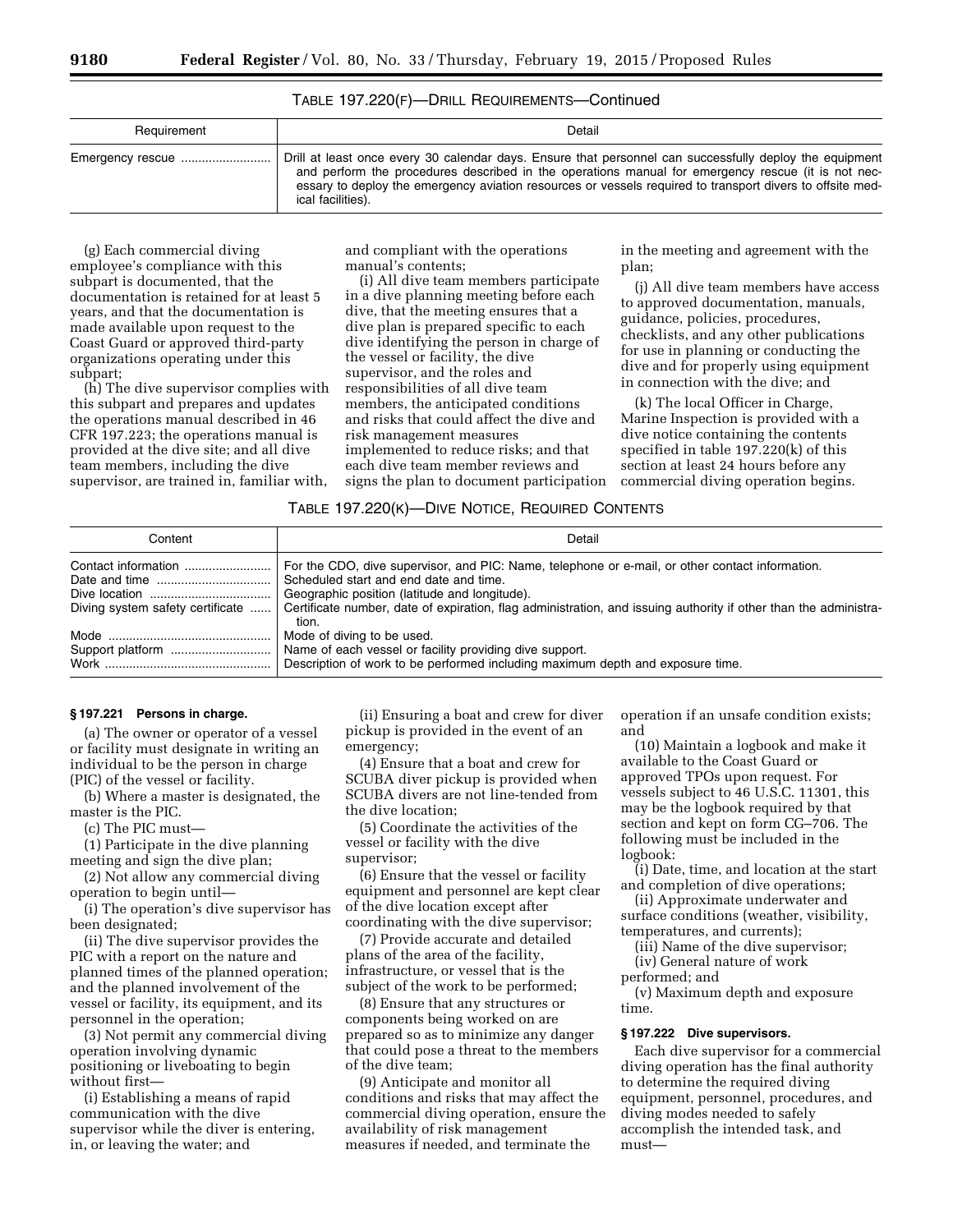TABLE 197.220(F)—DRILL REQUIREMENTS—Continued

| Requirement | Detail |
| --- | --- |
| Emergency rescue | Drill at least once every 30 calendar days. Ensure that personnel can successfully deploy the equipment and perform the procedures described in the operations manual for emergency rescue (it is not necessary to deploy the emergency aviation resources or vessels required to transport divers to offsite medical facilities). |

(g) Each commercial diving employee's compliance with this subpart is documented, that the documentation is retained for at least 5 years, and that the documentation is made available upon request to the Coast Guard or approved third-party organizations operating under this subpart;

(h) The dive supervisor complies with this subpart and prepares and updates the operations manual described in 46 CFR 197.223; the operations manual is provided at the dive site; and all dive team members, including the dive supervisor, are trained in, familiar with, and compliant with the operations manual's contents;

(i) All dive team members participate in a dive planning meeting before each dive, that the meeting ensures that a dive plan is prepared specific to each dive identifying the person in charge of the vessel or facility, the dive supervisor, and the roles and responsibilities of all dive team members, the anticipated conditions and risks that could affect the dive and risk management measures implemented to reduce risks; and that each dive team member reviews and signs the plan to document participation in the meeting and agreement with the plan;

(j) All dive team members have access to approved documentation, manuals, guidance, policies, procedures, checklists, and any other publications for use in planning or conducting the dive and for properly using equipment in connection with the dive; and

(k) The local Officer in Charge, Marine Inspection is provided with a dive notice containing the contents specified in table 197.220(k) of this section at least 24 hours before any commercial diving operation begins.

TABLE 197.220(K)—DIVE NOTICE, REQUIRED CONTENTS

| Content | Detail |
| --- | --- |
| Contact information | For the CDO, dive supervisor, and PIC: Name, telephone or e-mail, or other contact information. |
| Date and time | Scheduled start and end date and time. |
| Dive location | Geographic position (latitude and longitude). |
| Diving system safety certificate | Certificate number, date of expiration, flag administration, and issuing authority if other than the administration. |
| Mode | Mode of diving to be used. |
| Support platform | Name of each vessel or facility providing dive support. |
| Work | Description of work to be performed including maximum depth and exposure time. |

**§ 197.221 Persons in charge.**

(a) The owner or operator of a vessel or facility must designate in writing an individual to be the person in charge (PIC) of the vessel or facility.

(b) Where a master is designated, the master is the PIC.

(c) The PIC must—

(1) Participate in the dive planning meeting and sign the dive plan;

(2) Not allow any commercial diving operation to begin until—

(i) The operation's dive supervisor has been designated;

(ii) The dive supervisor provides the PIC with a report on the nature and planned times of the planned operation; and the planned involvement of the vessel or facility, its equipment, and its personnel in the operation;

(3) Not permit any commercial diving operation involving dynamic positioning or liveboating to begin without first—

(i) Establishing a means of rapid communication with the dive supervisor while the diver is entering, in, or leaving the water; and

(ii) Ensuring a boat and crew for diver pickup is provided in the event of an emergency;

(4) Ensure that a boat and crew for SCUBA diver pickup is provided when SCUBA divers are not line-tended from the dive location;

(5) Coordinate the activities of the vessel or facility with the dive supervisor;

(6) Ensure that the vessel or facility equipment and personnel are kept clear of the dive location except after coordinating with the dive supervisor;

(7) Provide accurate and detailed plans of the area of the facility, infrastructure, or vessel that is the subject of the work to be performed;

(8) Ensure that any structures or components being worked on are prepared so as to minimize any danger that could pose a threat to the members of the dive team;

(9) Anticipate and monitor all conditions and risks that may affect the commercial diving operation, ensure the availability of risk management measures if needed, and terminate the operation if an unsafe condition exists; and

(10) Maintain a logbook and make it available to the Coast Guard or approved TPOs upon request. For vessels subject to 46 U.S.C. 11301, this may be the logbook required by that section and kept on form CG–706. The following must be included in the logbook:

(i) Date, time, and location at the start and completion of dive operations;

(ii) Approximate underwater and surface conditions (weather, visibility, temperatures, and currents);

(iii) Name of the dive supervisor;

(iv) General nature of work performed; and

(v) Maximum depth and exposure time.

**§ 197.222 Dive supervisors.**

Each dive supervisor for a commercial diving operation has the final authority to determine the required diving equipment, personnel, procedures, and diving modes needed to safely accomplish the intended task, and must—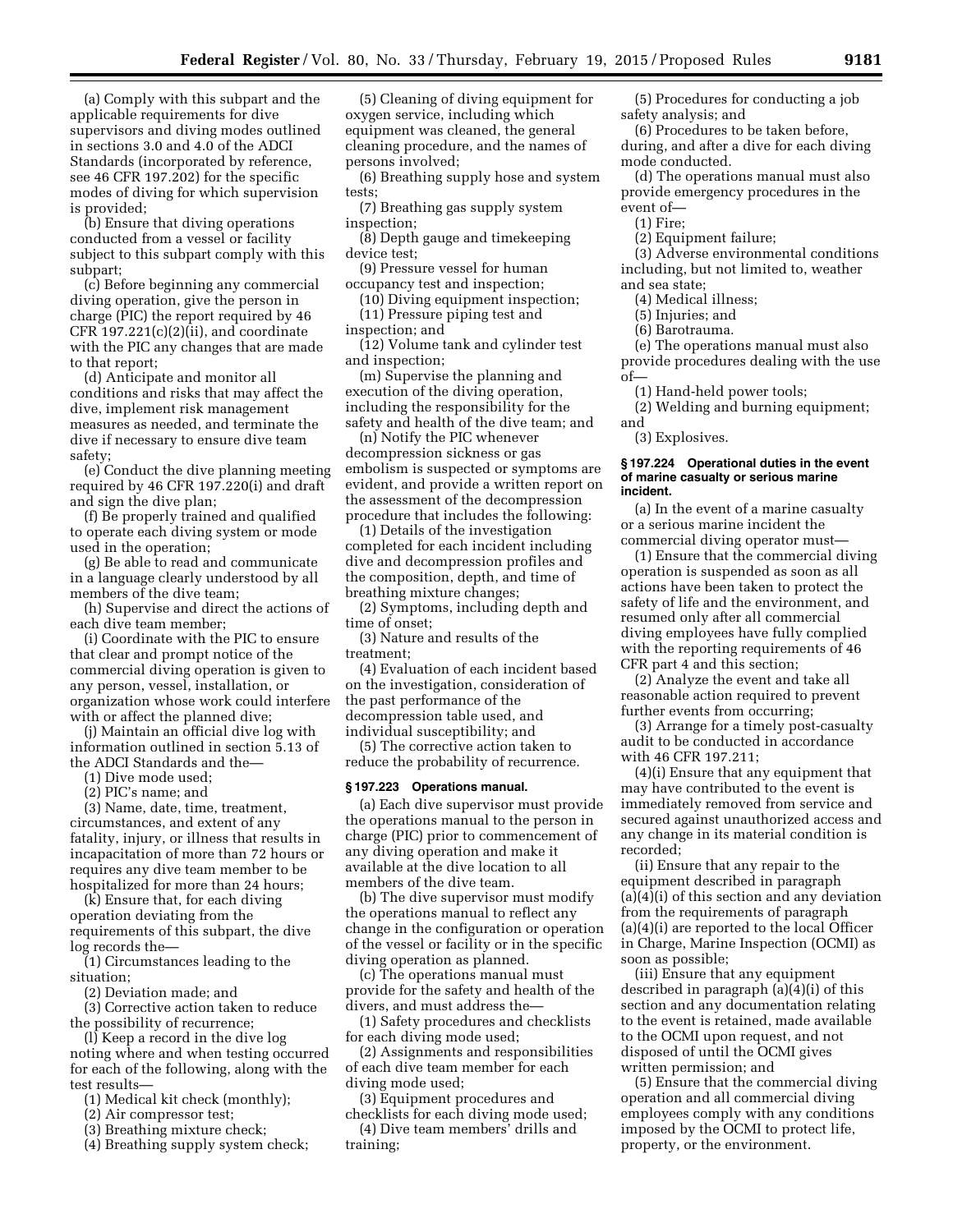(a) Comply with this subpart and the applicable requirements for dive supervisors and diving modes outlined in sections 3.0 and 4.0 of the ADCI Standards (incorporated by reference, see 46 CFR 197.202) for the specific modes of diving for which supervision is provided;

(b) Ensure that diving operations conducted from a vessel or facility subject to this subpart comply with this subpart;

(c) Before beginning any commercial diving operation, give the person in charge (PIC) the report required by 46 CFR 197.221(c)(2)(ii), and coordinate with the PIC any changes that are made to that report;

(d) Anticipate and monitor all conditions and risks that may affect the dive, implement risk management measures as needed, and terminate the dive if necessary to ensure dive team safety;

(e) Conduct the dive planning meeting required by 46 CFR 197.220(i) and draft and sign the dive plan;

(f) Be properly trained and qualified to operate each diving system or mode used in the operation;

(g) Be able to read and communicate in a language clearly understood by all members of the dive team;

(h) Supervise and direct the actions of each dive team member;

(i) Coordinate with the PIC to ensure that clear and prompt notice of the commercial diving operation is given to any person, vessel, installation, or organization whose work could interfere with or affect the planned dive;

(j) Maintain an official dive log with information outlined in section 5.13 of the ADCI Standards and the—

(1) Dive mode used;

(2) PIC's name; and

(3) Name, date, time, treatment, circumstances, and extent of any fatality, injury, or illness that results in incapacitation of more than 72 hours or requires any dive team member to be hospitalized for more than 24 hours;

(k) Ensure that, for each diving operation deviating from the requirements of this subpart, the dive log records the—

(1) Circumstances leading to the situation;

(2) Deviation made; and

(3) Corrective action taken to reduce the possibility of recurrence;

(l) Keep a record in the dive log noting where and when testing occurred for each of the following, along with the test results—

(1) Medical kit check (monthly);

(2) Air compressor test;

(3) Breathing mixture check;

(4) Breathing supply system check;

(5) Cleaning of diving equipment for oxygen service, including which equipment was cleaned, the general cleaning procedure, and the names of persons involved;

(6) Breathing supply hose and system tests;

(7) Breathing gas supply system inspection;

(8) Depth gauge and timekeeping device test;

(9) Pressure vessel for human occupancy test and inspection;

(10) Diving equipment inspection;

(11) Pressure piping test and inspection; and

(12) Volume tank and cylinder test and inspection;

(m) Supervise the planning and execution of the diving operation, including the responsibility for the safety and health of the dive team; and

(n) Notify the PIC whenever decompression sickness or gas embolism is suspected or symptoms are evident, and provide a written report on the assessment of the decompression procedure that includes the following:

(1) Details of the investigation completed for each incident including dive and decompression profiles and the composition, depth, and time of breathing mixture changes;

(2) Symptoms, including depth and time of onset;

(3) Nature and results of the treatment;

(4) Evaluation of each incident based on the investigation, consideration of the past performance of the decompression table used, and individual susceptibility; and

(5) The corrective action taken to reduce the probability of recurrence.

### § 197.223 Operations manual.

(a) Each dive supervisor must provide the operations manual to the person in charge (PIC) prior to commencement of any diving operation and make it available at the dive location to all members of the dive team.

(b) The dive supervisor must modify the operations manual to reflect any change in the configuration or operation of the vessel or facility or in the specific diving operation as planned.

(c) The operations manual must provide for the safety and health of the divers, and must address the—

(1) Safety procedures and checklists for each diving mode used;

(2) Assignments and responsibilities of each dive team member for each diving mode used;

(3) Equipment procedures and checklists for each diving mode used;

(4) Dive team members' drills and training;

(5) Procedures for conducting a job safety analysis; and

(6) Procedures to be taken before, during, and after a dive for each diving mode conducted.

(d) The operations manual must also provide emergency procedures in the event of—

(1) Fire;

(2) Equipment failure;

(3) Adverse environmental conditions including, but not limited to, weather and sea state;

(4) Medical illness;

(5) Injuries; and

(6) Barotrauma.

(e) The operations manual must also provide procedures dealing with the use of—

(1) Hand-held power tools;

(2) Welding and burning equipment; and

(3) Explosives.

### § 197.224 Operational duties in the event of marine casualty or serious marine incident.

(a) In the event of a marine casualty or a serious marine incident the commercial diving operator must—

(1) Ensure that the commercial diving operation is suspended as soon as all actions have been taken to protect the safety of life and the environment, and resumed only after all commercial diving employees have fully complied with the reporting requirements of 46 CFR part 4 and this section;

(2) Analyze the event and take all reasonable action required to prevent further events from occurring;

(3) Arrange for a timely post-casualty audit to be conducted in accordance with 46 CFR 197.211;

(4)(i) Ensure that any equipment that may have contributed to the event is immediately removed from service and secured against unauthorized access and any change in its material condition is recorded;

(ii) Ensure that any repair to the equipment described in paragraph (a)(4)(i) of this section and any deviation from the requirements of paragraph (a)(4)(i) are reported to the local Officer in Charge, Marine Inspection (OCMI) as soon as possible;

(iii) Ensure that any equipment described in paragraph (a)(4)(i) of this section and any documentation relating to the event is retained, made available to the OCMI upon request, and not disposed of until the OCMI gives written permission; and

(5) Ensure that the commercial diving operation and all commercial diving employees comply with any conditions imposed by the OCMI to protect life, property, or the environment.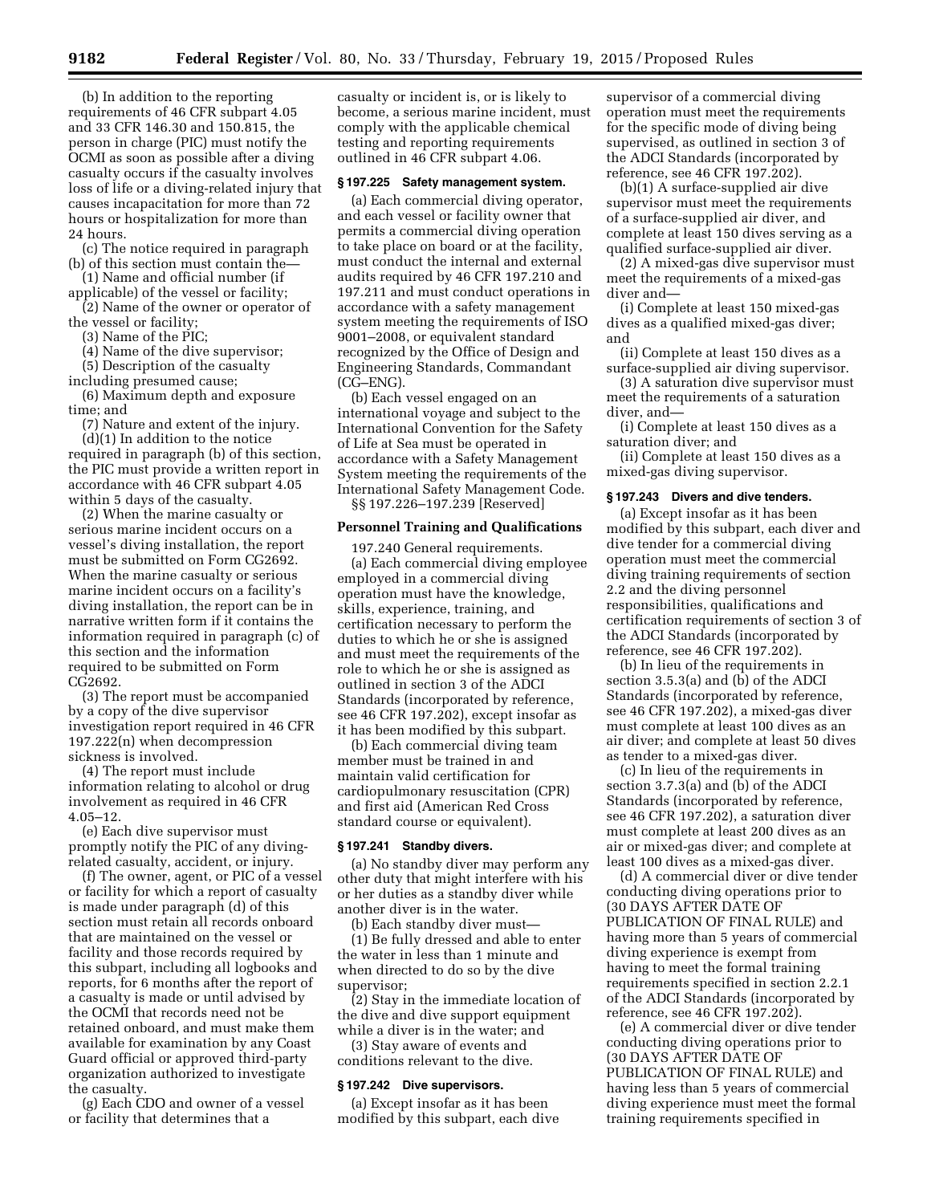(b) In addition to the reporting requirements of 46 CFR subpart 4.05 and 33 CFR 146.30 and 150.815, the person in charge (PIC) must notify the OCMI as soon as possible after a diving casualty occurs if the casualty involves loss of life or a diving-related injury that causes incapacitation for more than 72 hours or hospitalization for more than 24 hours.

(c) The notice required in paragraph (b) of this section must contain the—

(1) Name and official number (if applicable) of the vessel or facility;

(2) Name of the owner or operator of the vessel or facility;

(3) Name of the PIC;

(4) Name of the dive supervisor;

(5) Description of the casualty including presumed cause;

(6) Maximum depth and exposure time; and

(7) Nature and extent of the injury.

(d)(1) In addition to the notice required in paragraph (b) of this section, the PIC must provide a written report in accordance with 46 CFR subpart 4.05 within 5 days of the casualty.

(2) When the marine casualty or serious marine incident occurs on a vessel's diving installation, the report must be submitted on Form CG2692. When the marine casualty or serious marine incident occurs on a facility's diving installation, the report can be in narrative written form if it contains the information required in paragraph (c) of this section and the information required to be submitted on Form CG2692.

(3) The report must be accompanied by a copy of the dive supervisor investigation report required in 46 CFR 197.222(n) when decompression sickness is involved.

(4) The report must include information relating to alcohol or drug involvement as required in 46 CFR 4.05–12.

(e) Each dive supervisor must promptly notify the PIC of any diving-related casualty, accident, or injury.

(f) The owner, agent, or PIC of a vessel or facility for which a report of casualty is made under paragraph (d) of this section must retain all records onboard that are maintained on the vessel or facility and those records required by this subpart, including all logbooks and reports, for 6 months after the report of a casualty is made or until advised by the OCMI that records need not be retained onboard, and must make them available for examination by any Coast Guard official or approved third-party organization authorized to investigate the casualty.

(g) Each CDO and owner of a vessel or facility that determines that a casualty or incident is, or is likely to become, a serious marine incident, must comply with the applicable chemical testing and reporting requirements outlined in 46 CFR subpart 4.06.

### § 197.225 Safety management system.

(a) Each commercial diving operator, and each vessel or facility owner that permits a commercial diving operation to take place on board or at the facility, must conduct the internal and external audits required by 46 CFR 197.210 and 197.211 and must conduct operations in accordance with a safety management system meeting the requirements of ISO 9001–2008, or equivalent standard recognized by the Office of Design and Engineering Standards, Commandant (CG–ENG).

(b) Each vessel engaged on an international voyage and subject to the International Convention for the Safety of Life at Sea must be operated in accordance with a Safety Management System meeting the requirements of the International Safety Management Code.

§§ 197.226–197.239 [Reserved]

### Personnel Training and Qualifications

197.240 General requirements.

(a) Each commercial diving employee employed in a commercial diving operation must have the knowledge, skills, experience, training, and certification necessary to perform the duties to which he or she is assigned and must meet the requirements of the role to which he or she is assigned as outlined in section 3 of the ADCI Standards (incorporated by reference, see 46 CFR 197.202), except insofar as it has been modified by this subpart.

(b) Each commercial diving team member must be trained in and maintain valid certification for cardiopulmonary resuscitation (CPR) and first aid (American Red Cross standard course or equivalent).

### § 197.241 Standby divers.

(a) No standby diver may perform any other duty that might interfere with his or her duties as a standby diver while another diver is in the water.

(b) Each standby diver must—

(1) Be fully dressed and able to enter the water in less than 1 minute and when directed to do so by the dive supervisor;

(2) Stay in the immediate location of the dive and dive support equipment while a diver is in the water; and

(3) Stay aware of events and conditions relevant to the dive.

### § 197.242 Dive supervisors.

(a) Except insofar as it has been modified by this subpart, each dive supervisor of a commercial diving operation must meet the requirements for the specific mode of diving being supervised, as outlined in section 3 of the ADCI Standards (incorporated by reference, see 46 CFR 197.202).

(b)(1) A surface-supplied air dive supervisor must meet the requirements of a surface-supplied air diver, and complete at least 150 dives serving as a qualified surface-supplied air diver.

(2) A mixed-gas dive supervisor must meet the requirements of a mixed-gas diver and—

(i) Complete at least 150 mixed-gas dives as a qualified mixed-gas diver; and

(ii) Complete at least 150 dives as a surface-supplied air diving supervisor.

(3) A saturation dive supervisor must meet the requirements of a saturation diver, and—

(i) Complete at least 150 dives as a saturation diver; and

(ii) Complete at least 150 dives as a mixed-gas diving supervisor.

### § 197.243 Divers and dive tenders.

(a) Except insofar as it has been modified by this subpart, each diver and dive tender for a commercial diving operation must meet the commercial diving training requirements of section 2.2 and the diving personnel responsibilities, qualifications and certification requirements of section 3 of the ADCI Standards (incorporated by reference, see 46 CFR 197.202).

(b) In lieu of the requirements in section 3.5.3(a) and (b) of the ADCI Standards (incorporated by reference, see 46 CFR 197.202), a mixed-gas diver must complete at least 100 dives as an air diver; and complete at least 50 dives as tender to a mixed-gas diver.

(c) In lieu of the requirements in section 3.7.3(a) and (b) of the ADCI Standards (incorporated by reference, see 46 CFR 197.202), a saturation diver must complete at least 200 dives as an air or mixed-gas diver; and complete at least 100 dives as a mixed-gas diver.

(d) A commercial diver or dive tender conducting diving operations prior to (30 DAYS AFTER DATE OF PUBLICATION OF FINAL RULE) and having more than 5 years of commercial diving experience is exempt from having to meet the formal training requirements specified in section 2.2.1 of the ADCI Standards (incorporated by reference, see 46 CFR 197.202).

(e) A commercial diver or dive tender conducting diving operations prior to (30 DAYS AFTER DATE OF PUBLICATION OF FINAL RULE) and having less than 5 years of commercial diving experience must meet the formal training requirements specified in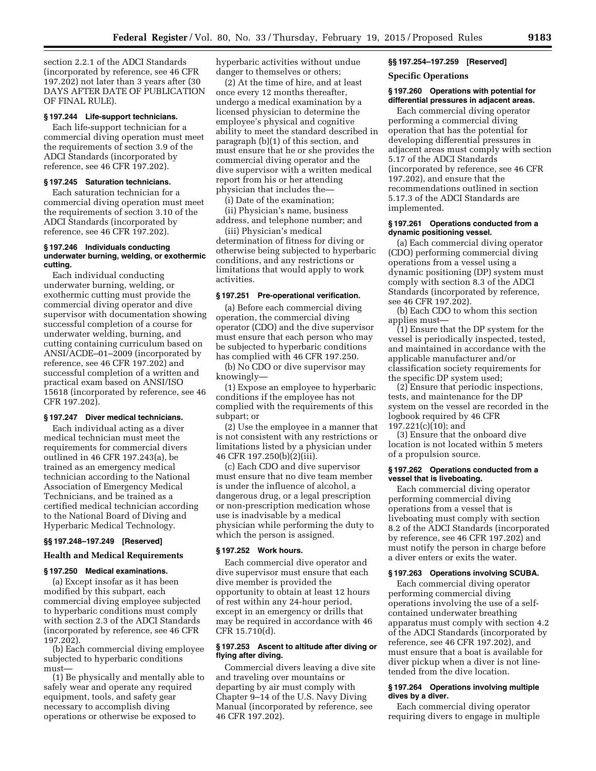section 2.2.1 of the ADCI Standards (incorporated by reference, see 46 CFR 197.202) not later than 3 years after (30 DAYS AFTER DATE OF PUBLICATION OF FINAL RULE).

### § 197.244 Life-support technicians.

Each life-support technician for a commercial diving operation must meet the requirements of section 3.9 of the ADCI Standards (incorporated by reference, see 46 CFR 197.202).

### § 197.245 Saturation technicians.

Each saturation technician for a commercial diving operation must meet the requirements of section 3.10 of the ADCI Standards (incorporated by reference, see 46 CFR 197.202).

### § 197.246 Individuals conducting underwater burning, welding, or exothermic cutting.

Each individual conducting underwater burning, welding, or exothermic cutting must provide the commercial diving operator and dive supervisor with documentation showing successful completion of a course for underwater welding, burning, and cutting containing curriculum based on ANSI/ACDE–01–2009 (incorporated by reference, see 46 CFR 197.202) and successful completion of a written and practical exam based on ANSI/ISO 15618 (incorporated by reference, see 46 CFR 197.202).

### § 197.247 Diver medical technicians.

Each individual acting as a diver medical technician must meet the requirements for commercial divers outlined in 46 CFR 197.243(a), be trained as an emergency medical technician according to the National Association of Emergency Medical Technicians, and be trained as a certified medical technician according to the National Board of Diving and Hyperbaric Medical Technology.

### §§ 197.248–197.249 [Reserved]

## Health and Medical Requirements

### § 197.250 Medical examinations.

(a) Except insofar as it has been modified by this subpart, each commercial diving employee subjected to hyperbaric conditions must comply with section 2.3 of the ADCI Standards (incorporated by reference, see 46 CFR 197.202).

(b) Each commercial diving employee subjected to hyperbaric conditions must—

(1) Be physically and mentally able to safely wear and operate any required equipment, tools, and safety gear necessary to accomplish diving operations or otherwise be exposed to hyperbaric activities without undue danger to themselves or others;

(2) At the time of hire, and at least once every 12 months thereafter, undergo a medical examination by a licensed physician to determine the employee's physical and cognitive ability to meet the standard described in paragraph (b)(1) of this section, and must ensure that he or she provides the commercial diving operator and the dive supervisor with a written medical report from his or her attending physician that includes the—

(i) Date of the examination;

(ii) Physician's name, business address, and telephone number; and

(iii) Physician's medical determination of fitness for diving or otherwise being subjected to hyperbaric conditions, and any restrictions or limitations that would apply to work activities.

### § 197.251 Pre-operational verification.

(a) Before each commercial diving operation, the commercial diving operator (CDO) and the dive supervisor must ensure that each person who may be subjected to hyperbaric conditions has complied with 46 CFR 197.250.

(b) No CDO or dive supervisor may knowingly—

(1) Expose an employee to hyperbaric conditions if the employee has not complied with the requirements of this subpart; or

(2) Use the employee in a manner that is not consistent with any restrictions or limitations listed by a physician under 46 CFR 197.250(b)(2)(iii).

(c) Each CDO and dive supervisor must ensure that no dive team member is under the influence of alcohol, a dangerous drug, or a legal prescription or non-prescription medication whose use is inadvisable by a medical physician while performing the duty to which the person is assigned.

### § 197.252 Work hours.

Each commercial dive operator and dive supervisor must ensure that each dive member is provided the opportunity to obtain at least 12 hours of rest within any 24-hour period, except in an emergency or drills that may be required in accordance with 46 CFR 15.710(d).

### § 197.253 Ascent to altitude after diving or flying after diving.

Commercial divers leaving a dive site and traveling over mountains or departing by air must comply with Chapter 9–14 of the U.S. Navy Diving Manual (incorporated by reference, see 46 CFR 197.202).

### §§ 197.254–197.259 [Reserved]

## Specific Operations

### § 197.260 Operations with potential for differential pressures in adjacent areas.

Each commercial diving operator performing a commercial diving operation that has the potential for developing differential pressures in adjacent areas must comply with section 5.17 of the ADCI Standards (incorporated by reference, see 46 CFR 197.202), and ensure that the recommendations outlined in section 5.17.3 of the ADCI Standards are implemented.

### § 197.261 Operations conducted from a dynamic positioning vessel.

(a) Each commercial diving operator (CDO) performing commercial diving operations from a vessel using a dynamic positioning (DP) system must comply with section 8.3 of the ADCI Standards (incorporated by reference, see 46 CFR 197.202).

(b) Each CDO to whom this section applies must—

(1) Ensure that the DP system for the vessel is periodically inspected, tested, and maintained in accordance with the applicable manufacturer and/or classification society requirements for the specific DP system used;

(2) Ensure that periodic inspections, tests, and maintenance for the DP system on the vessel are recorded in the logbook required by 46 CFR 197.221(c)(10); and

(3) Ensure that the onboard dive location is not located within 5 meters of a propulsion source.

### § 197.262 Operations conducted from a vessel that is liveboating.

Each commercial diving operator performing commercial diving operations from a vessel that is liveboating must comply with section 8.2 of the ADCI Standards (incorporated by reference, see 46 CFR 197.202) and must notify the person in charge before a diver enters or exits the water.

### § 197.263 Operations involving SCUBA.

Each commercial diving operator performing commercial diving operations involving the use of a self-contained underwater breathing apparatus must comply with section 4.2 of the ADCI Standards (incorporated by reference, see 46 CFR 197.202), and must ensure that a boat is available for diver pickup when a diver is not line-tended from the dive location.

### § 197.264 Operations involving multiple dives by a diver.

Each commercial diving operator requiring divers to engage in multiple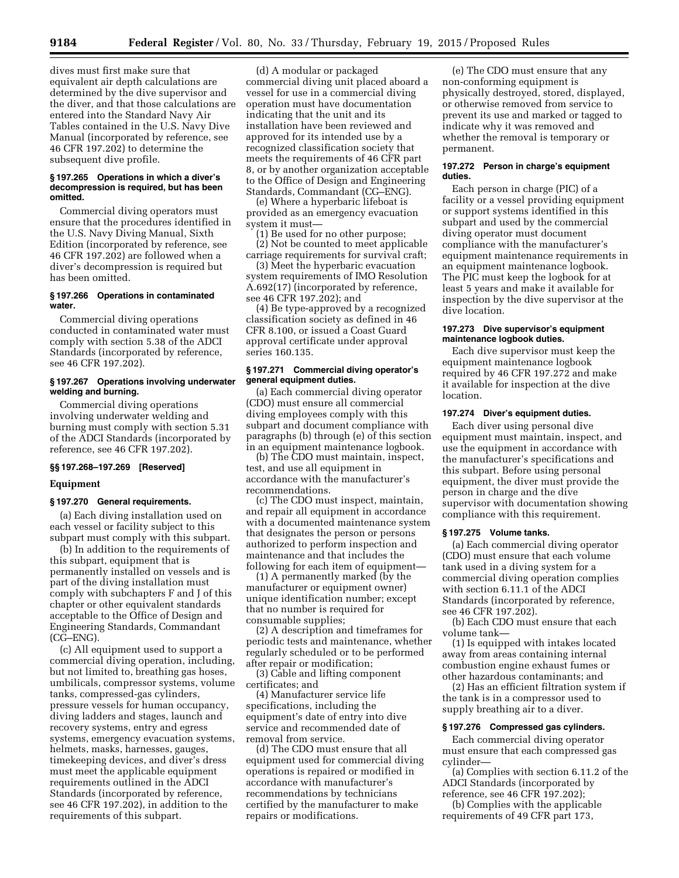dives must first make sure that equivalent air depth calculations are determined by the dive supervisor and the diver, and that those calculations are entered into the Standard Navy Air Tables contained in the U.S. Navy Dive Manual (incorporated by reference, see 46 CFR 197.202) to determine the subsequent dive profile.

#### § 197.265 Operations in which a diver's decompression is required, but has been omitted.

Commercial diving operators must ensure that the procedures identified in the U.S. Navy Diving Manual, Sixth Edition (incorporated by reference, see 46 CFR 197.202) are followed when a diver's decompression is required but has been omitted.

#### § 197.266 Operations in contaminated water.

Commercial diving operations conducted in contaminated water must comply with section 5.38 of the ADCI Standards (incorporated by reference, see 46 CFR 197.202).

#### § 197.267 Operations involving underwater welding and burning.

Commercial diving operations involving underwater welding and burning must comply with section 5.31 of the ADCI Standards (incorporated by reference, see 46 CFR 197.202).

#### §§ 197.268–197.269 [Reserved]

### Equipment

#### § 197.270 General requirements.

(a) Each diving installation used on each vessel or facility subject to this subpart must comply with this subpart.

(b) In addition to the requirements of this subpart, equipment that is permanently installed on vessels and is part of the diving installation must comply with subchapters F and J of this chapter or other equivalent standards acceptable to the Office of Design and Engineering Standards, Commandant (CG–ENG).

(c) All equipment used to support a commercial diving operation, including, but not limited to, breathing gas hoses, umbilicals, compressor systems, volume tanks, compressed-gas cylinders, pressure vessels for human occupancy, diving ladders and stages, launch and recovery systems, entry and egress systems, emergency evacuation systems, helmets, masks, harnesses, gauges, timekeeping devices, and diver's dress must meet the applicable equipment requirements outlined in the ADCI Standards (incorporated by reference, see 46 CFR 197.202), in addition to the requirements of this subpart.

(d) A modular or packaged commercial diving unit placed aboard a vessel for use in a commercial diving operation must have documentation indicating that the unit and its installation have been reviewed and approved for its intended use by a recognized classification society that meets the requirements of 46 CFR part 8, or by another organization acceptable to the Office of Design and Engineering Standards, Commandant (CG–ENG).

(e) Where a hyperbaric lifeboat is provided as an emergency evacuation system it must—

(1) Be used for no other purpose;

(2) Not be counted to meet applicable carriage requirements for survival craft;

(3) Meet the hyperbaric evacuation system requirements of IMO Resolution A.692(17) (incorporated by reference, see 46 CFR 197.202); and

(4) Be type-approved by a recognized classification society as defined in 46 CFR 8.100, or issued a Coast Guard approval certificate under approval series 160.135.

#### § 197.271 Commercial diving operator's general equipment duties.

(a) Each commercial diving operator (CDO) must ensure all commercial diving employees comply with this subpart and document compliance with paragraphs (b) through (e) of this section in an equipment maintenance logbook.

(b) The CDO must maintain, inspect, test, and use all equipment in accordance with the manufacturer's recommendations.

(c) The CDO must inspect, maintain, and repair all equipment in accordance with a documented maintenance system that designates the person or persons authorized to perform inspection and maintenance and that includes the following for each item of equipment—

(1) A permanently marked (by the manufacturer or equipment owner) unique identification number; except that no number is required for consumable supplies;

(2) A description and timeframes for periodic tests and maintenance, whether regularly scheduled or to be performed after repair or modification;

(3) Cable and lifting component certificates; and

(4) Manufacturer service life specifications, including the equipment's date of entry into dive service and recommended date of removal from service.

(d) The CDO must ensure that all equipment used for commercial diving operations is repaired or modified in accordance with manufacturer's recommendations by technicians certified by the manufacturer to make repairs or modifications.

(e) The CDO must ensure that any non-conforming equipment is physically destroyed, stored, displayed, or otherwise removed from service to prevent its use and marked or tagged to indicate why it was removed and whether the removal is temporary or permanent.

#### 197.272 Person in charge's equipment duties.

Each person in charge (PIC) of a facility or a vessel providing equipment or support systems identified in this subpart and used by the commercial diving operator must document compliance with the manufacturer's equipment maintenance requirements in an equipment maintenance logbook. The PIC must keep the logbook for at least 5 years and make it available for inspection by the dive supervisor at the dive location.

#### 197.273 Dive supervisor's equipment maintenance logbook duties.

Each dive supervisor must keep the equipment maintenance logbook required by 46 CFR 197.272 and make it available for inspection at the dive location.

#### 197.274 Diver's equipment duties.

Each diver using personal dive equipment must maintain, inspect, and use the equipment in accordance with the manufacturer's specifications and this subpart. Before using personal equipment, the diver must provide the person in charge and the dive supervisor with documentation showing compliance with this requirement.

#### § 197.275 Volume tanks.

(a) Each commercial diving operator (CDO) must ensure that each volume tank used in a diving system for a commercial diving operation complies with section 6.11.1 of the ADCI Standards (incorporated by reference, see 46 CFR 197.202).

(b) Each CDO must ensure that each volume tank—

(1) Is equipped with intakes located away from areas containing internal combustion engine exhaust fumes or other hazardous contaminants; and

(2) Has an efficient filtration system if the tank is in a compressor used to supply breathing air to a diver.

#### § 197.276 Compressed gas cylinders.

Each commercial diving operator must ensure that each compressed gas cylinder—

(a) Complies with section 6.11.2 of the ADCI Standards (incorporated by reference, see 46 CFR 197.202);

(b) Complies with the applicable requirements of 49 CFR part 173,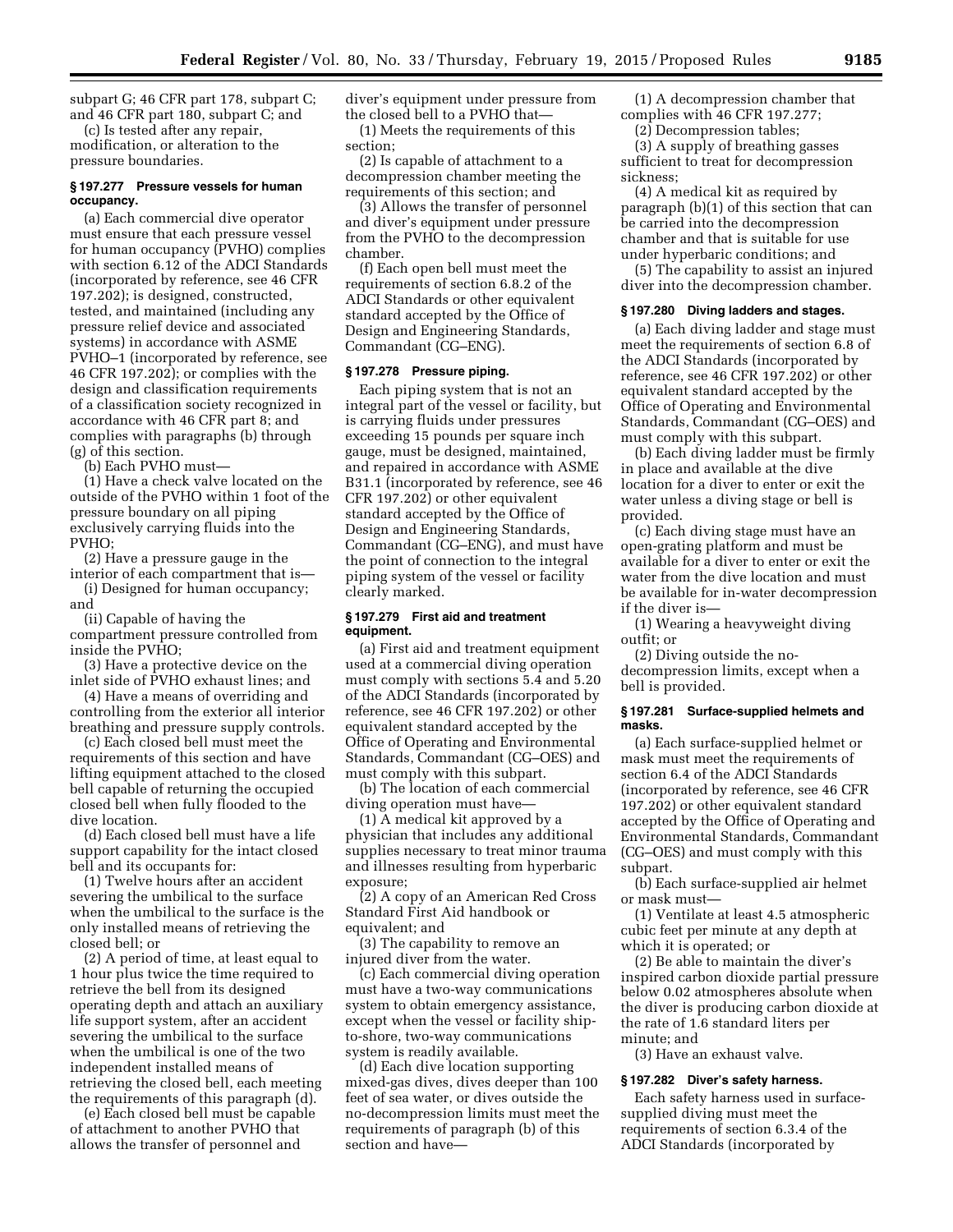subpart G; 46 CFR part 178, subpart C; and 46 CFR part 180, subpart C; and

(c) Is tested after any repair, modification, or alteration to the pressure boundaries.

### § 197.277 Pressure vessels for human occupancy.

(a) Each commercial dive operator must ensure that each pressure vessel for human occupancy (PVHO) complies with section 6.12 of the ADCI Standards (incorporated by reference, see 46 CFR 197.202); is designed, constructed, tested, and maintained (including any pressure relief device and associated systems) in accordance with ASME PVHO–1 (incorporated by reference, see 46 CFR 197.202); or complies with the design and classification requirements of a classification society recognized in accordance with 46 CFR part 8; and complies with paragraphs (b) through (g) of this section.

(b) Each PVHO must—

(1) Have a check valve located on the outside of the PVHO within 1 foot of the pressure boundary on all piping exclusively carrying fluids into the PVHO;

(2) Have a pressure gauge in the interior of each compartment that is—

(i) Designed for human occupancy; and

(ii) Capable of having the compartment pressure controlled from inside the PVHO;

(3) Have a protective device on the inlet side of PVHO exhaust lines; and

(4) Have a means of overriding and controlling from the exterior all interior breathing and pressure supply controls.

(c) Each closed bell must meet the requirements of this section and have lifting equipment attached to the closed bell capable of returning the occupied closed bell when fully flooded to the dive location.

(d) Each closed bell must have a life support capability for the intact closed bell and its occupants for:

(1) Twelve hours after an accident severing the umbilical to the surface when the umbilical to the surface is the only installed means of retrieving the closed bell; or

(2) A period of time, at least equal to 1 hour plus twice the time required to retrieve the bell from its designed operating depth and attach an auxiliary life support system, after an accident severing the umbilical to the surface when the umbilical is one of the two independent installed means of retrieving the closed bell, each meeting the requirements of this paragraph (d).

(e) Each closed bell must be capable of attachment to another PVHO that allows the transfer of personnel and diver's equipment under pressure from the closed bell to a PVHO that—

(1) Meets the requirements of this section;

(2) Is capable of attachment to a decompression chamber meeting the requirements of this section; and

(3) Allows the transfer of personnel and diver's equipment under pressure from the PVHO to the decompression chamber.

(f) Each open bell must meet the requirements of section 6.8.2 of the ADCI Standards or other equivalent standard accepted by the Office of Design and Engineering Standards, Commandant (CG–ENG).

### § 197.278 Pressure piping.

Each piping system that is not an integral part of the vessel or facility, but is carrying fluids under pressures exceeding 15 pounds per square inch gauge, must be designed, maintained, and repaired in accordance with ASME B31.1 (incorporated by reference, see 46 CFR 197.202) or other equivalent standard accepted by the Office of Design and Engineering Standards, Commandant (CG–ENG), and must have the point of connection to the integral piping system of the vessel or facility clearly marked.

### § 197.279 First aid and treatment equipment.

(a) First aid and treatment equipment used at a commercial diving operation must comply with sections 5.4 and 5.20 of the ADCI Standards (incorporated by reference, see 46 CFR 197.202) or other equivalent standard accepted by the Office of Operating and Environmental Standards, Commandant (CG–OES) and must comply with this subpart.

(b) The location of each commercial diving operation must have—

(1) A medical kit approved by a physician that includes any additional supplies necessary to treat minor trauma and illnesses resulting from hyperbaric exposure;

(2) A copy of an American Red Cross Standard First Aid handbook or equivalent; and

(3) The capability to remove an injured diver from the water.

(c) Each commercial diving operation must have a two-way communications system to obtain emergency assistance, except when the vessel or facility ship-to-shore, two-way communications system is readily available.

(d) Each dive location supporting mixed-gas dives, dives deeper than 100 feet of sea water, or dives outside the no-decompression limits must meet the requirements of paragraph (b) of this section and have—

(1) A decompression chamber that complies with 46 CFR 197.277;

(2) Decompression tables;

(3) A supply of breathing gasses sufficient to treat for decompression sickness;

(4) A medical kit as required by paragraph (b)(1) of this section that can be carried into the decompression chamber and that is suitable for use under hyperbaric conditions; and

(5) The capability to assist an injured diver into the decompression chamber.

### § 197.280 Diving ladders and stages.

(a) Each diving ladder and stage must meet the requirements of section 6.8 of the ADCI Standards (incorporated by reference, see 46 CFR 197.202) or other equivalent standard accepted by the Office of Operating and Environmental Standards, Commandant (CG–OES) and must comply with this subpart.

(b) Each diving ladder must be firmly in place and available at the dive location for a diver to enter or exit the water unless a diving stage or bell is provided.

(c) Each diving stage must have an open-grating platform and must be available for a diver to enter or exit the water from the dive location and must be available for in-water decompression if the diver is—

(1) Wearing a heavyweight diving outfit; or

(2) Diving outside the no-decompression limits, except when a bell is provided.

### § 197.281 Surface-supplied helmets and masks.

(a) Each surface-supplied helmet or mask must meet the requirements of section 6.4 of the ADCI Standards (incorporated by reference, see 46 CFR 197.202) or other equivalent standard accepted by the Office of Operating and Environmental Standards, Commandant (CG–OES) and must comply with this subpart.

(b) Each surface-supplied air helmet or mask must—

(1) Ventilate at least 4.5 atmospheric cubic feet per minute at any depth at which it is operated; or

(2) Be able to maintain the diver's inspired carbon dioxide partial pressure below 0.02 atmospheres absolute when the diver is producing carbon dioxide at the rate of 1.6 standard liters per minute; and

(3) Have an exhaust valve.

### § 197.282 Diver's safety harness.

Each safety harness used in surface-supplied diving must meet the requirements of section 6.3.4 of the ADCI Standards (incorporated by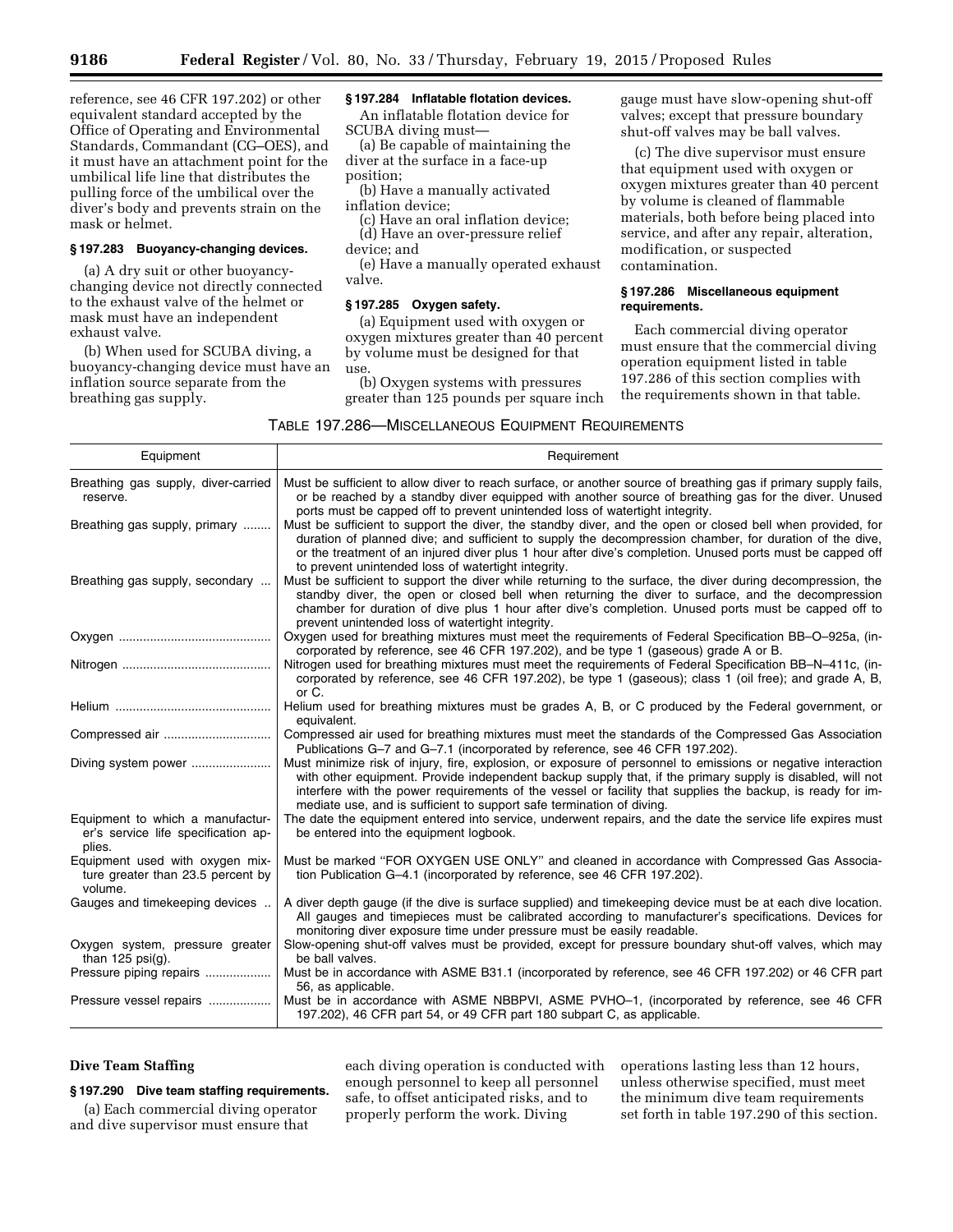reference, see 46 CFR 197.202) or other equivalent standard accepted by the Office of Operating and Environmental Standards, Commandant (CG–OES), and it must have an attachment point for the umbilical life line that distributes the pulling force of the umbilical over the diver's body and prevents strain on the mask or helmet.

### § 197.283 Buoyancy-changing devices.

(a) A dry suit or other buoyancy-changing device not directly connected to the exhaust valve of the helmet or mask must have an independent exhaust valve.

(b) When used for SCUBA diving, a buoyancy-changing device must have an inflation source separate from the breathing gas supply.

### § 197.284 Inflatable flotation devices.

An inflatable flotation device for SCUBA diving must—

(a) Be capable of maintaining the diver at the surface in a face-up position;

(b) Have a manually activated inflation device;

(c) Have an oral inflation device;

(d) Have an over-pressure relief device; and

(e) Have a manually operated exhaust valve.

### § 197.285 Oxygen safety.

(a) Equipment used with oxygen or oxygen mixtures greater than 40 percent by volume must be designed for that use.

(b) Oxygen systems with pressures greater than 125 pounds per square inch gauge must have slow-opening shut-off valves; except that pressure boundary shut-off valves may be ball valves.

(c) The dive supervisor must ensure that equipment used with oxygen or oxygen mixtures greater than 40 percent by volume is cleaned of flammable materials, both before being placed into service, and after any repair, alteration, modification, or suspected contamination.

### § 197.286 Miscellaneous equipment requirements.

Each commercial diving operator must ensure that the commercial diving operation equipment listed in table 197.286 of this section complies with the requirements shown in that table.

TABLE 197.286—MISCELLANEOUS EQUIPMENT REQUIREMENTS

| Equipment | Requirement |
|---|---|
| Breathing gas supply, diver-carried reserve. | Must be sufficient to allow diver to reach surface, or another source of breathing gas if primary supply fails, or be reached by a standby diver equipped with another source of breathing gas for the diver. Unused ports must be capped off to prevent unintended loss of watertight integrity. |
| Breathing gas supply, primary | Must be sufficient to support the diver, the standby diver, and the open or closed bell when provided, for duration of planned dive; and sufficient to supply the decompression chamber, for duration of the dive, or the treatment of an injured diver plus 1 hour after dive's completion. Unused ports must be capped off to prevent unintended loss of watertight integrity. |
| Breathing gas supply, secondary | Must be sufficient to support the diver while returning to the surface, the diver during decompression, the standby diver, the open or closed bell when returning the diver to surface, and the decompression chamber for duration of dive plus 1 hour after dive's completion. Unused ports must be capped off to prevent unintended loss of watertight integrity. |
| Oxygen | Oxygen used for breathing mixtures must meet the requirements of Federal Specification BB–O–925a, (incorporated by reference, see 46 CFR 197.202), and be type 1 (gaseous) grade A or B. |
| Nitrogen | Nitrogen used for breathing mixtures must meet the requirements of Federal Specification BB–N–411c, (incorporated by reference, see 46 CFR 197.202), be type 1 (gaseous); class 1 (oil free); and grade A, B, or C. |
| Helium | Helium used for breathing mixtures must be grades A, B, or C produced by the Federal government, or equivalent. |
| Compressed air | Compressed air used for breathing mixtures must meet the standards of the Compressed Gas Association Publications G–7 and G–7.1 (incorporated by reference, see 46 CFR 197.202). |
| Diving system power | Must minimize risk of injury, fire, explosion, or exposure of personnel to emissions or negative interaction with other equipment. Provide independent backup supply that, if the primary supply is disabled, will not interfere with the power requirements of the vessel or facility that supplies the backup, is ready for immediate use, and is sufficient to support safe termination of diving. |
| Equipment to which a manufacturer's service life specification applies. | The date the equipment entered into service, underwent repairs, and the date the service life expires must be entered into the equipment logbook. |
| Equipment used with oxygen mixture greater than 23.5 percent by volume. | Must be marked "FOR OXYGEN USE ONLY" and cleaned in accordance with Compressed Gas Association Publication G–4.1 (incorporated by reference, see 46 CFR 197.202). |
| Gauges and timekeeping devices | A diver depth gauge (if the dive is surface supplied) and timekeeping device must be at each dive location. All gauges and timepieces must be calibrated according to manufacturer's specifications. Devices for monitoring diver exposure time under pressure must be easily readable. |
| Oxygen system, pressure greater than 125 psi(g). | Slow-opening shut-off valves must be provided, except for pressure boundary shut-off valves, which may be ball valves. |
| Pressure piping repairs | Must be in accordance with ASME B31.1 (incorporated by reference, see 46 CFR 197.202) or 46 CFR part 56, as applicable. |
| Pressure vessel repairs | Must be in accordance with ASME NBBPVI, ASME PVHO–1, (incorporated by reference, see 46 CFR 197.202), 46 CFR part 54, or 49 CFR part 180 subpart C, as applicable. |

## Dive Team Staffing

### § 197.290 Dive team staffing requirements.

(a) Each commercial diving operator and dive supervisor must ensure that each diving operation is conducted with enough personnel to keep all personnel safe, to offset anticipated risks, and to properly perform the work. Diving operations lasting less than 12 hours, unless otherwise specified, must meet the minimum dive team requirements set forth in table 197.290 of this section.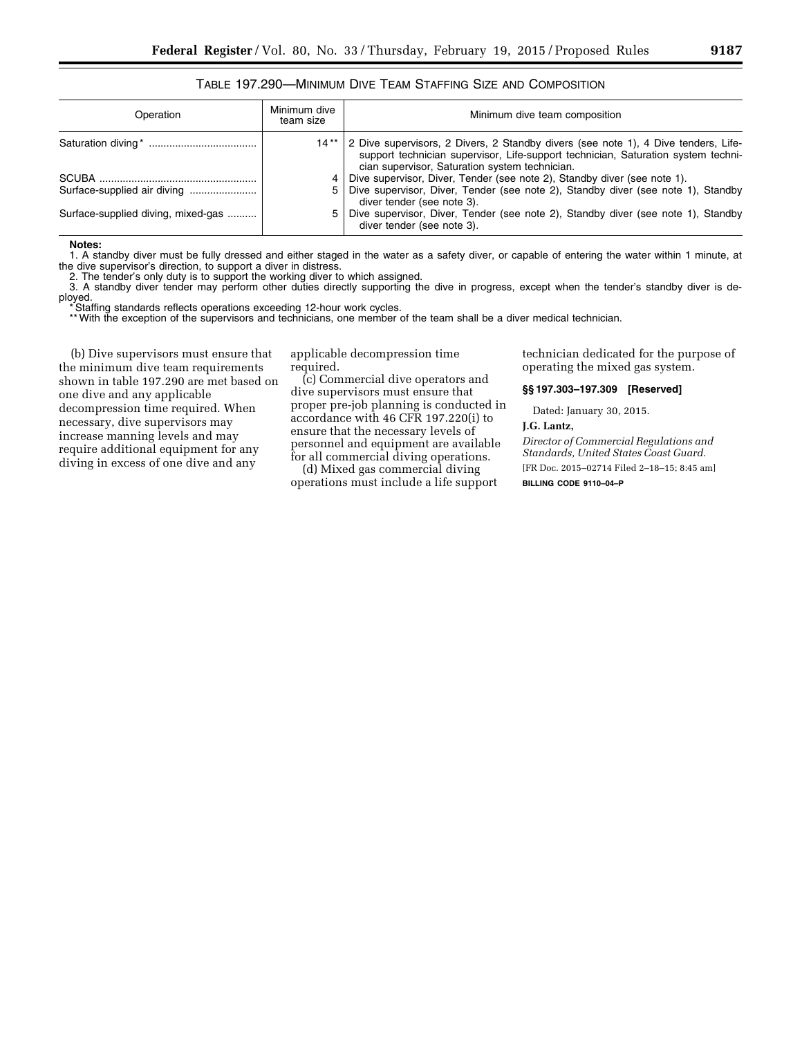TABLE 197.290—MINIMUM DIVE TEAM STAFFING SIZE AND COMPOSITION

| Operation | Minimum dive team size | Minimum dive team composition |
| --- | --- | --- |
| Saturation diving* | 14** | 2 Dive supervisors, 2 Divers, 2 Standby divers (see note 1), 4 Dive tenders, Life-support technician supervisor, Life-support technician, Saturation system technician supervisor, Saturation system technician. |
| SCUBA | 4 | Dive supervisor, Diver, Tender (see note 2), Standby diver (see note 1). |
| Surface-supplied air diving | 5 | Dive supervisor, Diver, Tender (see note 2), Standby diver (see note 1), Standby diver tender (see note 3). |
| Surface-supplied diving, mixed-gas | 5 | Dive supervisor, Diver, Tender (see note 2), Standby diver (see note 1), Standby diver tender (see note 3). |

**Notes:**

1. A standby diver must be fully dressed and either staged in the water as a safety diver, or capable of entering the water within 1 minute, at the dive supervisor's direction, to support a diver in distress.
2. The tender's only duty is to support the working diver to which assigned.
3. A standby diver tender may perform other duties directly supporting the dive in progress, except when the tender's standby diver is deployed.

\* Staffing standards reflects operations exceeding 12-hour work cycles.

\*\* With the exception of the supervisors and technicians, one member of the team shall be a diver medical technician.

(b) Dive supervisors must ensure that the minimum dive team requirements shown in table 197.290 are met based on one dive and any applicable decompression time required. When necessary, dive supervisors may increase manning levels and may require additional equipment for any diving in excess of one dive and any applicable decompression time required.

(c) Commercial dive operators and dive supervisors must ensure that proper pre-job planning is conducted in accordance with 46 CFR 197.220(i) to ensure that the necessary levels of personnel and equipment are available for all commercial diving operations.

(d) Mixed gas commercial diving operations must include a life support technician dedicated for the purpose of operating the mixed gas system.

### §§ 197.303–197.309 [Reserved]

Dated: January 30, 2015.

**J.G. Lantz,**

*Director of Commercial Regulations and Standards, United States Coast Guard.*

[FR Doc. 2015–02714 Filed 2–18–15; 8:45 am]

**BILLING CODE 9110–04–P**